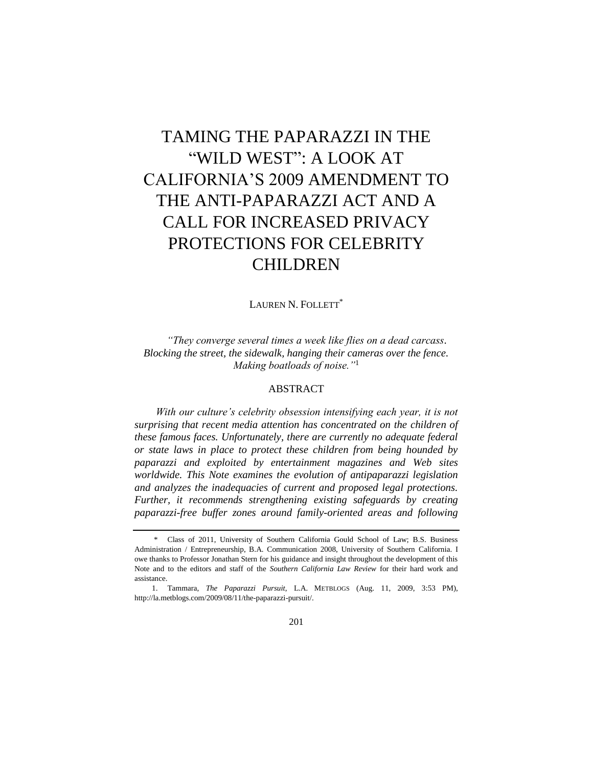# TAMING THE PAPARAZZI IN THE "WILD WEST": A LOOK AT CALIFORNIA'S 2009 AMENDMENT TO THE ANTI-PAPARAZZI ACT AND A CALL FOR INCREASED PRIVACY PROTECTIONS FOR CELEBRITY CHILDREN

LAUREN N. FOLLETT*

*"They converge several times a week like flies on a dead carcass. Blocking the street, the sidewalk, hanging their cameras over the fence. Making boatloads of noise."*[1]

## ABSTRACT

*With our culture's celebrity obsession intensifying each year, it is not surprising that recent media attention has concentrated on the children of these famous faces. Unfortunately, there are currently no adequate federal or state laws in place to protect these children from being hounded by paparazzi and exploited by entertainment magazines and Web sites worldwide. This Note examines the evolution of antipaparazzi legislation and analyzes the inadequacies of current and proposed legal protections. Further, it recommends strengthening existing safeguards by creating paparazzi-free buffer zones around family-oriented areas and following*

---

\* Class of 2011, University of Southern California Gould School of Law; B.S. Business Administration / Entrepreneurship, B.A. Communication 2008, University of Southern California. I owe thanks to Professor Jonathan Stern for his guidance and insight throughout the development of this Note and to the editors and staff of the *Southern California Law Review* for their hard work and assistance.

1. Tammara, *The Paparazzi Pursuit*, L.A. METBLOGS (Aug. 11, 2009, 3:53 PM), http://la.metblogs.com/2009/08/11/the-paparazzi-pursuit/.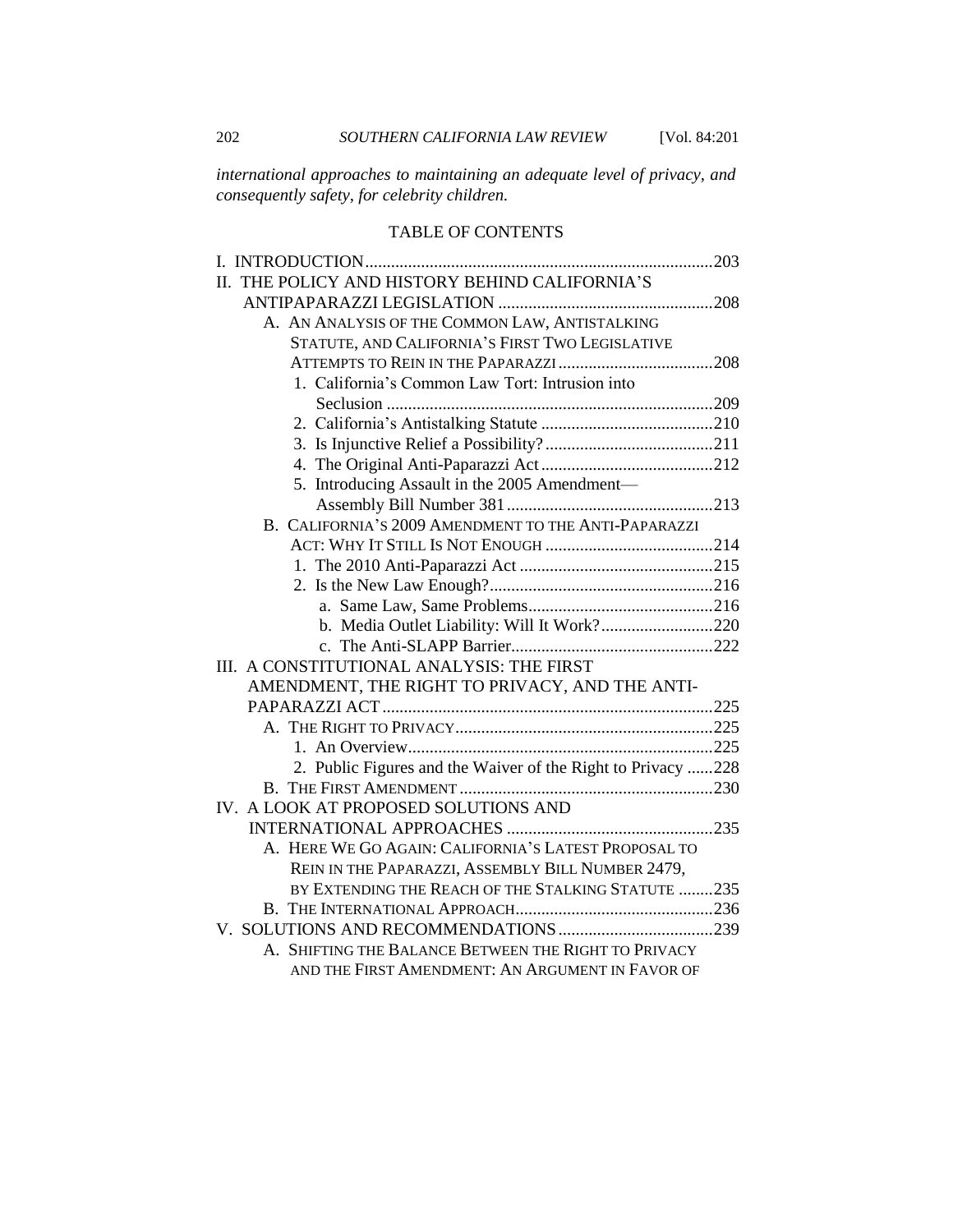*international approaches to maintaining an adequate level of privacy, and consequently safety, for celebrity children.*

TABLE OF CONTENTS

I. INTRODUCTION ......... 203
II. THE POLICY AND HISTORY BEHIND CALIFORNIA'S ANTIPAPARAZZI LEGISLATION ......... 208
- A. AN ANALYSIS OF THE COMMON LAW, ANTISTALKING STATUTE, AND CALIFORNIA'S FIRST TWO LEGISLATIVE ATTEMPTS TO REIN IN THE PAPARAZZI ......... 208
  - 1. California's Common Law Tort: Intrusion into Seclusion ......... 209
  - 2. California's Antistalking Statute ......... 210
  - 3. Is Injunctive Relief a Possibility? ......... 211
  - 4. The Original Anti-Paparazzi Act ......... 212
  - 5. Introducing Assault in the 2005 Amendment—Assembly Bill Number 381 ......... 213
- B. CALIFORNIA'S 2009 AMENDMENT TO THE ANTI-PAPARAZZI ACT: WHY IT STILL IS NOT ENOUGH ......... 214
  - 1. The 2010 Anti-Paparazzi Act ......... 215
  - 2. Is the New Law Enough? ......... 216
    - a. Same Law, Same Problems ......... 216
    - b. Media Outlet Liability: Will It Work? ......... 220
    - c. The Anti-SLAPP Barrier ......... 222

III. A CONSTITUTIONAL ANALYSIS: THE FIRST AMENDMENT, THE RIGHT TO PRIVACY, AND THE ANTI-PAPARAZZI ACT ......... 225
- A. THE RIGHT TO PRIVACY ......... 225
  - 1. An Overview ......... 225
  - 2. Public Figures and the Waiver of the Right to Privacy ......... 228
- B. THE FIRST AMENDMENT ......... 230

IV. A LOOK AT PROPOSED SOLUTIONS AND INTERNATIONAL APPROACHES ......... 235
- A. HERE WE GO AGAIN: CALIFORNIA'S LATEST PROPOSAL TO REIN IN THE PAPARAZZI, ASSEMBLY BILL NUMBER 2479, BY EXTENDING THE REACH OF THE STALKING STATUTE ......... 235
- B. THE INTERNATIONAL APPROACH ......... 236

V. SOLUTIONS AND RECOMMENDATIONS ......... 239
- A. SHIFTING THE BALANCE BETWEEN THE RIGHT TO PRIVACY AND THE FIRST AMENDMENT: AN ARGUMENT IN FAVOR OF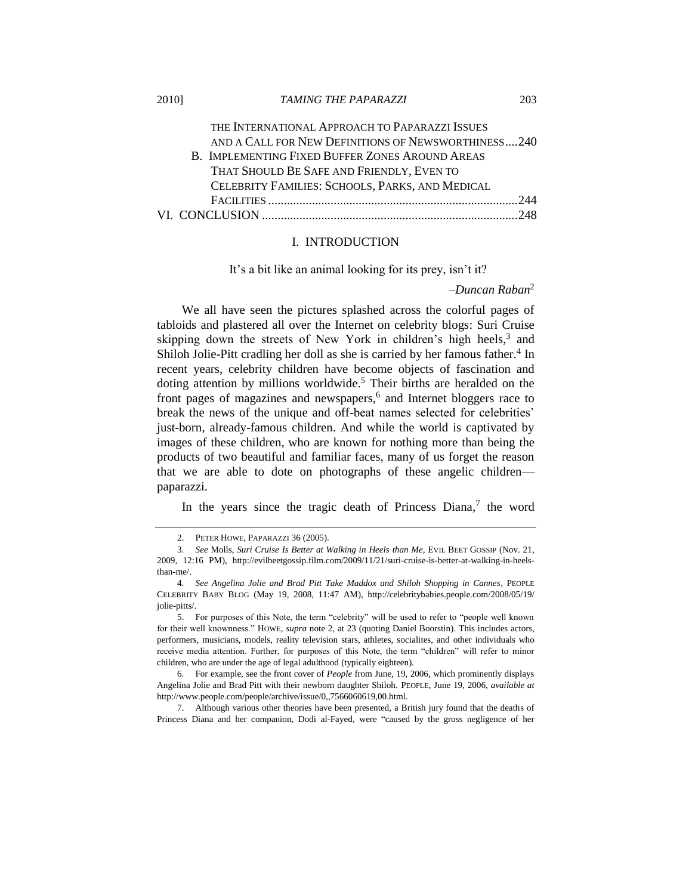THE INTERNATIONAL APPROACH TO PAPARAZZI ISSUES AND A CALL FOR NEW DEFINITIONS OF NEWSWORTHINESS....240

B. IMPLEMENTING FIXED BUFFER ZONES AROUND AREAS THAT SHOULD BE SAFE AND FRIENDLY, EVEN TO CELEBRITY FAMILIES: SCHOOLS, PARKS, AND MEDICAL FACILITIES ................................................................................244

VI. CONCLUSION ..................................................................................248

# I. INTRODUCTION

It's a bit like an animal looking for its prey, isn't it?

–*Duncan Raban*[2]

We all have seen the pictures splashed across the colorful pages of tabloids and plastered all over the Internet on celebrity blogs: Suri Cruise skipping down the streets of New York in children's high heels,[3] and Shiloh Jolie-Pitt cradling her doll as she is carried by her famous father.[4] In recent years, celebrity children have become objects of fascination and doting attention by millions worldwide.[5] Their births are heralded on the front pages of magazines and newspapers,[6] and Internet bloggers race to break the news of the unique and off-beat names selected for celebrities' just-born, already-famous children. And while the world is captivated by images of these children, who are known for nothing more than being the products of two beautiful and familiar faces, many of us forget the reason that we are able to dote on photographs of these angelic children—paparazzi.

In the years since the tragic death of Princess Diana,[7] the word

---

2. PETER HOWE, PAPARAZZI 36 (2005).

3. *See* Molls, *Suri Cruise Is Better at Walking in Heels than Me*, EVIL BEET GOSSIP (Nov. 21, 2009, 12:16 PM), http://evilbeetgossip.film.com/2009/11/21/suri-cruise-is-better-at-walking-in-heels-than-me/.

4. *See Angelina Jolie and Brad Pitt Take Maddox and Shiloh Shopping in Cannes*, PEOPLE CELEBRITY BABY BLOG (May 19, 2008, 11:47 AM), http://celebritybabies.people.com/2008/05/19/jolie-pitts/.

5. For purposes of this Note, the term "celebrity" will be used to refer to "people well known for their well knownness." HOWE, *supra* note 2, at 23 (quoting Daniel Boorstin). This includes actors, performers, musicians, models, reality television stars, athletes, socialites, and other individuals who receive media attention. Further, for purposes of this Note, the term "children" will refer to minor children, who are under the age of legal adulthood (typically eighteen).

6. For example, see the front cover of *People* from June, 19, 2006, which prominently displays Angelina Jolie and Brad Pitt with their newborn daughter Shiloh. PEOPLE, June 19, 2006, *available at* http://www.people.com/people/archive/issue/0,,7566060619,00.html.

7. Although various other theories have been presented, a British jury found that the deaths of Princess Diana and her companion, Dodi al-Fayed, were "caused by the gross negligence of her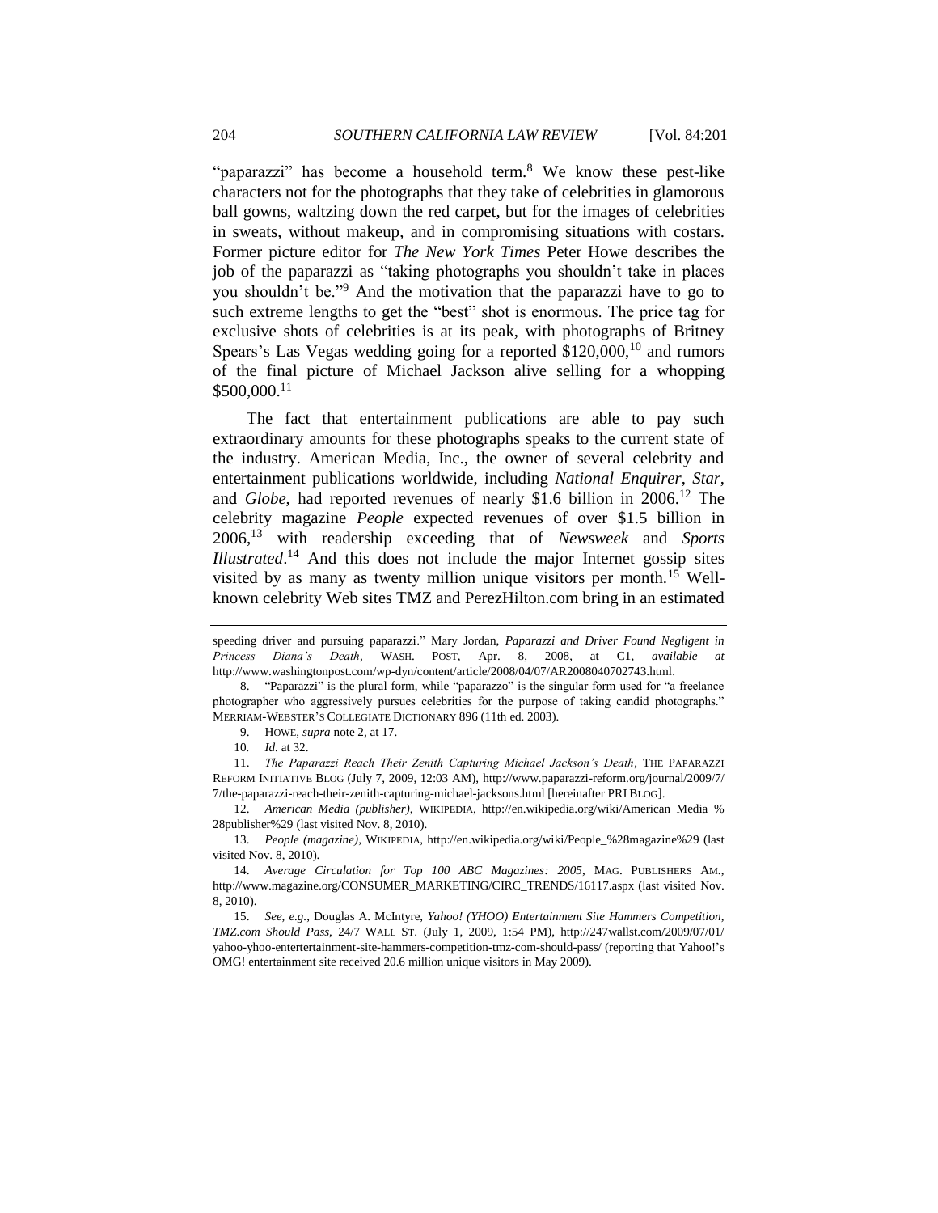"paparazzi" has become a household term.[8] We know these pest-like characters not for the photographs that they take of celebrities in glamorous ball gowns, waltzing down the red carpet, but for the images of celebrities in sweats, without makeup, and in compromising situations with costars. Former picture editor for *The New York Times* Peter Howe describes the job of the paparazzi as "taking photographs you shouldn't take in places you shouldn't be."[9] And the motivation that the paparazzi have to go to such extreme lengths to get the "best" shot is enormous. The price tag for exclusive shots of celebrities is at its peak, with photographs of Britney Spears's Las Vegas wedding going for a reported $120,000,[10] and rumors of the final picture of Michael Jackson alive selling for a whopping $500,000.[11]

The fact that entertainment publications are able to pay such extraordinary amounts for these photographs speaks to the current state of the industry. American Media, Inc., the owner of several celebrity and entertainment publications worldwide, including *National Enquirer*, *Star*, and *Globe*, had reported revenues of nearly $1.6 billion in 2006.[12] The celebrity magazine *People* expected revenues of over $1.5 billion in 2006,[13] with readership exceeding that of *Newsweek* and *Sports Illustrated*.[14] And this does not include the major Internet gossip sites visited by as many as twenty million unique visitors per month.[15] Well-known celebrity Web sites TMZ and PerezHilton.com bring in an estimated

---

speeding driver and pursuing paparazzi." Mary Jordan, *Paparazzi and Driver Found Negligent in Princess Diana's Death*, WASH. POST, Apr. 8, 2008, at C1, *available at* http://www.washingtonpost.com/wp-dyn/content/article/2008/04/07/AR2008040702743.html.

8. "Paparazzi" is the plural form, while "paparazzo" is the singular form used for "a freelance photographer who aggressively pursues celebrities for the purpose of taking candid photographs." MERRIAM-WEBSTER'S COLLEGIATE DICTIONARY 896 (11th ed. 2003).

9. HOWE, *supra* note 2, at 17.

10. *Id.* at 32.

11. *The Paparazzi Reach Their Zenith Capturing Michael Jackson's Death*, THE PAPARAZZI REFORM INITIATIVE BLOG (July 7, 2009, 12:03 AM), http://www.paparazzi-reform.org/journal/2009/7/7/the-paparazzi-reach-their-zenith-capturing-michael-jacksons.html [hereinafter PRI BLOG].

12. *American Media (publisher)*, WIKIPEDIA, http://en.wikipedia.org/wiki/American_Media_%28publisher%29 (last visited Nov. 8, 2010).

13. *People (magazine)*, WIKIPEDIA, http://en.wikipedia.org/wiki/People_%28magazine%29 (last visited Nov. 8, 2010).

14. *Average Circulation for Top 100 ABC Magazines: 2005*, MAG. PUBLISHERS AM., http://www.magazine.org/CONSUMER_MARKETING/CIRC_TRENDS/16117.aspx (last visited Nov. 8, 2010).

15. *See, e.g.*, Douglas A. McIntyre, *Yahoo! (YHOO) Entertainment Site Hammers Competition, TMZ.com Should Pass*, 24/7 WALL ST. (July 1, 2009, 1:54 PM), http://247wallst.com/2009/07/01/yahoo-yhoo-entertertainment-site-hammers-competition-tmz-com-should-pass/ (reporting that Yahoo!'s OMG! entertainment site received 20.6 million unique visitors in May 2009).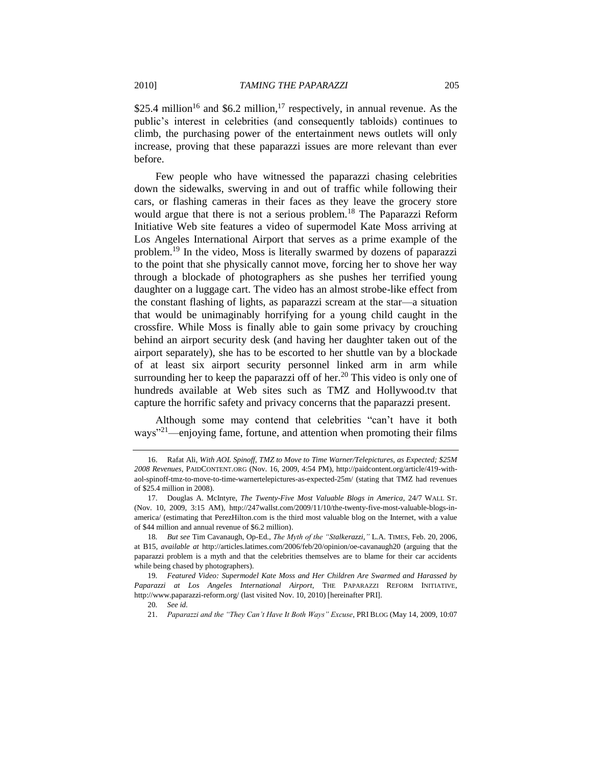$25.4 million[16] and $6.2 million,[17] respectively, in annual revenue. As the public's interest in celebrities (and consequently tabloids) continues to climb, the purchasing power of the entertainment news outlets will only increase, proving that these paparazzi issues are more relevant than ever before.

Few people who have witnessed the paparazzi chasing celebrities down the sidewalks, swerving in and out of traffic while following their cars, or flashing cameras in their faces as they leave the grocery store would argue that there is not a serious problem.[18] The Paparazzi Reform Initiative Web site features a video of supermodel Kate Moss arriving at Los Angeles International Airport that serves as a prime example of the problem.[19] In the video, Moss is literally swarmed by dozens of paparazzi to the point that she physically cannot move, forcing her to shove her way through a blockade of photographers as she pushes her terrified young daughter on a luggage cart. The video has an almost strobe-like effect from the constant flashing of lights, as paparazzi scream at the star—a situation that would be unimaginably horrifying for a young child caught in the crossfire. While Moss is finally able to gain some privacy by crouching behind an airport security desk (and having her daughter taken out of the airport separately), she has to be escorted to her shuttle van by a blockade of at least six airport security personnel linked arm in arm while surrounding her to keep the paparazzi off of her.[20] This video is only one of hundreds available at Web sites such as TMZ and Hollywood.tv that capture the horrific safety and privacy concerns that the paparazzi present.

Although some may contend that celebrities "can't have it both ways"[21]—enjoying fame, fortune, and attention when promoting their films

---

16. Rafat Ali, *With AOL Spinoff, TMZ to Move to Time Warner/Telepictures, as Expected; $25M 2008 Revenues*, PAIDCONTENT.ORG (Nov. 16, 2009, 4:54 PM), http://paidcontent.org/article/419-with-aol-spinoff-tmz-to-move-to-time-warnertelepictures-as-expected-25m/ (stating that TMZ had revenues of $25.4 million in 2008).

17. Douglas A. McIntyre, *The Twenty-Five Most Valuable Blogs in America*, 24/7 WALL ST. (Nov. 10, 2009, 3:15 AM), http://247wallst.com/2009/11/10/the-twenty-five-most-valuable-blogs-in-america/ (estimating that PerezHilton.com is the third most valuable blog on the Internet, with a value of $44 million and annual revenue of $6.2 million).

18. *But see* Tim Cavanaugh, Op-Ed., *The Myth of the "Stalkerazzi*,*"* L.A. TIMES, Feb. 20, 2006, at B15, *available at* http://articles.latimes.com/2006/feb/20/opinion/oe-cavanaugh20 (arguing that the paparazzi problem is a myth and that the celebrities themselves are to blame for their car accidents while being chased by photographers).

19. *Featured Video: Supermodel Kate Moss and Her Children Are Swarmed and Harassed by Paparazzi at Los Angeles International Airport*, THE PAPARAZZI REFORM INITIATIVE, http://www.paparazzi-reform.org/ (last visited Nov. 10, 2010) [hereinafter PRI].

20. *See id.*

21. *Paparazzi and the "They Can't Have It Both Ways" Excuse*, PRI BLOG (May 14, 2009, 10:07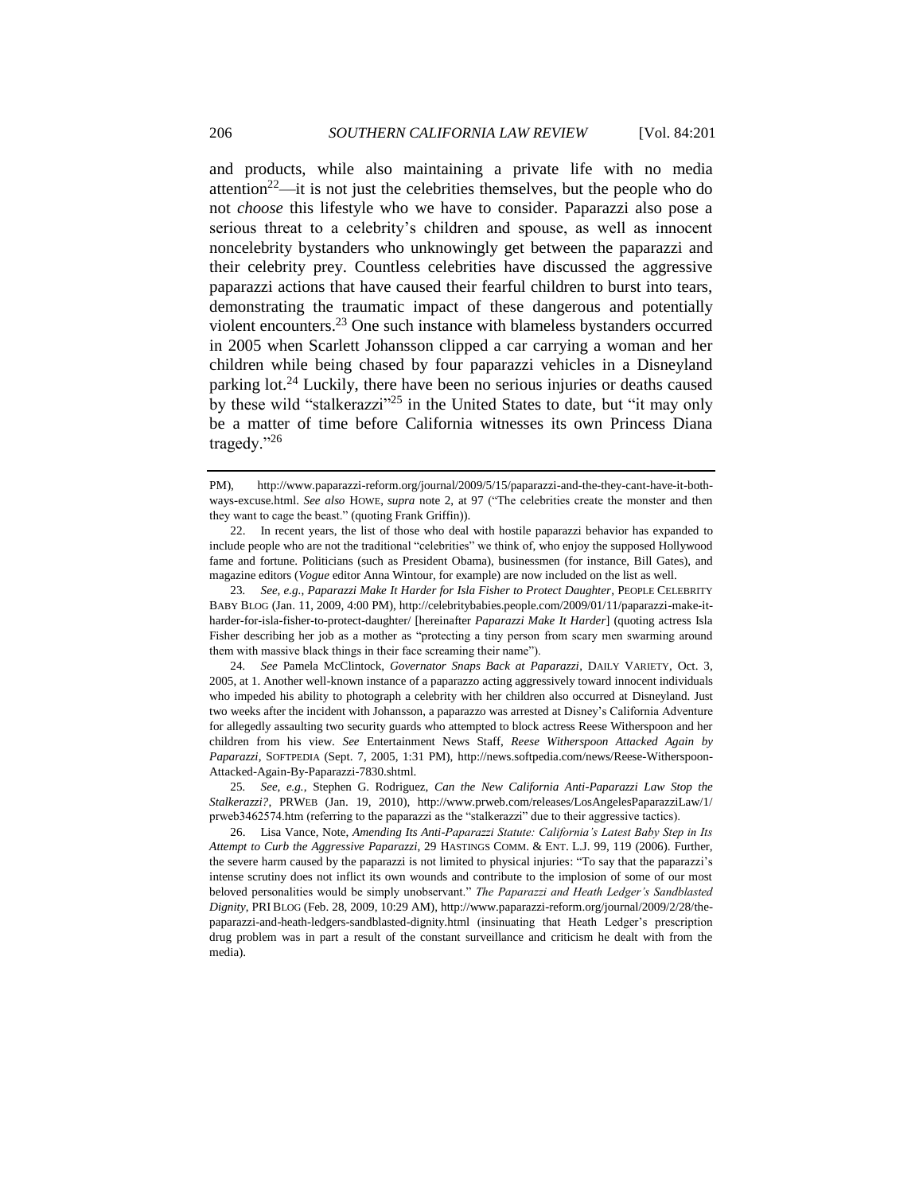and products, while also maintaining a private life with no media attention[22]—it is not just the celebrities themselves, but the people who do not *choose* this lifestyle who we have to consider. Paparazzi also pose a serious threat to a celebrity's children and spouse, as well as innocent noncelebrity bystanders who unknowingly get between the paparazzi and their celebrity prey. Countless celebrities have discussed the aggressive paparazzi actions that have caused their fearful children to burst into tears, demonstrating the traumatic impact of these dangerous and potentially violent encounters.[23] One such instance with blameless bystanders occurred in 2005 when Scarlett Johansson clipped a car carrying a woman and her children while being chased by four paparazzi vehicles in a Disneyland parking lot.[24] Luckily, there have been no serious injuries or deaths caused by these wild "stalkerazzi"[25] in the United States to date, but "it may only be a matter of time before California witnesses its own Princess Diana tragedy."[26]

---

PM), http://www.paparazzi-reform.org/journal/2009/5/15/paparazzi-and-the-they-cant-have-it-both-ways-excuse.html. *See also* HOWE, *supra* note 2, at 97 ("The celebrities create the monster and then they want to cage the beast." (quoting Frank Griffin)).

22. In recent years, the list of those who deal with hostile paparazzi behavior has expanded to include people who are not the traditional "celebrities" we think of, who enjoy the supposed Hollywood fame and fortune. Politicians (such as President Obama), businessmen (for instance, Bill Gates), and magazine editors (*Vogue* editor Anna Wintour, for example) are now included on the list as well.

23. *See, e.g.*, *Paparazzi Make It Harder for Isla Fisher to Protect Daughter*, PEOPLE CELEBRITY BABY BLOG (Jan. 11, 2009, 4:00 PM), http://celebritybabies.people.com/2009/01/11/paparazzi-make-it-harder-for-isla-fisher-to-protect-daughter/ [hereinafter *Paparazzi Make It Harder*] (quoting actress Isla Fisher describing her job as a mother as "protecting a tiny person from scary men swarming around them with massive black things in their face screaming their name").

24. *See* Pamela McClintock, *Governator Snaps Back at Paparazzi*, DAILY VARIETY, Oct. 3, 2005, at 1. Another well-known instance of a paparazzo acting aggressively toward innocent individuals who impeded his ability to photograph a celebrity with her children also occurred at Disneyland. Just two weeks after the incident with Johansson, a paparazzo was arrested at Disney's California Adventure for allegedly assaulting two security guards who attempted to block actress Reese Witherspoon and her children from his view. *See* Entertainment News Staff, *Reese Witherspoon Attacked Again by Paparazzi*, SOFTPEDIA (Sept. 7, 2005, 1:31 PM), http://news.softpedia.com/news/Reese-Witherspoon-Attacked-Again-By-Paparazzi-7830.shtml.

25. *See, e.g.*, Stephen G. Rodriguez, *Can the New California Anti-Paparazzi Law Stop the Stalkerazzi?*, PRWEB (Jan. 19, 2010), http://www.prweb.com/releases/LosAngelesPaparazziLaw/1/prweb3462574.htm (referring to the paparazzi as the "stalkerazzi" due to their aggressive tactics).

26. Lisa Vance, Note, *Amending Its Anti-Paparazzi Statute: California's Latest Baby Step in Its Attempt to Curb the Aggressive Paparazzi*, 29 HASTINGS COMM. & ENT. L.J. 99, 119 (2006). Further, the severe harm caused by the paparazzi is not limited to physical injuries: "To say that the paparazzi's intense scrutiny does not inflict its own wounds and contribute to the implosion of some of our most beloved personalities would be simply unobservant." *The Paparazzi and Heath Ledger's Sandblasted Dignity*, PRI BLOG (Feb. 28, 2009, 10:29 AM), http://www.paparazzi-reform.org/journal/2009/2/28/the-paparazzi-and-heath-ledgers-sandblasted-dignity.html (insinuating that Heath Ledger's prescription drug problem was in part a result of the constant surveillance and criticism he dealt with from the media).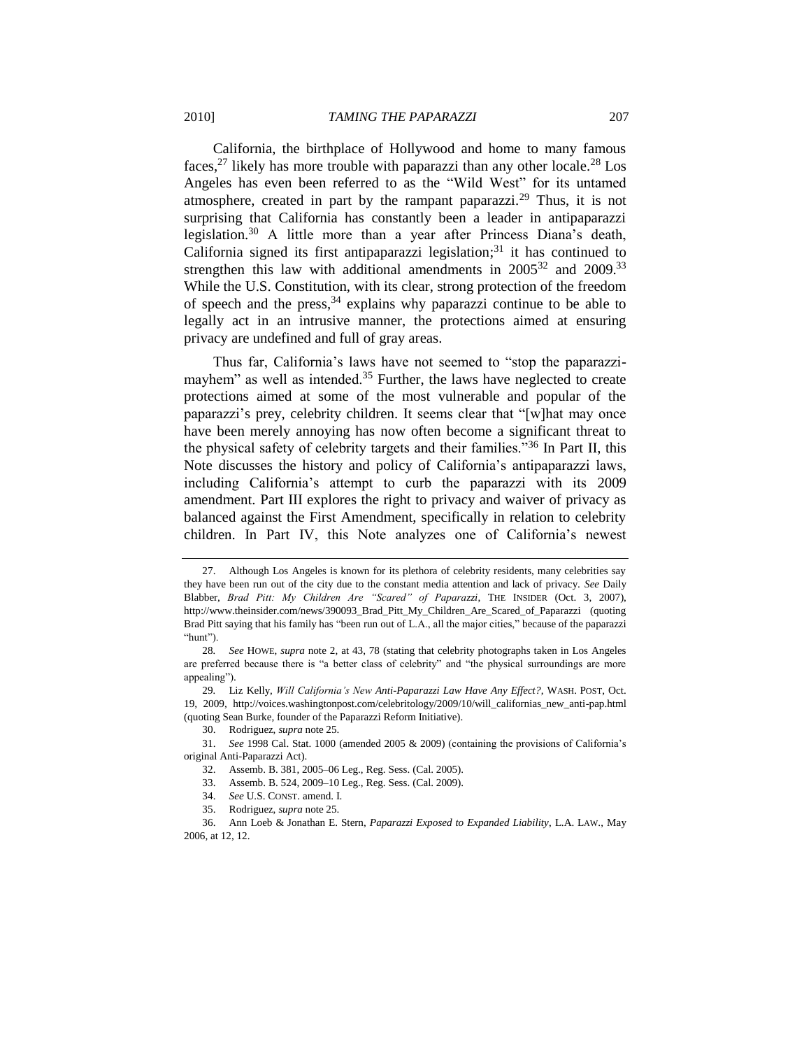California, the birthplace of Hollywood and home to many famous faces,[27] likely has more trouble with paparazzi than any other locale.[28] Los Angeles has even been referred to as the "Wild West" for its untamed atmosphere, created in part by the rampant paparazzi.[29] Thus, it is not surprising that California has constantly been a leader in antipaparazzi legislation.[30] A little more than a year after Princess Diana's death, California signed its first antipaparazzi legislation;[31] it has continued to strengthen this law with additional amendments in 2005[32] and 2009.[33] While the U.S. Constitution, with its clear, strong protection of the freedom of speech and the press,[34] explains why paparazzi continue to be able to legally act in an intrusive manner, the protections aimed at ensuring privacy are undefined and full of gray areas.

Thus far, California's laws have not seemed to "stop the paparazzi-mayhem" as well as intended.[35] Further, the laws have neglected to create protections aimed at some of the most vulnerable and popular of the paparazzi's prey, celebrity children. It seems clear that "[w]hat may once have been merely annoying has now often become a significant threat to the physical safety of celebrity targets and their families."[36] In Part II, this Note discusses the history and policy of California's antipaparazzi laws, including California's attempt to curb the paparazzi with its 2009 amendment. Part III explores the right to privacy and waiver of privacy as balanced against the First Amendment, specifically in relation to celebrity children. In Part IV, this Note analyzes one of California's newest

---

27. Although Los Angeles is known for its plethora of celebrity residents, many celebrities say they have been run out of the city due to the constant media attention and lack of privacy. *See* Daily Blabber, *Brad Pitt: My Children Are "Scared" of Paparazzi*, THE INSIDER (Oct. 3, 2007), http://www.theinsider.com/news/390093_Brad_Pitt_My_Children_Are_Scared_of_Paparazzi (quoting Brad Pitt saying that his family has "been run out of L.A., all the major cities," because of the paparazzi "hunt").

28. *See* HOWE, *supra* note 2, at 43, 78 (stating that celebrity photographs taken in Los Angeles are preferred because there is "a better class of celebrity" and "the physical surroundings are more appealing").

29. Liz Kelly, *Will California's New Anti-Paparazzi Law Have Any Effect?*, WASH. POST, Oct. 19, 2009, http://voices.washingtonpost.com/celebritology/2009/10/will_californias_new_anti-pap.html (quoting Sean Burke, founder of the Paparazzi Reform Initiative).

30. Rodriguez, *supra* note 25.

31. *See* 1998 Cal. Stat. 1000 (amended 2005 & 2009) (containing the provisions of California's original Anti-Paparazzi Act).

32. Assemb. B. 381, 2005–06 Leg., Reg. Sess. (Cal. 2005).

33. Assemb. B. 524, 2009–10 Leg., Reg. Sess. (Cal. 2009).

34. *See* U.S. CONST. amend. I.

35. Rodriguez, *supra* note 25.

36. Ann Loeb & Jonathan E. Stern, *Paparazzi Exposed to Expanded Liability*, L.A. LAW., May 2006, at 12, 12.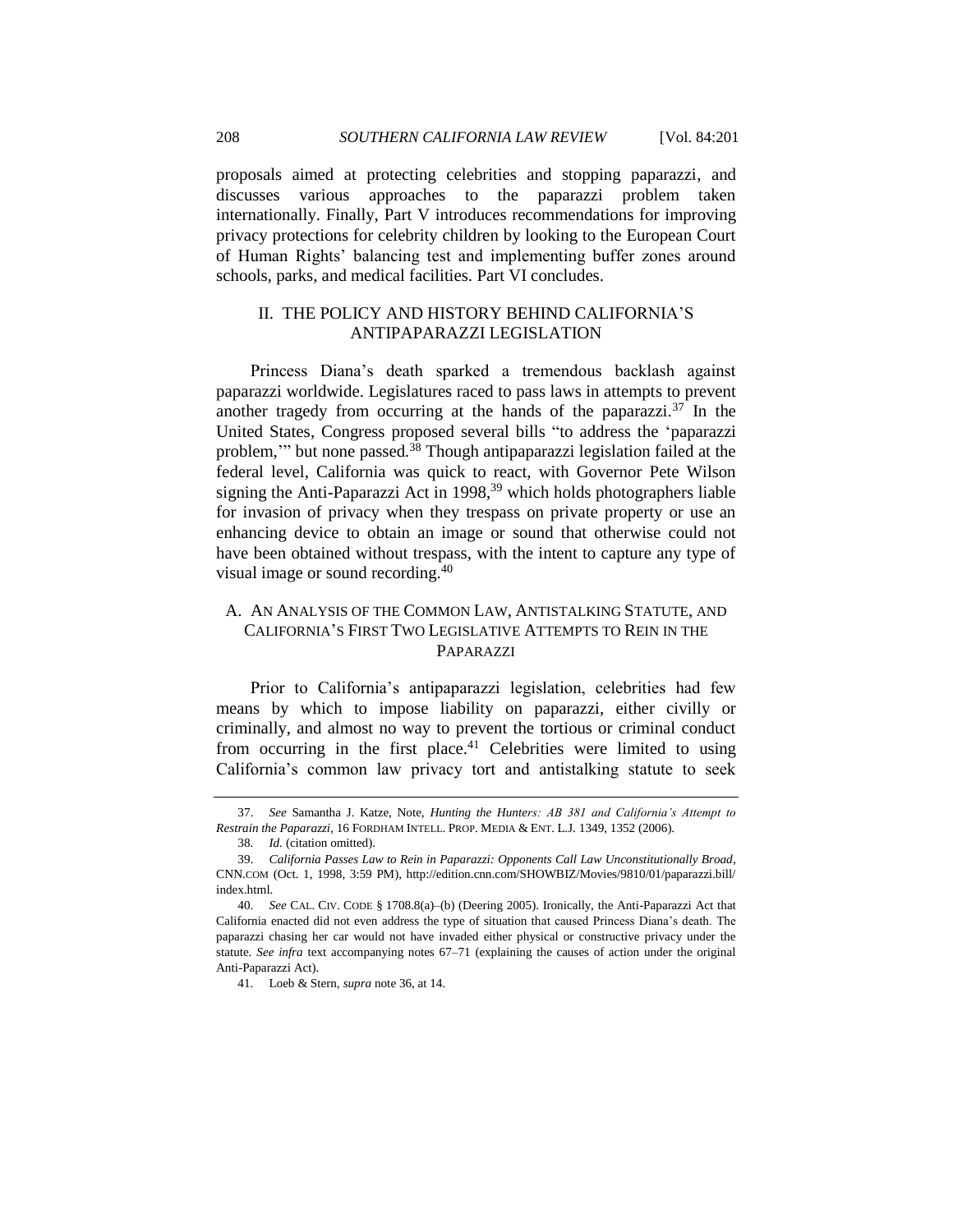proposals aimed at protecting celebrities and stopping paparazzi, and discusses various approaches to the paparazzi problem taken internationally. Finally, Part V introduces recommendations for improving privacy protections for celebrity children by looking to the European Court of Human Rights' balancing test and implementing buffer zones around schools, parks, and medical facilities. Part VI concludes.

## II. THE POLICY AND HISTORY BEHIND CALIFORNIA'S ANTIPAPARAZZI LEGISLATION

Princess Diana's death sparked a tremendous backlash against paparazzi worldwide. Legislatures raced to pass laws in attempts to prevent another tragedy from occurring at the hands of the paparazzi.[37] In the United States, Congress proposed several bills "to address the 'paparazzi problem,'" but none passed.[38] Though antipaparazzi legislation failed at the federal level, California was quick to react, with Governor Pete Wilson signing the Anti-Paparazzi Act in 1998,[39] which holds photographers liable for invasion of privacy when they trespass on private property or use an enhancing device to obtain an image or sound that otherwise could not have been obtained without trespass, with the intent to capture any type of visual image or sound recording.[40]

### A. AN ANALYSIS OF THE COMMON LAW, ANTISTALKING STATUTE, AND CALIFORNIA'S FIRST TWO LEGISLATIVE ATTEMPTS TO REIN IN THE PAPARAZZI

Prior to California's antipaparazzi legislation, celebrities had few means by which to impose liability on paparazzi, either civilly or criminally, and almost no way to prevent the tortious or criminal conduct from occurring in the first place.[41] Celebrities were limited to using California's common law privacy tort and antistalking statute to seek

---

37. *See* Samantha J. Katze, Note, *Hunting the Hunters: AB 381 and California's Attempt to Restrain the Paparazzi*, 16 FORDHAM INTELL. PROP. MEDIA & ENT. L.J. 1349, 1352 (2006).

38. *Id.* (citation omitted).

39. *California Passes Law to Rein in Paparazzi: Opponents Call Law Unconstitutionally Broad*, CNN.COM (Oct. 1, 1998, 3:59 PM), http://edition.cnn.com/SHOWBIZ/Movies/9810/01/paparazzi.bill/index.html.

40. *See* CAL. CIV. CODE § 1708.8(a)–(b) (Deering 2005). Ironically, the Anti-Paparazzi Act that California enacted did not even address the type of situation that caused Princess Diana's death. The paparazzi chasing her car would not have invaded either physical or constructive privacy under the statute. *See infra* text accompanying notes 67–71 (explaining the causes of action under the original Anti-Paparazzi Act).

41. Loeb & Stern, *supra* note 36, at 14.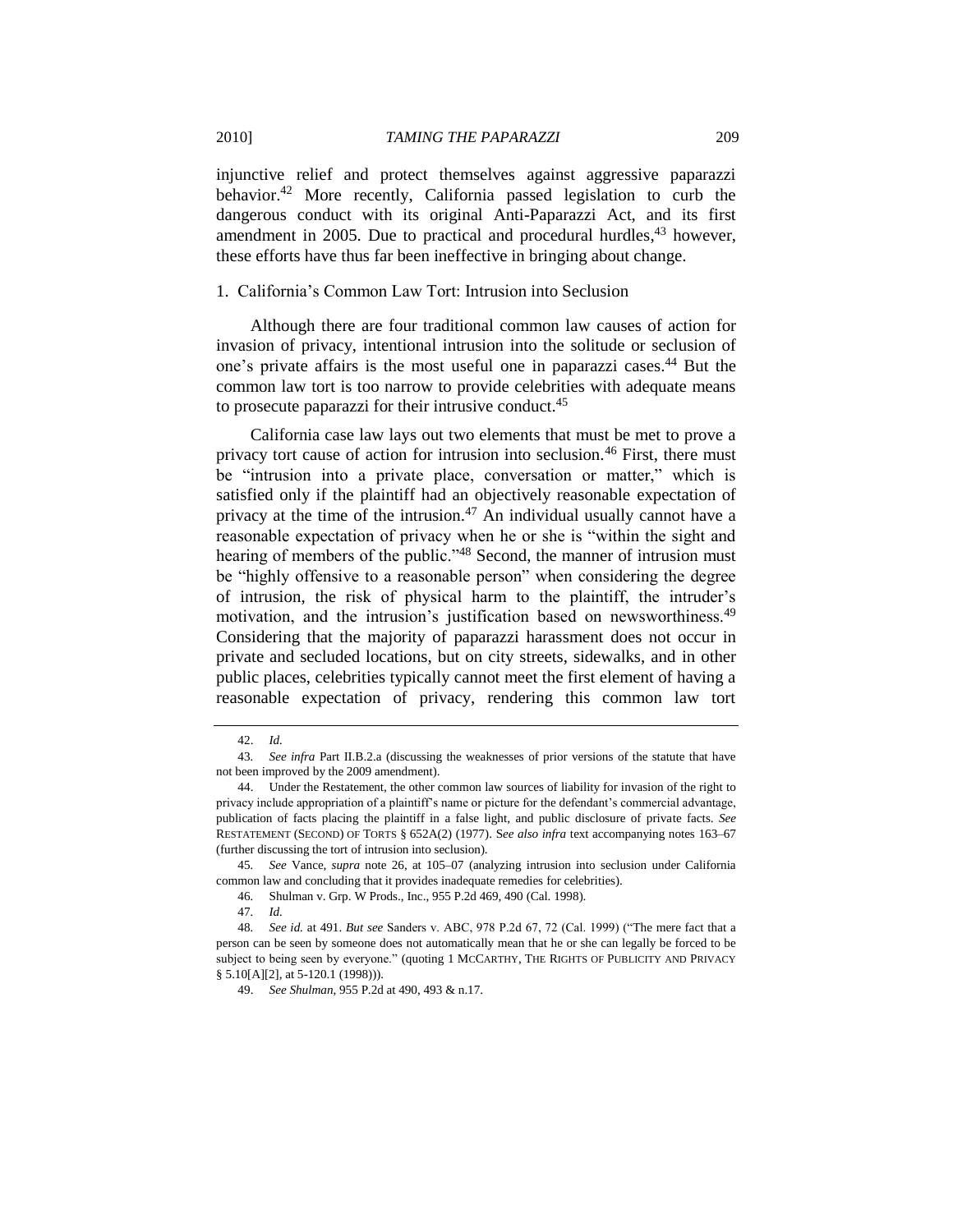injunctive relief and protect themselves against aggressive paparazzi behavior.[42] More recently, California passed legislation to curb the dangerous conduct with its original Anti-Paparazzi Act, and its first amendment in 2005. Due to practical and procedural hurdles,[43] however, these efforts have thus far been ineffective in bringing about change.

### 1. California's Common Law Tort: Intrusion into Seclusion

Although there are four traditional common law causes of action for invasion of privacy, intentional intrusion into the solitude or seclusion of one's private affairs is the most useful one in paparazzi cases.[44] But the common law tort is too narrow to provide celebrities with adequate means to prosecute paparazzi for their intrusive conduct.[45]

California case law lays out two elements that must be met to prove a privacy tort cause of action for intrusion into seclusion.[46] First, there must be "intrusion into a private place, conversation or matter," which is satisfied only if the plaintiff had an objectively reasonable expectation of privacy at the time of the intrusion.[47] An individual usually cannot have a reasonable expectation of privacy when he or she is "within the sight and hearing of members of the public."[48] Second, the manner of intrusion must be "highly offensive to a reasonable person" when considering the degree of intrusion, the risk of physical harm to the plaintiff, the intruder's motivation, and the intrusion's justification based on newsworthiness.[49] Considering that the majority of paparazzi harassment does not occur in private and secluded locations, but on city streets, sidewalks, and in other public places, celebrities typically cannot meet the first element of having a reasonable expectation of privacy, rendering this common law tort

---

42. *Id.*

43. *See infra* Part II.B.2.a (discussing the weaknesses of prior versions of the statute that have not been improved by the 2009 amendment).

44. Under the Restatement, the other common law sources of liability for invasion of the right to privacy include appropriation of a plaintiff's name or picture for the defendant's commercial advantage, publication of facts placing the plaintiff in a false light, and public disclosure of private facts. *See* RESTATEMENT (SECOND) OF TORTS § 652A(2) (1977). *See also infra* text accompanying notes 163–67 (further discussing the tort of intrusion into seclusion).

45. *See* Vance, *supra* note 26, at 105–07 (analyzing intrusion into seclusion under California common law and concluding that it provides inadequate remedies for celebrities).

46. Shulman v. Grp. W Prods., Inc., 955 P.2d 469, 490 (Cal. 1998).

47. *Id.*

48. *See id.* at 491. *But see* Sanders v. ABC, 978 P.2d 67, 72 (Cal. 1999) ("The mere fact that a person can be seen by someone does not automatically mean that he or she can legally be forced to be subject to being seen by everyone." (quoting 1 MCCARTHY, THE RIGHTS OF PUBLICITY AND PRIVACY § 5.10[A][2], at 5-120.1 (1998))).

49. *See Shulman*, 955 P.2d at 490, 493 & n.17.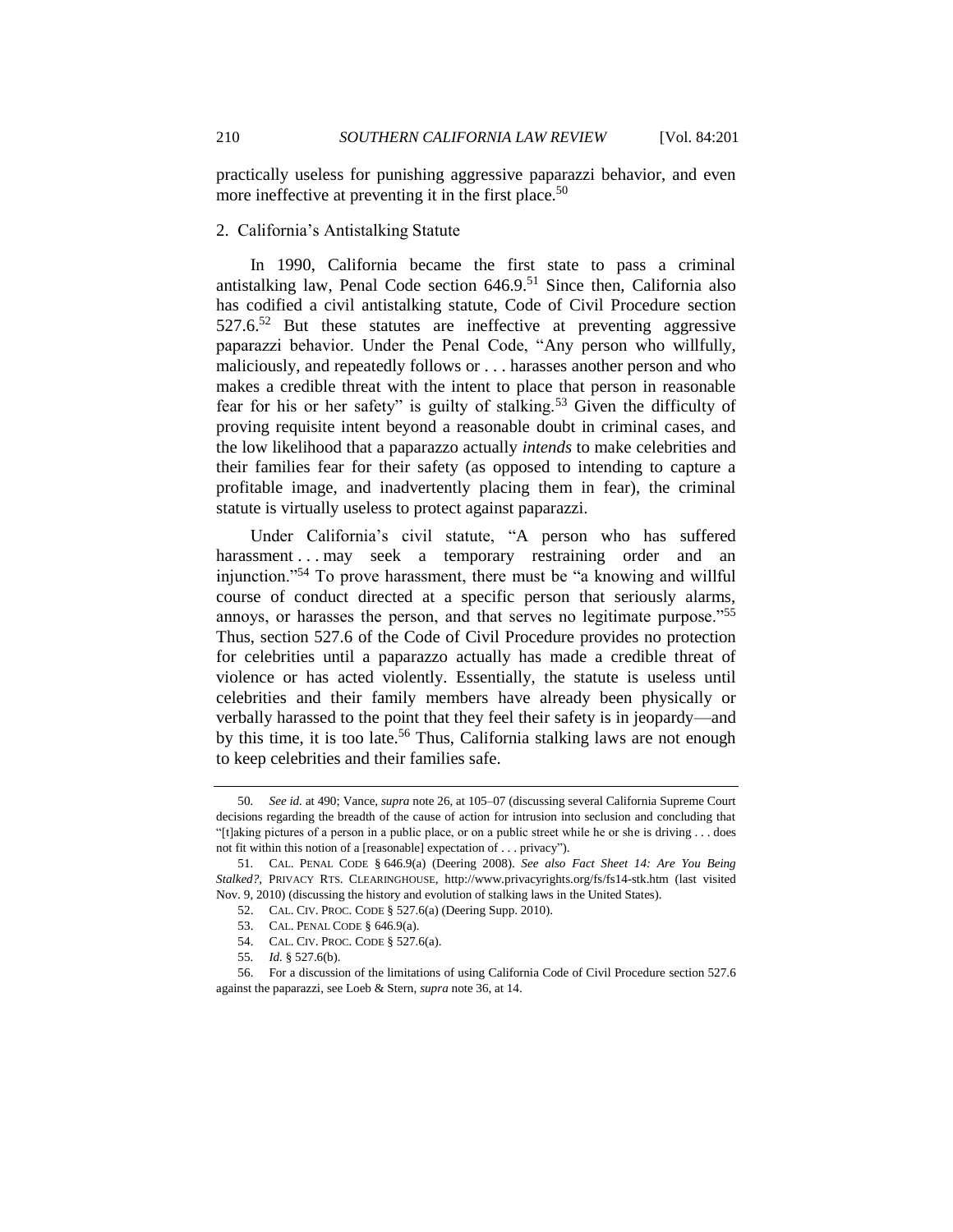practically useless for punishing aggressive paparazzi behavior, and even more ineffective at preventing it in the first place.[50]

### 2. California's Antistalking Statute

In 1990, California became the first state to pass a criminal antistalking law, Penal Code section 646.9.[51] Since then, California also has codified a civil antistalking statute, Code of Civil Procedure section 527.6.[52] But these statutes are ineffective at preventing aggressive paparazzi behavior. Under the Penal Code, "Any person who willfully, maliciously, and repeatedly follows or . . . harasses another person and who makes a credible threat with the intent to place that person in reasonable fear for his or her safety" is guilty of stalking.[53] Given the difficulty of proving requisite intent beyond a reasonable doubt in criminal cases, and the low likelihood that a paparazzo actually *intends* to make celebrities and their families fear for their safety (as opposed to intending to capture a profitable image, and inadvertently placing them in fear), the criminal statute is virtually useless to protect against paparazzi.

Under California's civil statute, "A person who has suffered harassment . . . may seek a temporary restraining order and an injunction."[54] To prove harassment, there must be "a knowing and willful course of conduct directed at a specific person that seriously alarms, annoys, or harasses the person, and that serves no legitimate purpose."[55] Thus, section 527.6 of the Code of Civil Procedure provides no protection for celebrities until a paparazzo actually has made a credible threat of violence or has acted violently. Essentially, the statute is useless until celebrities and their family members have already been physically or verbally harassed to the point that they feel their safety is in jeopardy—and by this time, it is too late.[56] Thus, California stalking laws are not enough to keep celebrities and their families safe.

---

50. *See id.* at 490; Vance, *supra* note 26, at 105–07 (discussing several California Supreme Court decisions regarding the breadth of the cause of action for intrusion into seclusion and concluding that "[t]aking pictures of a person in a public place, or on a public street while he or she is driving . . . does not fit within this notion of a [reasonable] expectation of . . . privacy").

51. CAL. PENAL CODE § 646.9(a) (Deering 2008). *See also Fact Sheet 14: Are You Being Stalked?*, PRIVACY RTS. CLEARINGHOUSE, http://www.privacyrights.org/fs/fs14-stk.htm (last visited Nov. 9, 2010) (discussing the history and evolution of stalking laws in the United States).

52. CAL. CIV. PROC. CODE § 527.6(a) (Deering Supp. 2010).

53. CAL. PENAL CODE § 646.9(a).

54. CAL. CIV. PROC. CODE § 527.6(a).

55. *Id.* § 527.6(b).

56. For a discussion of the limitations of using California Code of Civil Procedure section 527.6 against the paparazzi, see Loeb & Stern, *supra* note 36, at 14.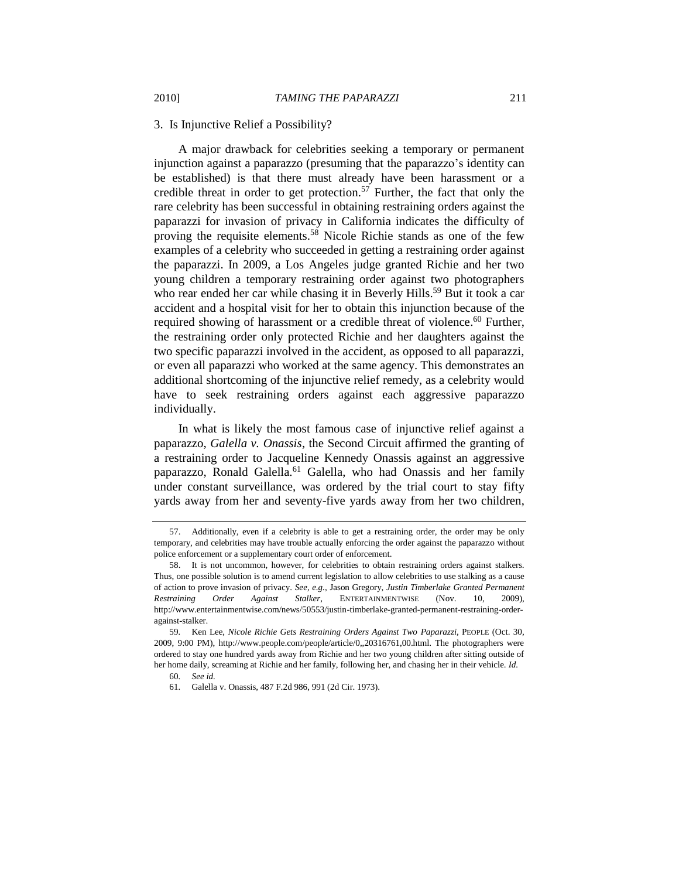### 3. Is Injunctive Relief a Possibility?

A major drawback for celebrities seeking a temporary or permanent injunction against a paparazzo (presuming that the paparazzo's identity can be established) is that there must already have been harassment or a credible threat in order to get protection.[57] Further, the fact that only the rare celebrity has been successful in obtaining restraining orders against the paparazzi for invasion of privacy in California indicates the difficulty of proving the requisite elements.[58] Nicole Richie stands as one of the few examples of a celebrity who succeeded in getting a restraining order against the paparazzi. In 2009, a Los Angeles judge granted Richie and her two young children a temporary restraining order against two photographers who rear ended her car while chasing it in Beverly Hills.[59] But it took a car accident and a hospital visit for her to obtain this injunction because of the required showing of harassment or a credible threat of violence.[60] Further, the restraining order only protected Richie and her daughters against the two specific paparazzi involved in the accident, as opposed to all paparazzi, or even all paparazzi who worked at the same agency. This demonstrates an additional shortcoming of the injunctive relief remedy, as a celebrity would have to seek restraining orders against each aggressive paparazzo individually.

In what is likely the most famous case of injunctive relief against a paparazzo, *Galella v. Onassis*, the Second Circuit affirmed the granting of a restraining order to Jacqueline Kennedy Onassis against an aggressive paparazzo, Ronald Galella.[61] Galella, who had Onassis and her family under constant surveillance, was ordered by the trial court to stay fifty yards away from her and seventy-five yards away from her two children,

---

57. Additionally, even if a celebrity is able to get a restraining order, the order may be only temporary, and celebrities may have trouble actually enforcing the order against the paparazzo without police enforcement or a supplementary court order of enforcement.

58. It is not uncommon, however, for celebrities to obtain restraining orders against stalkers. Thus, one possible solution is to amend current legislation to allow celebrities to use stalking as a cause of action to prove invasion of privacy. *See, e.g.*, Jason Gregory, *Justin Timberlake Granted Permanent Restraining Order Against Stalker*, ENTERTAINMENTWISE (Nov. 10, 2009), http://www.entertainmentwise.com/news/50553/justin-timberlake-granted-permanent-restraining-order-against-stalker.

59. Ken Lee, *Nicole Richie Gets Restraining Orders Against Two Paparazzi*, PEOPLE (Oct. 30, 2009, 9:00 PM), http://www.people.com/people/article/0,,20316761,00.html. The photographers were ordered to stay one hundred yards away from Richie and her two young children after sitting outside of her home daily, screaming at Richie and her family, following her, and chasing her in their vehicle. *Id.*

60. *See id.*

61. Galella v. Onassis, 487 F.2d 986, 991 (2d Cir. 1973).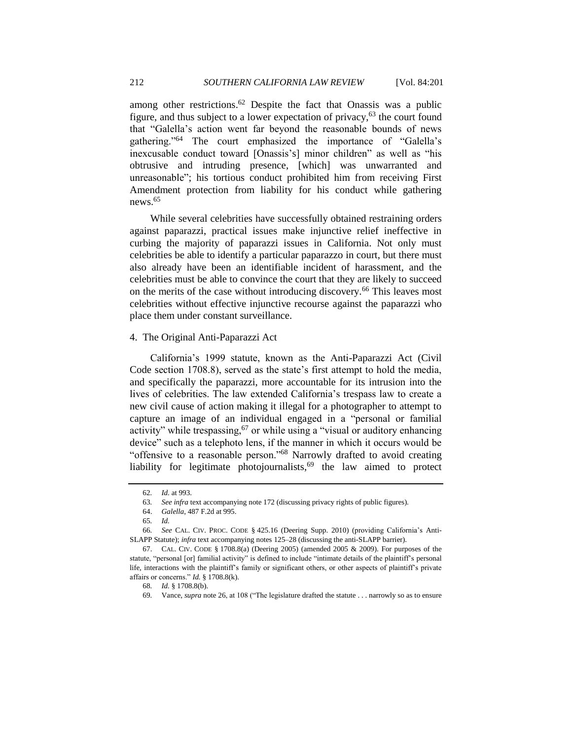among other restrictions.[62] Despite the fact that Onassis was a public figure, and thus subject to a lower expectation of privacy,[63] the court found that "Galella's action went far beyond the reasonable bounds of news gathering."[64] The court emphasized the importance of "Galella's inexcusable conduct toward [Onassis's] minor children" as well as "his obtrusive and intruding presence, [which] was unwarranted and unreasonable"; his tortious conduct prohibited him from receiving First Amendment protection from liability for his conduct while gathering news.[65]

While several celebrities have successfully obtained restraining orders against paparazzi, practical issues make injunctive relief ineffective in curbing the majority of paparazzi issues in California. Not only must celebrities be able to identify a particular paparazzo in court, but there must also already have been an identifiable incident of harassment, and the celebrities must be able to convince the court that they are likely to succeed on the merits of the case without introducing discovery.[66] This leaves most celebrities without effective injunctive recourse against the paparazzi who place them under constant surveillance.

#### 4. The Original Anti-Paparazzi Act

California's 1999 statute, known as the Anti-Paparazzi Act (Civil Code section 1708.8), served as the state's first attempt to hold the media, and specifically the paparazzi, more accountable for its intrusion into the lives of celebrities. The law extended California's trespass law to create a new civil cause of action making it illegal for a photographer to attempt to capture an image of an individual engaged in a "personal or familial activity" while trespassing,[67] or while using a "visual or auditory enhancing device" such as a telephoto lens, if the manner in which it occurs would be "offensive to a reasonable person."[68] Narrowly drafted to avoid creating liability for legitimate photojournalists,[69] the law aimed to protect

---

62. *Id.* at 993.

63. *See infra* text accompanying note 172 (discussing privacy rights of public figures).

64. *Galella*, 487 F.2d at 995.

65. *Id.*

66. *See* CAL. CIV. PROC. CODE § 425.16 (Deering Supp. 2010) (providing California's Anti-SLAPP Statute); *infra* text accompanying notes 125–28 (discussing the anti-SLAPP barrier).

67. CAL. CIV. CODE § 1708.8(a) (Deering 2005) (amended 2005 & 2009). For purposes of the statute, "personal [or] familial activity" is defined to include "intimate details of the plaintiff's personal life, interactions with the plaintiff's family or significant others, or other aspects of plaintiff's private affairs or concerns." *Id.* § 1708.8(k).

68. *Id.* § 1708.8(b).

69. Vance, *supra* note 26, at 108 ("The legislature drafted the statute . . . narrowly so as to ensure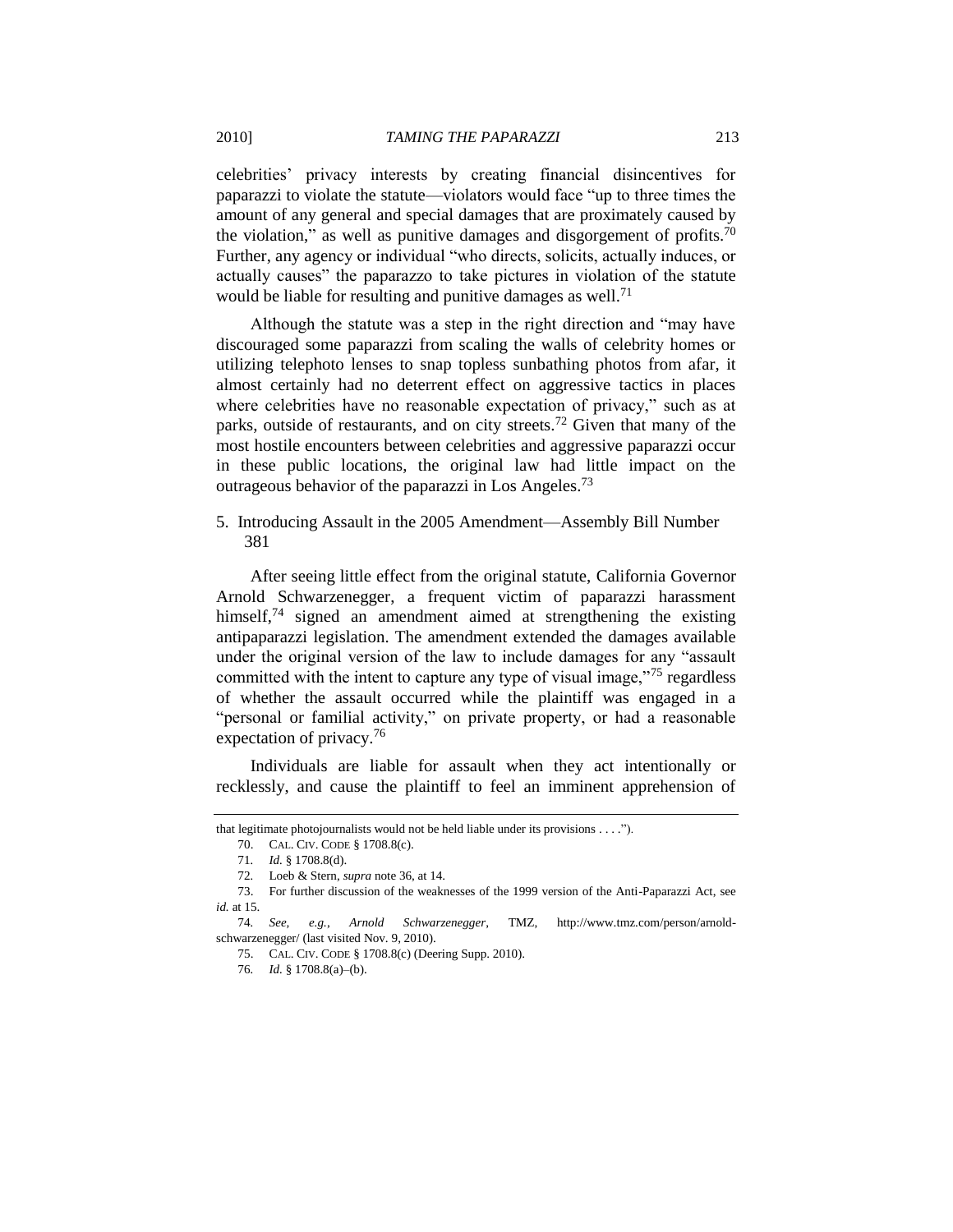celebrities' privacy interests by creating financial disincentives for paparazzi to violate the statute—violators would face "up to three times the amount of any general and special damages that are proximately caused by the violation," as well as punitive damages and disgorgement of profits.[70] Further, any agency or individual "who directs, solicits, actually induces, or actually causes" the paparazzo to take pictures in violation of the statute would be liable for resulting and punitive damages as well.[71]

Although the statute was a step in the right direction and "may have discouraged some paparazzi from scaling the walls of celebrity homes or utilizing telephoto lenses to snap topless sunbathing photos from afar, it almost certainly had no deterrent effect on aggressive tactics in places where celebrities have no reasonable expectation of privacy," such as at parks, outside of restaurants, and on city streets.[72] Given that many of the most hostile encounters between celebrities and aggressive paparazzi occur in these public locations, the original law had little impact on the outrageous behavior of the paparazzi in Los Angeles.[73]

### 5. Introducing Assault in the 2005 Amendment—Assembly Bill Number 381

After seeing little effect from the original statute, California Governor Arnold Schwarzenegger, a frequent victim of paparazzi harassment himself,[74] signed an amendment aimed at strengthening the existing antipaparazzi legislation. The amendment extended the damages available under the original version of the law to include damages for any "assault committed with the intent to capture any type of visual image,"[75] regardless of whether the assault occurred while the plaintiff was engaged in a "personal or familial activity," on private property, or had a reasonable expectation of privacy.[76]

Individuals are liable for assault when they act intentionally or recklessly, and cause the plaintiff to feel an imminent apprehension of

---

that legitimate photojournalists would not be held liable under its provisions . . . .").

70. CAL. CIV. CODE § 1708.8(c).

71. *Id.* § 1708.8(d).

72. Loeb & Stern, *supra* note 36, at 14.

73. For further discussion of the weaknesses of the 1999 version of the Anti-Paparazzi Act, see *id.* at 15.

74. *See, e.g.*, *Arnold Schwarzenegger*, TMZ, http://www.tmz.com/person/arnold-schwarzenegger/ (last visited Nov. 9, 2010).

75. CAL. CIV. CODE § 1708.8(c) (Deering Supp. 2010).

76. *Id.* § 1708.8(a)–(b).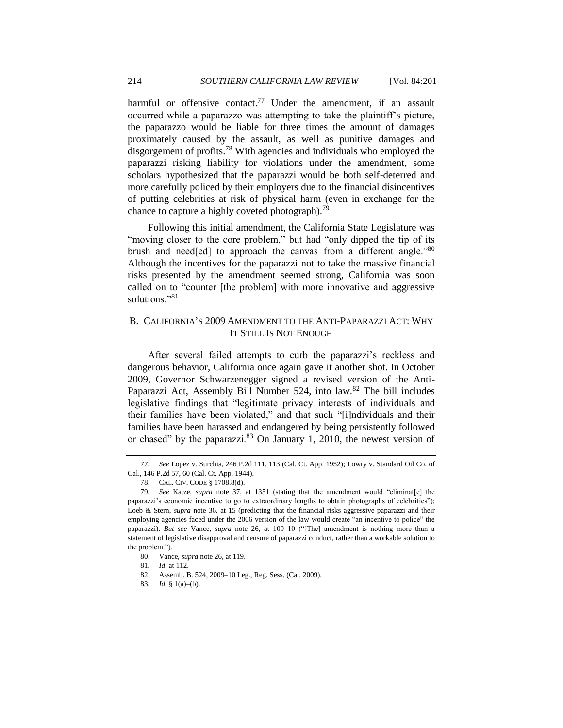harmful or offensive contact.[77] Under the amendment, if an assault occurred while a paparazzo was attempting to take the plaintiff's picture, the paparazzo would be liable for three times the amount of damages proximately caused by the assault, as well as punitive damages and disgorgement of profits.[78] With agencies and individuals who employed the paparazzi risking liability for violations under the amendment, some scholars hypothesized that the paparazzi would be both self-deterred and more carefully policed by their employers due to the financial disincentives of putting celebrities at risk of physical harm (even in exchange for the chance to capture a highly coveted photograph).[79]

Following this initial amendment, the California State Legislature was "moving closer to the core problem," but had "only dipped the tip of its brush and need[ed] to approach the canvas from a different angle."[80] Although the incentives for the paparazzi not to take the massive financial risks presented by the amendment seemed strong, California was soon called on to "counter [the problem] with more innovative and aggressive solutions."[81]

## B. CALIFORNIA'S 2009 AMENDMENT TO THE ANTI-PAPARAZZI ACT: WHY IT STILL IS NOT ENOUGH

After several failed attempts to curb the paparazzi's reckless and dangerous behavior, California once again gave it another shot. In October 2009, Governor Schwarzenegger signed a revised version of the Anti-Paparazzi Act, Assembly Bill Number 524, into law.[82] The bill includes legislative findings that "legitimate privacy interests of individuals and their families have been violated," and that such "[i]ndividuals and their families have been harassed and endangered by being persistently followed or chased" by the paparazzi.[83] On January 1, 2010, the newest version of

---

77. *See* Lopez v. Surchia, 246 P.2d 111, 113 (Cal. Ct. App. 1952); Lowry v. Standard Oil Co. of Cal., 146 P.2d 57, 60 (Cal. Ct. App. 1944).

78. CAL. CIV. CODE § 1708.8(d).

79. *See* Katze, *supra* note 37, at 1351 (stating that the amendment would "eliminat[e] the paparazzi's economic incentive to go to extraordinary lengths to obtain photographs of celebrities"); Loeb & Stern, *supra* note 36, at 15 (predicting that the financial risks aggressive paparazzi and their employing agencies faced under the 2006 version of the law would create "an incentive to police" the paparazzi). *But see* Vance, *supra* note 26, at 109–10 ("[The] amendment is nothing more than a statement of legislative disapproval and censure of paparazzi conduct, rather than a workable solution to the problem.").

80. Vance, *supra* note 26, at 119.

81. *Id.* at 112.

82. Assemb. B. 524, 2009–10 Leg., Reg. Sess. (Cal. 2009).

83. *Id.* § 1(a)–(b).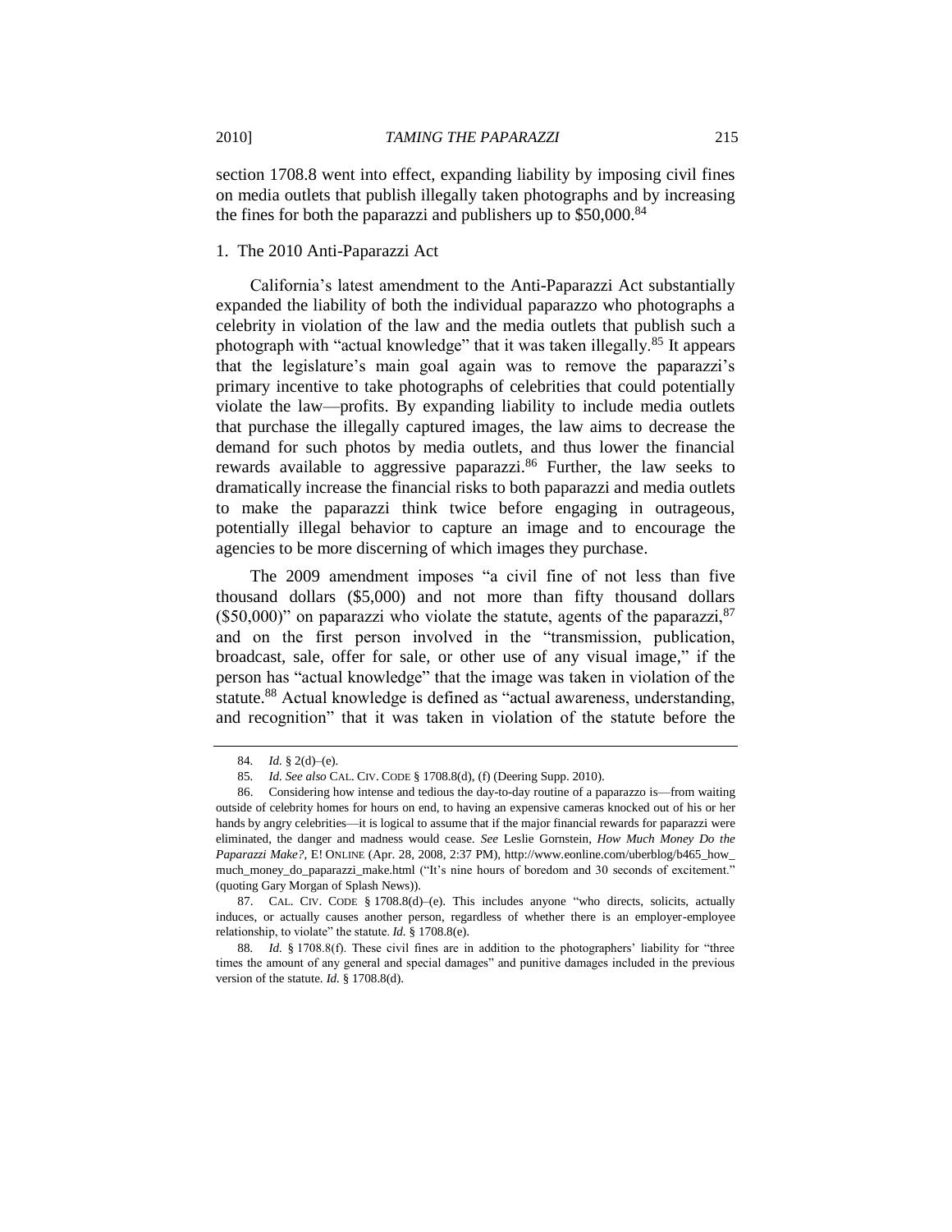section 1708.8 went into effect, expanding liability by imposing civil fines on media outlets that publish illegally taken photographs and by increasing the fines for both the paparazzi and publishers up to $50,000.[84]

### 1. The 2010 Anti-Paparazzi Act

California's latest amendment to the Anti-Paparazzi Act substantially expanded the liability of both the individual paparazzo who photographs a celebrity in violation of the law and the media outlets that publish such a photograph with "actual knowledge" that it was taken illegally.[85] It appears that the legislature's main goal again was to remove the paparazzi's primary incentive to take photographs of celebrities that could potentially violate the law—profits. By expanding liability to include media outlets that purchase the illegally captured images, the law aims to decrease the demand for such photos by media outlets, and thus lower the financial rewards available to aggressive paparazzi.[86] Further, the law seeks to dramatically increase the financial risks to both paparazzi and media outlets to make the paparazzi think twice before engaging in outrageous, potentially illegal behavior to capture an image and to encourage the agencies to be more discerning of which images they purchase.

The 2009 amendment imposes "a civil fine of not less than five thousand dollars ($5,000) and not more than fifty thousand dollars ($50,000)" on paparazzi who violate the statute, agents of the paparazzi,[87] and on the first person involved in the "transmission, publication, broadcast, sale, offer for sale, or other use of any visual image," if the person has "actual knowledge" that the image was taken in violation of the statute.[88] Actual knowledge is defined as "actual awareness, understanding, and recognition" that it was taken in violation of the statute before the

---

84. *Id.* § 2(d)–(e).

85. *Id. See also* CAL. CIV. CODE § 1708.8(d), (f) (Deering Supp. 2010).

86. Considering how intense and tedious the day-to-day routine of a paparazzo is—from waiting outside of celebrity homes for hours on end, to having an expensive cameras knocked out of his or her hands by angry celebrities—it is logical to assume that if the major financial rewards for paparazzi were eliminated, the danger and madness would cease. *See* Leslie Gornstein, *How Much Money Do the Paparazzi Make?*, E! ONLINE (Apr. 28, 2008, 2:37 PM), http://www.eonline.com/uberblog/b465_how_much_money_do_paparazzi_make.html ("It's nine hours of boredom and 30 seconds of excitement." (quoting Gary Morgan of Splash News)).

87. CAL. CIV. CODE § 1708.8(d)–(e). This includes anyone "who directs, solicits, actually induces, or actually causes another person, regardless of whether there is an employer-employee relationship, to violate" the statute. *Id.* § 1708.8(e).

88. *Id.* § 1708.8(f). These civil fines are in addition to the photographers' liability for "three times the amount of any general and special damages" and punitive damages included in the previous version of the statute. *Id.* § 1708.8(d).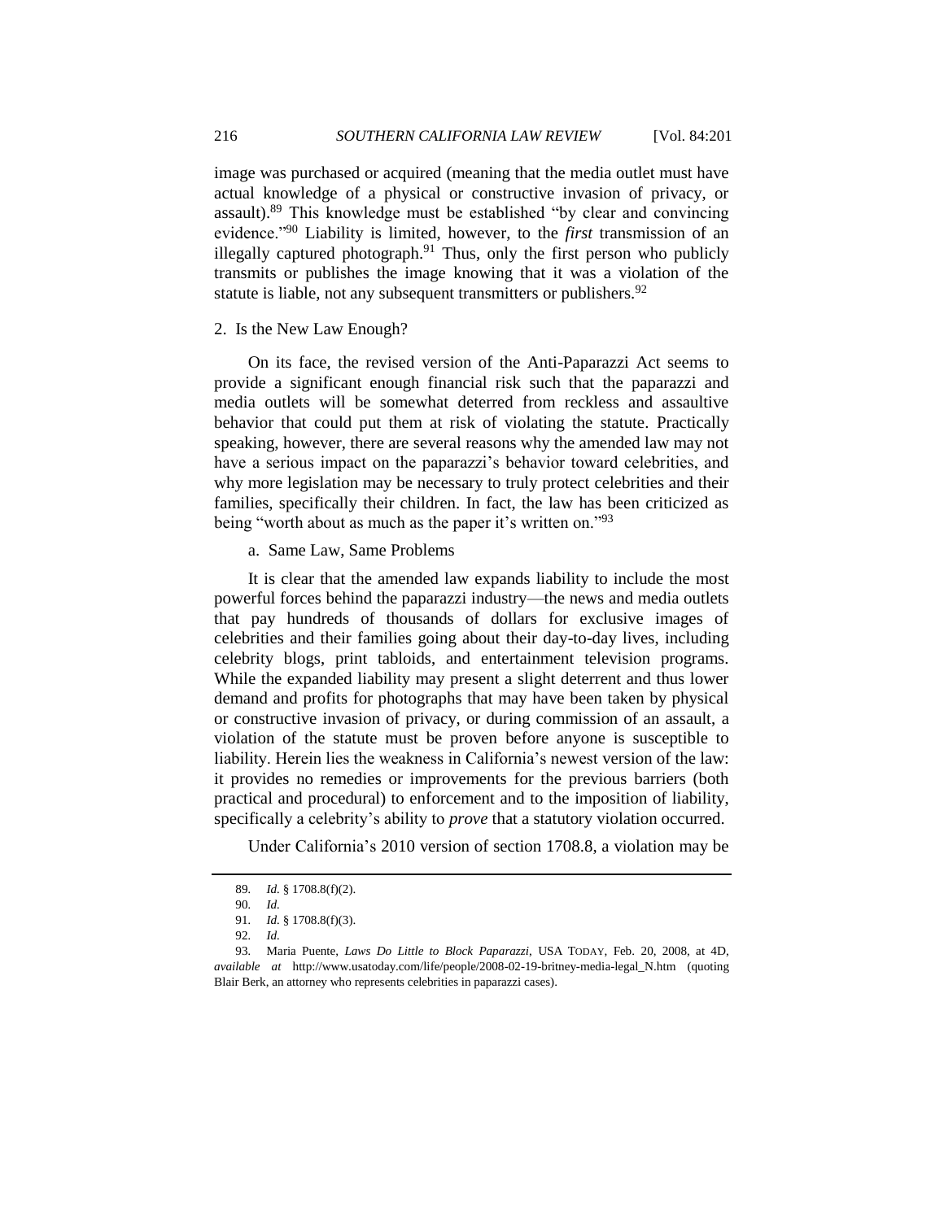image was purchased or acquired (meaning that the media outlet must have actual knowledge of a physical or constructive invasion of privacy, or assault).[89] This knowledge must be established "by clear and convincing evidence."[90] Liability is limited, however, to the *first* transmission of an illegally captured photograph.[91] Thus, only the first person who publicly transmits or publishes the image knowing that it was a violation of the statute is liable, not any subsequent transmitters or publishers.[92]

### 2. Is the New Law Enough?

On its face, the revised version of the Anti-Paparazzi Act seems to provide a significant enough financial risk such that the paparazzi and media outlets will be somewhat deterred from reckless and assaultive behavior that could put them at risk of violating the statute. Practically speaking, however, there are several reasons why the amended law may not have a serious impact on the paparazzi's behavior toward celebrities, and why more legislation may be necessary to truly protect celebrities and their families, specifically their children. In fact, the law has been criticized as being "worth about as much as the paper it's written on."[93]

#### a. Same Law, Same Problems

It is clear that the amended law expands liability to include the most powerful forces behind the paparazzi industry—the news and media outlets that pay hundreds of thousands of dollars for exclusive images of celebrities and their families going about their day-to-day lives, including celebrity blogs, print tabloids, and entertainment television programs. While the expanded liability may present a slight deterrent and thus lower demand and profits for photographs that may have been taken by physical or constructive invasion of privacy, or during commission of an assault, a violation of the statute must be proven before anyone is susceptible to liability. Herein lies the weakness in California's newest version of the law: it provides no remedies or improvements for the previous barriers (both practical and procedural) to enforcement and to the imposition of liability, specifically a celebrity's ability to *prove* that a statutory violation occurred.

Under California's 2010 version of section 1708.8, a violation may be

---

89. *Id.* § 1708.8(f)(2).

90. *Id.*

91. *Id.* § 1708.8(f)(3).

92. *Id.*

93. Maria Puente, *Laws Do Little to Block Paparazzi*, USA TODAY, Feb. 20, 2008, at 4D, *available at* http://www.usatoday.com/life/people/2008-02-19-britney-media-legal_N.htm (quoting Blair Berk, an attorney who represents celebrities in paparazzi cases).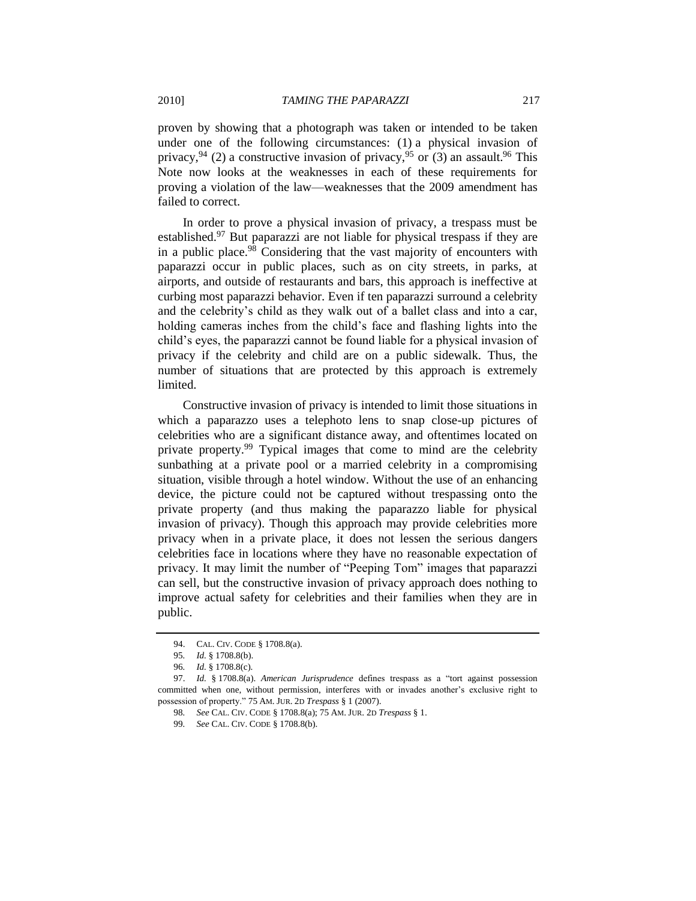proven by showing that a photograph was taken or intended to be taken under one of the following circumstances: (1) a physical invasion of privacy,[94] (2) a constructive invasion of privacy,[95] or (3) an assault.[96] This Note now looks at the weaknesses in each of these requirements for proving a violation of the law—weaknesses that the 2009 amendment has failed to correct.

In order to prove a physical invasion of privacy, a trespass must be established.[97] But paparazzi are not liable for physical trespass if they are in a public place.[98] Considering that the vast majority of encounters with paparazzi occur in public places, such as on city streets, in parks, at airports, and outside of restaurants and bars, this approach is ineffective at curbing most paparazzi behavior. Even if ten paparazzi surround a celebrity and the celebrity's child as they walk out of a ballet class and into a car, holding cameras inches from the child's face and flashing lights into the child's eyes, the paparazzi cannot be found liable for a physical invasion of privacy if the celebrity and child are on a public sidewalk. Thus, the number of situations that are protected by this approach is extremely limited.

Constructive invasion of privacy is intended to limit those situations in which a paparazzo uses a telephoto lens to snap close-up pictures of celebrities who are a significant distance away, and oftentimes located on private property.[99] Typical images that come to mind are the celebrity sunbathing at a private pool or a married celebrity in a compromising situation, visible through a hotel window. Without the use of an enhancing device, the picture could not be captured without trespassing onto the private property (and thus making the paparazzo liable for physical invasion of privacy). Though this approach may provide celebrities more privacy when in a private place, it does not lessen the serious dangers celebrities face in locations where they have no reasonable expectation of privacy. It may limit the number of "Peeping Tom" images that paparazzi can sell, but the constructive invasion of privacy approach does nothing to improve actual safety for celebrities and their families when they are in public.

---

94. CAL. CIV. CODE § 1708.8(a).

95. *Id.* § 1708.8(b).

96. *Id.* § 1708.8(c).

97. *Id.* § 1708.8(a). *American Jurisprudence* defines trespass as a "tort against possession committed when one, without permission, interferes with or invades another's exclusive right to possession of property." 75 AM. JUR. 2D *Trespass* § 1 (2007).

98. *See* CAL. CIV. CODE § 1708.8(a); 75 AM. JUR. 2D *Trespass* § 1.

99. *See* CAL. CIV. CODE § 1708.8(b).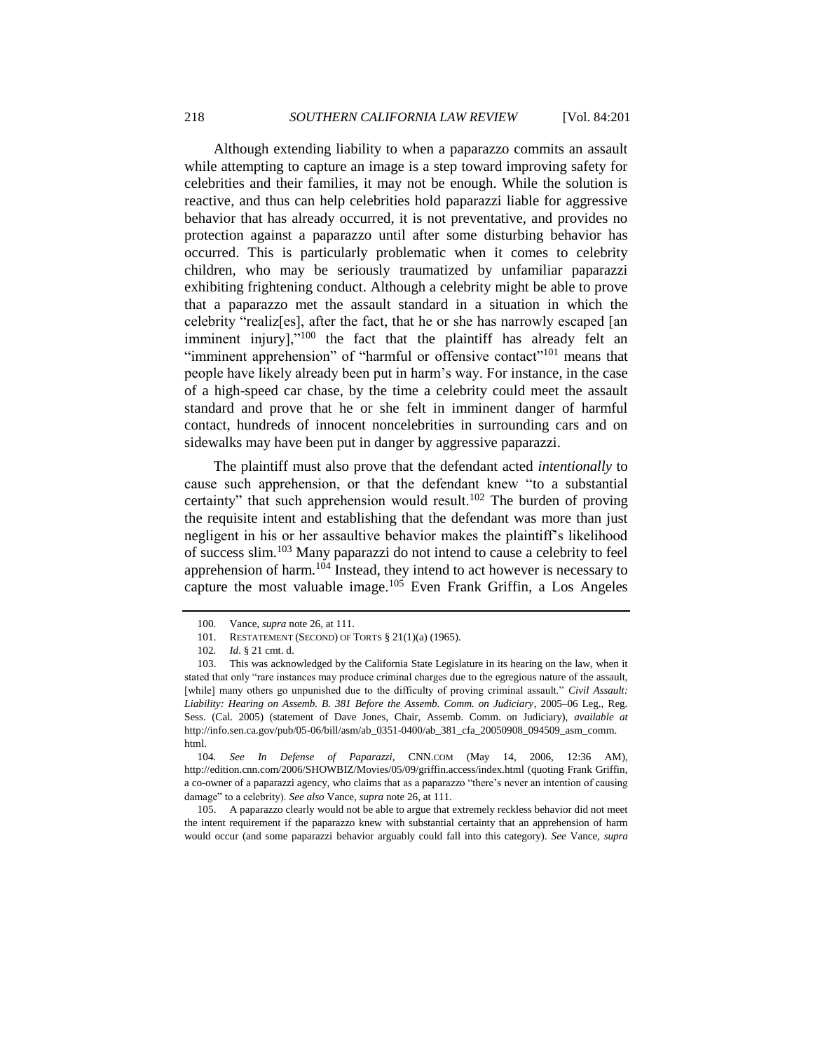Although extending liability to when a paparazzo commits an assault while attempting to capture an image is a step toward improving safety for celebrities and their families, it may not be enough. While the solution is reactive, and thus can help celebrities hold paparazzi liable for aggressive behavior that has already occurred, it is not preventative, and provides no protection against a paparazzo until after some disturbing behavior has occurred. This is particularly problematic when it comes to celebrity children, who may be seriously traumatized by unfamiliar paparazzi exhibiting frightening conduct. Although a celebrity might be able to prove that a paparazzo met the assault standard in a situation in which the celebrity "realiz[es], after the fact, that he or she has narrowly escaped [an imminent injury],"[100] the fact that the plaintiff has already felt an "imminent apprehension" of "harmful or offensive contact"[101] means that people have likely already been put in harm's way. For instance, in the case of a high-speed car chase, by the time a celebrity could meet the assault standard and prove that he or she felt in imminent danger of harmful contact, hundreds of innocent noncelebrities in surrounding cars and on sidewalks may have been put in danger by aggressive paparazzi.

The plaintiff must also prove that the defendant acted *intentionally* to cause such apprehension, or that the defendant knew "to a substantial certainty" that such apprehension would result.[102] The burden of proving the requisite intent and establishing that the defendant was more than just negligent in his or her assaultive behavior makes the plaintiff's likelihood of success slim.[103] Many paparazzi do not intend to cause a celebrity to feel apprehension of harm.[104] Instead, they intend to act however is necessary to capture the most valuable image.[105] Even Frank Griffin, a Los Angeles

---

100. Vance, *supra* note 26, at 111.

101. RESTATEMENT (SECOND) OF TORTS § 21(1)(a) (1965).

102. *Id*. § 21 cmt. d.

103. This was acknowledged by the California State Legislature in its hearing on the law, when it stated that only "rare instances may produce criminal charges due to the egregious nature of the assault, [while] many others go unpunished due to the difficulty of proving criminal assault." *Civil Assault: Liability: Hearing on Assemb. B. 381 Before the Assemb. Comm. on Judiciary*, 2005–06 Leg., Reg. Sess. (Cal. 2005) (statement of Dave Jones, Chair, Assemb. Comm. on Judiciary), *available at* http://info.sen.ca.gov/pub/05-06/bill/asm/ab_0351-0400/ab_381_cfa_20050908_094509_asm_comm.html.

104. *See In Defense of Paparazzi*, CNN.COM (May 14, 2006, 12:36 AM), http://edition.cnn.com/2006/SHOWBIZ/Movies/05/09/griffin.access/index.html (quoting Frank Griffin, a co-owner of a paparazzi agency, who claims that as a paparazzo "there's never an intention of causing damage" to a celebrity). *See also* Vance, *supra* note 26, at 111.

105. A paparazzo clearly would not be able to argue that extremely reckless behavior did not meet the intent requirement if the paparazzo knew with substantial certainty that an apprehension of harm would occur (and some paparazzi behavior arguably could fall into this category). *See* Vance, *supra*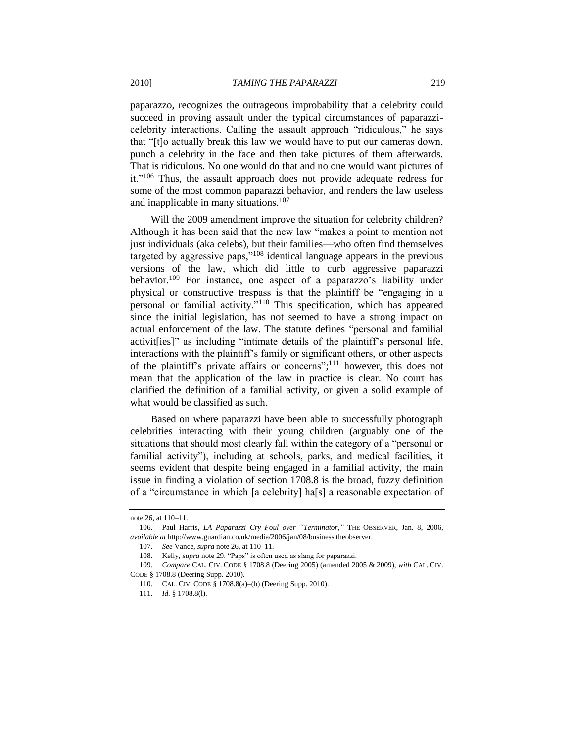paparazzo, recognizes the outrageous improbability that a celebrity could succeed in proving assault under the typical circumstances of paparazzi-celebrity interactions. Calling the assault approach "ridiculous," he says that "[t]o actually break this law we would have to put our cameras down, punch a celebrity in the face and then take pictures of them afterwards. That is ridiculous. No one would do that and no one would want pictures of it."[106] Thus, the assault approach does not provide adequate redress for some of the most common paparazzi behavior, and renders the law useless and inapplicable in many situations.[107]

Will the 2009 amendment improve the situation for celebrity children? Although it has been said that the new law "makes a point to mention not just individuals (aka celebs), but their families—who often find themselves targeted by aggressive paps,"[108] identical language appears in the previous versions of the law, which did little to curb aggressive paparazzi behavior.[109] For instance, one aspect of a paparazzo's liability under physical or constructive trespass is that the plaintiff be "engaging in a personal or familial activity."[110] This specification, which has appeared since the initial legislation, has not seemed to have a strong impact on actual enforcement of the law. The statute defines "personal and familial activit[ies]" as including "intimate details of the plaintiff's personal life, interactions with the plaintiff's family or significant others, or other aspects of the plaintiff's private affairs or concerns";[111] however, this does not mean that the application of the law in practice is clear. No court has clarified the definition of a familial activity, or given a solid example of what would be classified as such.

Based on where paparazzi have been able to successfully photograph celebrities interacting with their young children (arguably one of the situations that should most clearly fall within the category of a "personal or familial activity"), including at schools, parks, and medical facilities, it seems evident that despite being engaged in a familial activity, the main issue in finding a violation of section 1708.8 is the broad, fuzzy definition of a "circumstance in which [a celebrity] ha[s] a reasonable expectation of

---

note 26, at 110–11.

106. Paul Harris, *LA Paparazzi Cry Foul over "Terminator*,*"* THE OBSERVER, Jan. 8, 2006, *available at* http://www.guardian.co.uk/media/2006/jan/08/business.theobserver.

107. *See* Vance, *supra* note 26, at 110–11.

108. Kelly, *supra* note 29. "Paps" is often used as slang for paparazzi.

109. *Compare* CAL. CIV. CODE § 1708.8 (Deering 2005) (amended 2005 & 2009), *with* CAL. CIV. CODE § 1708.8 (Deering Supp. 2010).

110. CAL. CIV. CODE § 1708.8(a)–(b) (Deering Supp. 2010).

111. *Id.* § 1708.8(l).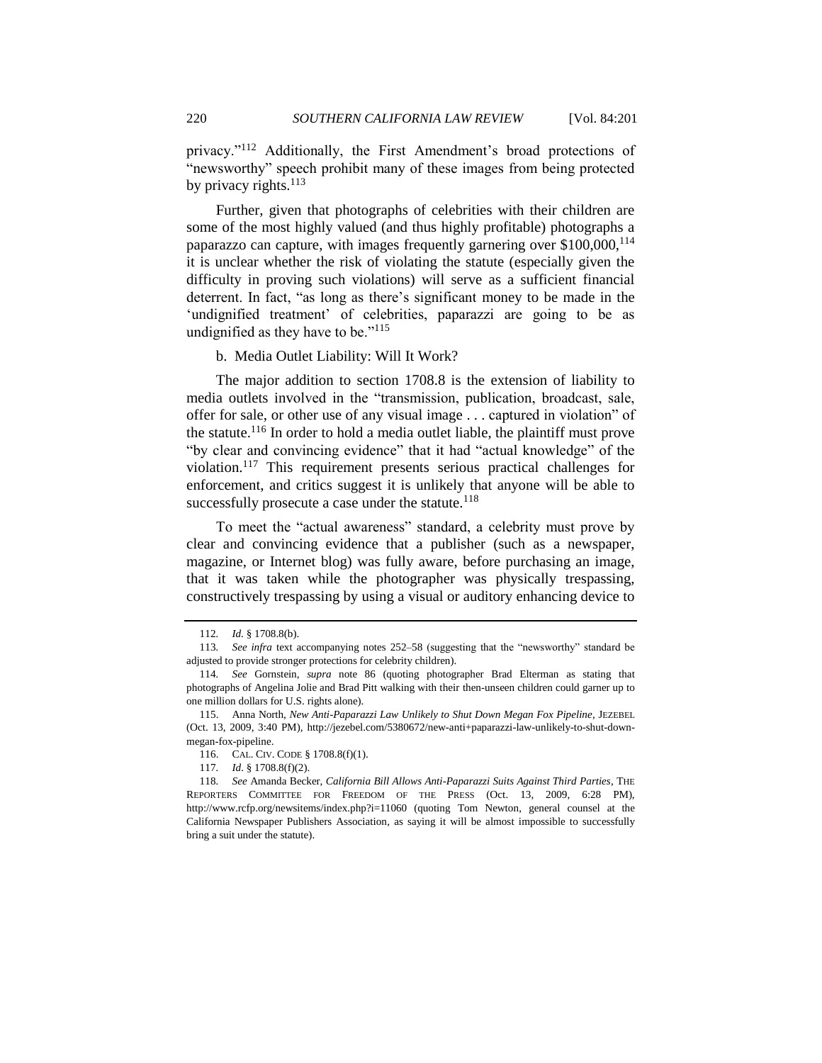privacy."[112] Additionally, the First Amendment's broad protections of "newsworthy" speech prohibit many of these images from being protected by privacy rights.[113]

Further, given that photographs of celebrities with their children are some of the most highly valued (and thus highly profitable) photographs a paparazzo can capture, with images frequently garnering over $100,000,[114] it is unclear whether the risk of violating the statute (especially given the difficulty in proving such violations) will serve as a sufficient financial deterrent. In fact, "as long as there's significant money to be made in the 'undignified treatment' of celebrities, paparazzi are going to be as undignified as they have to be."[115]

b. Media Outlet Liability: Will It Work?

The major addition to section 1708.8 is the extension of liability to media outlets involved in the "transmission, publication, broadcast, sale, offer for sale, or other use of any visual image . . . captured in violation" of the statute.[116] In order to hold a media outlet liable, the plaintiff must prove "by clear and convincing evidence" that it had "actual knowledge" of the violation.[117] This requirement presents serious practical challenges for enforcement, and critics suggest it is unlikely that anyone will be able to successfully prosecute a case under the statute.[118]

To meet the "actual awareness" standard, a celebrity must prove by clear and convincing evidence that a publisher (such as a newspaper, magazine, or Internet blog) was fully aware, before purchasing an image, that it was taken while the photographer was physically trespassing, constructively trespassing by using a visual or auditory enhancing device to

---

112. *Id.* § 1708.8(b).

113. *See infra* text accompanying notes 252–58 (suggesting that the "newsworthy" standard be adjusted to provide stronger protections for celebrity children).

114. *See* Gornstein, *supra* note 86 (quoting photographer Brad Elterman as stating that photographs of Angelina Jolie and Brad Pitt walking with their then-unseen children could garner up to one million dollars for U.S. rights alone).

115. Anna North, *New Anti-Paparazzi Law Unlikely to Shut Down Megan Fox Pipeline*, JEZEBEL (Oct. 13, 2009, 3:40 PM), http://jezebel.com/5380672/new-anti+paparazzi-law-unlikely-to-shut-down-megan-fox-pipeline.

116. CAL. CIV. CODE § 1708.8(f)(1).

117. *Id.* § 1708.8(f)(2).

118. *See* Amanda Becker, *California Bill Allows Anti-Paparazzi Suits Against Third Parties*, THE REPORTERS COMMITTEE FOR FREEDOM OF THE PRESS (Oct. 13, 2009, 6:28 PM), http://www.rcfp.org/newsitems/index.php?i=11060 (quoting Tom Newton, general counsel at the California Newspaper Publishers Association, as saying it will be almost impossible to successfully bring a suit under the statute).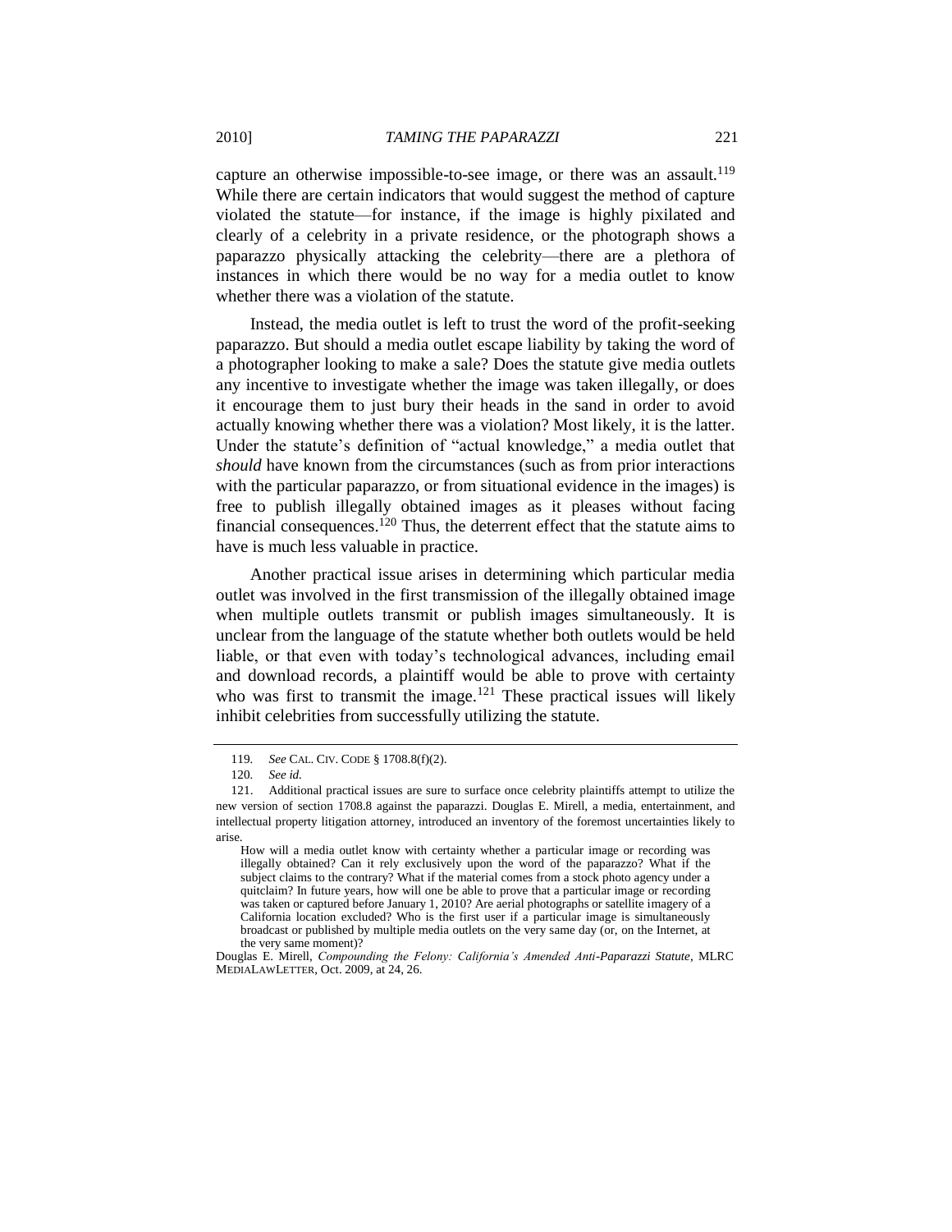capture an otherwise impossible-to-see image, or there was an assault.[119] While there are certain indicators that would suggest the method of capture violated the statute—for instance, if the image is highly pixilated and clearly of a celebrity in a private residence, or the photograph shows a paparazzo physically attacking the celebrity—there are a plethora of instances in which there would be no way for a media outlet to know whether there was a violation of the statute.

Instead, the media outlet is left to trust the word of the profit-seeking paparazzo. But should a media outlet escape liability by taking the word of a photographer looking to make a sale? Does the statute give media outlets any incentive to investigate whether the image was taken illegally, or does it encourage them to just bury their heads in the sand in order to avoid actually knowing whether there was a violation? Most likely, it is the latter. Under the statute's definition of "actual knowledge," a media outlet that *should* have known from the circumstances (such as from prior interactions with the particular paparazzo, or from situational evidence in the images) is free to publish illegally obtained images as it pleases without facing financial consequences.[120] Thus, the deterrent effect that the statute aims to have is much less valuable in practice.

Another practical issue arises in determining which particular media outlet was involved in the first transmission of the illegally obtained image when multiple outlets transmit or publish images simultaneously. It is unclear from the language of the statute whether both outlets would be held liable, or that even with today's technological advances, including email and download records, a plaintiff would be able to prove with certainty who was first to transmit the image.[121] These practical issues will likely inhibit celebrities from successfully utilizing the statute.

---

119. *See* CAL. CIV. CODE § 1708.8(f)(2).

120. *See id.*

121. Additional practical issues are sure to surface once celebrity plaintiffs attempt to utilize the new version of section 1708.8 against the paparazzi. Douglas E. Mirell, a media, entertainment, and intellectual property litigation attorney, introduced an inventory of the foremost uncertainties likely to arise.

> How will a media outlet know with certainty whether a particular image or recording was illegally obtained? Can it rely exclusively upon the word of the paparazzo? What if the subject claims to the contrary? What if the material comes from a stock photo agency under a quitclaim? In future years, how will one be able to prove that a particular image or recording was taken or captured before January 1, 2010? Are aerial photographs or satellite imagery of a California location excluded? Who is the first user if a particular image is simultaneously broadcast or published by multiple media outlets on the very same day (or, on the Internet, at the very same moment)?

Douglas E. Mirell, *Compounding the Felony: California's Amended Anti-Paparazzi Statute*, MLRC MEDIALAWLETTER, Oct. 2009, at 24, 26.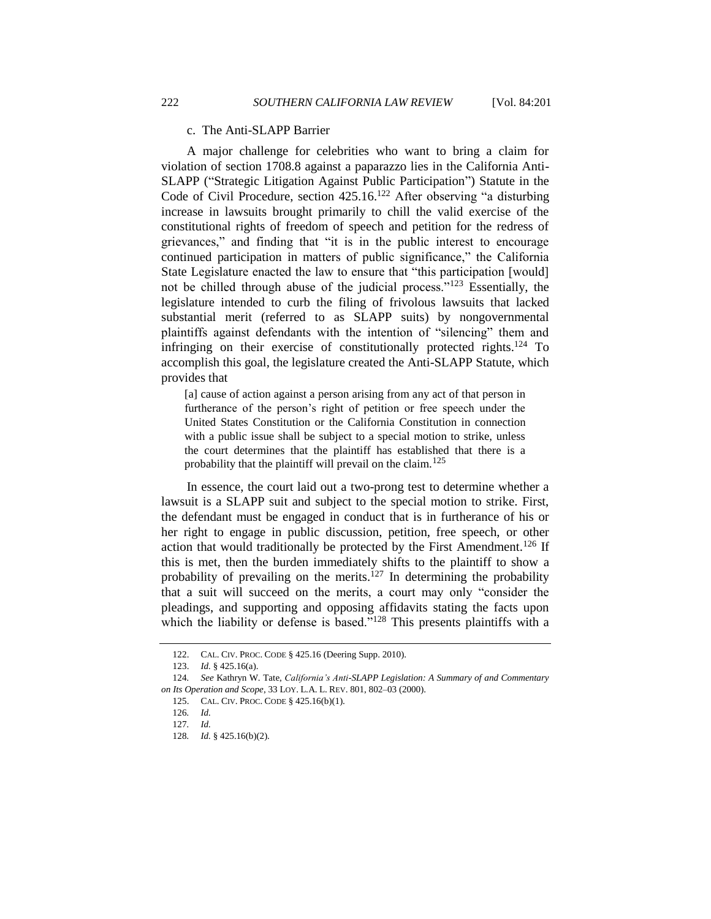#### c. The Anti-SLAPP Barrier

A major challenge for celebrities who want to bring a claim for violation of section 1708.8 against a paparazzo lies in the California Anti-SLAPP ("Strategic Litigation Against Public Participation") Statute in the Code of Civil Procedure, section 425.16.[122] After observing "a disturbing increase in lawsuits brought primarily to chill the valid exercise of the constitutional rights of freedom of speech and petition for the redress of grievances," and finding that "it is in the public interest to encourage continued participation in matters of public significance," the California State Legislature enacted the law to ensure that "this participation [would] not be chilled through abuse of the judicial process."[123] Essentially, the legislature intended to curb the filing of frivolous lawsuits that lacked substantial merit (referred to as SLAPP suits) by nongovernmental plaintiffs against defendants with the intention of "silencing" them and infringing on their exercise of constitutionally protected rights.[124] To accomplish this goal, the legislature created the Anti-SLAPP Statute, which provides that

> [a] cause of action against a person arising from any act of that person in furtherance of the person's right of petition or free speech under the United States Constitution or the California Constitution in connection with a public issue shall be subject to a special motion to strike, unless the court determines that the plaintiff has established that there is a probability that the plaintiff will prevail on the claim.[125]

In essence, the court laid out a two-prong test to determine whether a lawsuit is a SLAPP suit and subject to the special motion to strike. First, the defendant must be engaged in conduct that is in furtherance of his or her right to engage in public discussion, petition, free speech, or other action that would traditionally be protected by the First Amendment.[126] If this is met, then the burden immediately shifts to the plaintiff to show a probability of prevailing on the merits.[127] In determining the probability that a suit will succeed on the merits, a court may only "consider the pleadings, and supporting and opposing affidavits stating the facts upon which the liability or defense is based."[128] This presents plaintiffs with a

---

122. CAL. CIV. PROC. CODE § 425.16 (Deering Supp. 2010).

123. *Id.* § 425.16(a).

124. *See* Kathryn W. Tate, *California's Anti-SLAPP Legislation: A Summary of and Commentary on Its Operation and Scope*, 33 LOY. L.A. L. REV. 801, 802–03 (2000).

125. CAL. CIV. PROC. CODE § 425.16(b)(1).

126. *Id.*

127. *Id.*

128. *Id.* § 425.16(b)(2).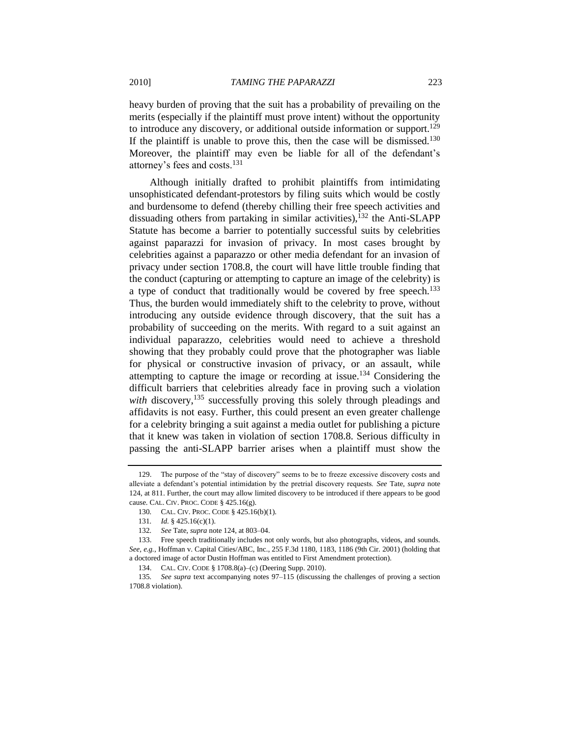heavy burden of proving that the suit has a probability of prevailing on the merits (especially if the plaintiff must prove intent) without the opportunity to introduce any discovery, or additional outside information or support.[129] If the plaintiff is unable to prove this, then the case will be dismissed.[130] Moreover, the plaintiff may even be liable for all of the defendant's attorney's fees and costs.[131]

Although initially drafted to prohibit plaintiffs from intimidating unsophisticated defendant-protestors by filing suits which would be costly and burdensome to defend (thereby chilling their free speech activities and dissuading others from partaking in similar activities),[132] the Anti-SLAPP Statute has become a barrier to potentially successful suits by celebrities against paparazzi for invasion of privacy. In most cases brought by celebrities against a paparazzo or other media defendant for an invasion of privacy under section 1708.8, the court will have little trouble finding that the conduct (capturing or attempting to capture an image of the celebrity) is a type of conduct that traditionally would be covered by free speech.[133] Thus, the burden would immediately shift to the celebrity to prove, without introducing any outside evidence through discovery, that the suit has a probability of succeeding on the merits. With regard to a suit against an individual paparazzo, celebrities would need to achieve a threshold showing that they probably could prove that the photographer was liable for physical or constructive invasion of privacy, or an assault, while attempting to capture the image or recording at issue.[134] Considering the difficult barriers that celebrities already face in proving such a violation *with* discovery,[135] successfully proving this solely through pleadings and affidavits is not easy. Further, this could present an even greater challenge for a celebrity bringing a suit against a media outlet for publishing a picture that it knew was taken in violation of section 1708.8. Serious difficulty in passing the anti-SLAPP barrier arises when a plaintiff must show the

---

129. The purpose of the "stay of discovery" seems to be to freeze excessive discovery costs and alleviate a defendant's potential intimidation by the pretrial discovery requests. *See* Tate, *supra* note 124, at 811. Further, the court may allow limited discovery to be introduced if there appears to be good cause. CAL. CIV. PROC. CODE § 425.16(g).

130. CAL. CIV. PROC. CODE § 425.16(b)(1).

131. *Id.* § 425.16(c)(1).

132. *See* Tate, *supra* note 124, at 803–04.

133. Free speech traditionally includes not only words, but also photographs, videos, and sounds. *See, e.g.*, Hoffman v. Capital Cities/ABC, Inc., 255 F.3d 1180, 1183, 1186 (9th Cir. 2001) (holding that a doctored image of actor Dustin Hoffman was entitled to First Amendment protection).

134. CAL. CIV. CODE § 1708.8(a)–(c) (Deering Supp. 2010).

135. *See supra* text accompanying notes 97–115 (discussing the challenges of proving a section 1708.8 violation).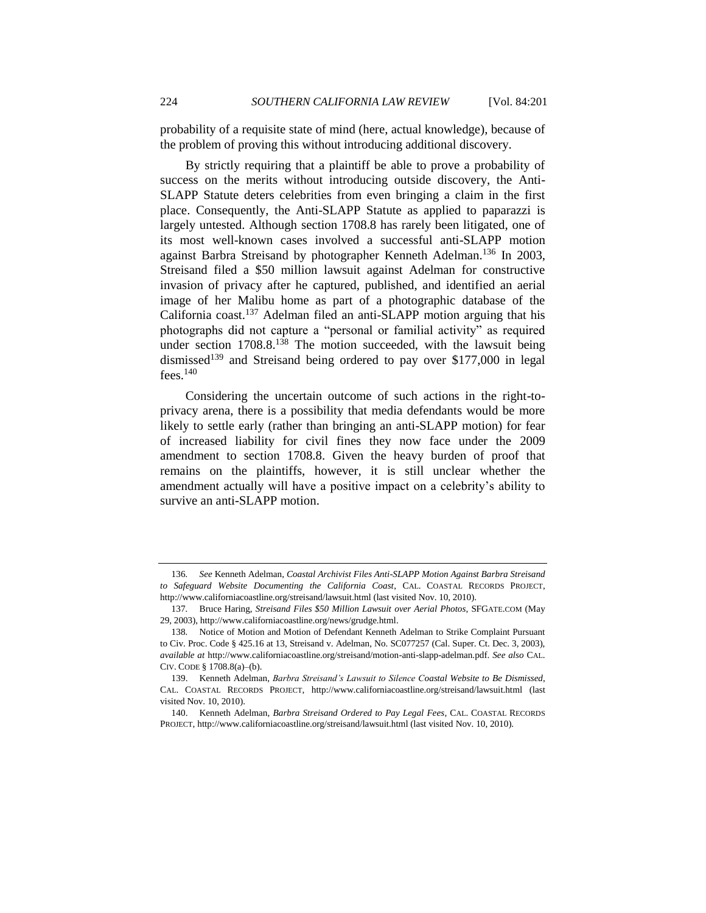probability of a requisite state of mind (here, actual knowledge), because of the problem of proving this without introducing additional discovery.

By strictly requiring that a plaintiff be able to prove a probability of success on the merits without introducing outside discovery, the Anti-SLAPP Statute deters celebrities from even bringing a claim in the first place. Consequently, the Anti-SLAPP Statute as applied to paparazzi is largely untested. Although section 1708.8 has rarely been litigated, one of its most well-known cases involved a successful anti-SLAPP motion against Barbra Streisand by photographer Kenneth Adelman.[136] In 2003, Streisand filed a $50 million lawsuit against Adelman for constructive invasion of privacy after he captured, published, and identified an aerial image of her Malibu home as part of a photographic database of the California coast.[137] Adelman filed an anti-SLAPP motion arguing that his photographs did not capture a "personal or familial activity" as required under section 1708.8.[138] The motion succeeded, with the lawsuit being dismissed[139] and Streisand being ordered to pay over $177,000 in legal fees.[140]

Considering the uncertain outcome of such actions in the right-to-privacy arena, there is a possibility that media defendants would be more likely to settle early (rather than bringing an anti-SLAPP motion) for fear of increased liability for civil fines they now face under the 2009 amendment to section 1708.8. Given the heavy burden of proof that remains on the plaintiffs, however, it is still unclear whether the amendment actually will have a positive impact on a celebrity's ability to survive an anti-SLAPP motion.

---

136. *See* Kenneth Adelman, *Coastal Archivist Files Anti-SLAPP Motion Against Barbra Streisand to Safeguard Website Documenting the California Coast*, CAL. COASTAL RECORDS PROJECT, http://www.californiacoastline.org/streisand/lawsuit.html (last visited Nov. 10, 2010).

137. Bruce Haring, *Streisand Files $50 Million Lawsuit over Aerial Photos*, SFGATE.COM (May 29, 2003), http://www.californiacoastline.org/news/grudge.html.

138. Notice of Motion and Motion of Defendant Kenneth Adelman to Strike Complaint Pursuant to Civ. Proc. Code § 425.16 at 13, Streisand v. Adelman, No. SC077257 (Cal. Super. Ct. Dec. 3, 2003), *available at* http://www.californiacoastline.org/streisand/motion-anti-slapp-adelman.pdf. *See also* CAL. CIV. CODE § 1708.8(a)–(b).

139. Kenneth Adelman, *Barbra Streisand's Lawsuit to Silence Coastal Website to Be Dismissed*, CAL. COASTAL RECORDS PROJECT, http://www.californiacoastline.org/streisand/lawsuit.html (last visited Nov. 10, 2010).

140. Kenneth Adelman, *Barbra Streisand Ordered to Pay Legal Fees*, CAL. COASTAL RECORDS PROJECT, http://www.californiacoastline.org/streisand/lawsuit.html (last visited Nov. 10, 2010).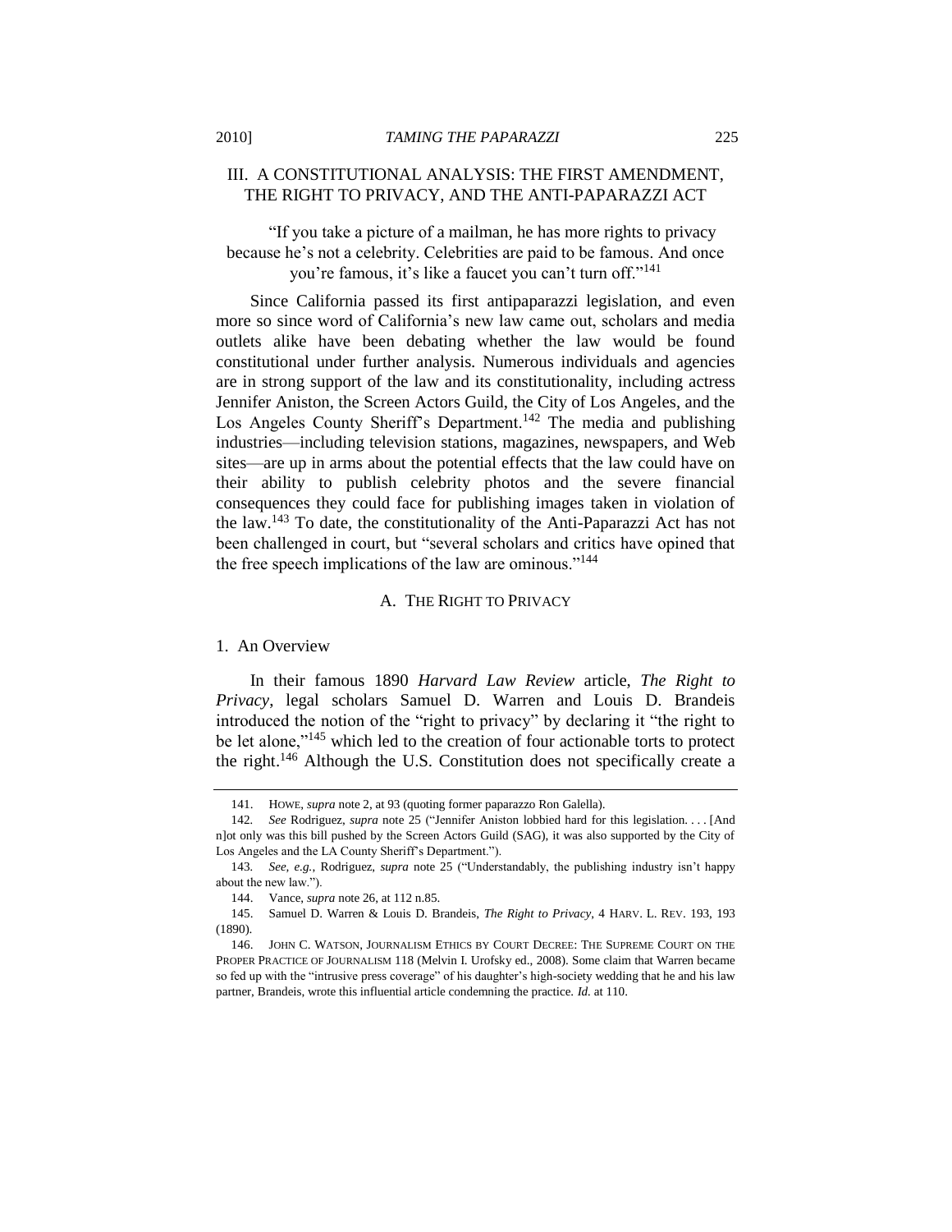## III. A CONSTITUTIONAL ANALYSIS: THE FIRST AMENDMENT, THE RIGHT TO PRIVACY, AND THE ANTI-PAPARAZZI ACT

> "If you take a picture of a mailman, he has more rights to privacy because he's not a celebrity. Celebrities are paid to be famous. And once you're famous, it's like a faucet you can't turn off."[141]

Since California passed its first antipaparazzi legislation, and even more so since word of California's new law came out, scholars and media outlets alike have been debating whether the law would be found constitutional under further analysis. Numerous individuals and agencies are in strong support of the law and its constitutionality, including actress Jennifer Aniston, the Screen Actors Guild, the City of Los Angeles, and the Los Angeles County Sheriff's Department.[142] The media and publishing industries—including television stations, magazines, newspapers, and Web sites—are up in arms about the potential effects that the law could have on their ability to publish celebrity photos and the severe financial consequences they could face for publishing images taken in violation of the law.[143] To date, the constitutionality of the Anti-Paparazzi Act has not been challenged in court, but "several scholars and critics have opined that the free speech implications of the law are ominous."[144]

### A. THE RIGHT TO PRIVACY

#### 1. An Overview

In their famous 1890 *Harvard Law Review* article, *The Right to Privacy*, legal scholars Samuel D. Warren and Louis D. Brandeis introduced the notion of the "right to privacy" by declaring it "the right to be let alone,"[145] which led to the creation of four actionable torts to protect the right.[146] Although the U.S. Constitution does not specifically create a

---

141. HOWE, *supra* note 2, at 93 (quoting former paparazzo Ron Galella).

142. *See* Rodriguez, *supra* note 25 ("Jennifer Aniston lobbied hard for this legislation. . . . [And n]ot only was this bill pushed by the Screen Actors Guild (SAG), it was also supported by the City of Los Angeles and the LA County Sheriff's Department.").

143. *See, e.g.*, Rodriguez, *supra* note 25 ("Understandably, the publishing industry isn't happy about the new law.").

144. Vance, *supra* note 26, at 112 n.85.

145. Samuel D. Warren & Louis D. Brandeis, *The Right to Privacy*, 4 HARV. L. REV. 193, 193 (1890).

146. JOHN C. WATSON, JOURNALISM ETHICS BY COURT DECREE: THE SUPREME COURT ON THE PROPER PRACTICE OF JOURNALISM 118 (Melvin I. Urofsky ed., 2008). Some claim that Warren became so fed up with the "intrusive press coverage" of his daughter's high-society wedding that he and his law partner, Brandeis, wrote this influential article condemning the practice. *Id.* at 110.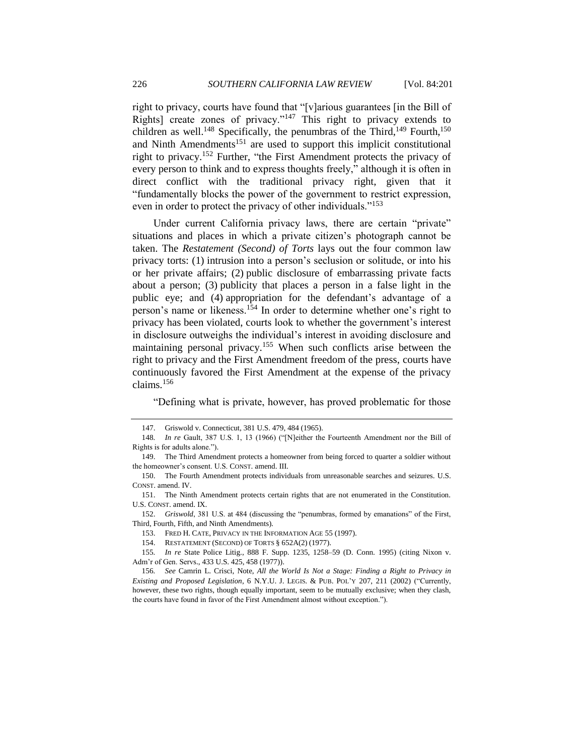right to privacy, courts have found that "[v]arious guarantees [in the Bill of Rights] create zones of privacy."[147] This right to privacy extends to children as well.[148] Specifically, the penumbras of the Third,[149] Fourth,[150] and Ninth Amendments[151] are used to support this implicit constitutional right to privacy.[152] Further, "the First Amendment protects the privacy of every person to think and to express thoughts freely," although it is often in direct conflict with the traditional privacy right, given that it "fundamentally blocks the power of the government to restrict expression, even in order to protect the privacy of other individuals."[153]

Under current California privacy laws, there are certain "private" situations and places in which a private citizen's photograph cannot be taken. The *Restatement (Second) of Torts* lays out the four common law privacy torts: (1) intrusion into a person's seclusion or solitude, or into his or her private affairs; (2) public disclosure of embarrassing private facts about a person; (3) publicity that places a person in a false light in the public eye; and (4) appropriation for the defendant's advantage of a person's name or likeness.[154] In order to determine whether one's right to privacy has been violated, courts look to whether the government's interest in disclosure outweighs the individual's interest in avoiding disclosure and maintaining personal privacy.[155] When such conflicts arise between the right to privacy and the First Amendment freedom of the press, courts have continuously favored the First Amendment at the expense of the privacy claims.[156]

"Defining what is private, however, has proved problematic for those

---

147. Griswold v. Connecticut, 381 U.S. 479, 484 (1965).

148. *In re* Gault, 387 U.S. 1, 13 (1966) ("[N]either the Fourteenth Amendment nor the Bill of Rights is for adults alone.").

149. The Third Amendment protects a homeowner from being forced to quarter a soldier without the homeowner's consent. U.S. CONST. amend. III.

150. The Fourth Amendment protects individuals from unreasonable searches and seizures. U.S. CONST. amend. IV.

151. The Ninth Amendment protects certain rights that are not enumerated in the Constitution. U.S. CONST. amend. IX.

152. *Griswold*, 381 U.S. at 484 (discussing the "penumbras, formed by emanations" of the First, Third, Fourth, Fifth, and Ninth Amendments).

153. FRED H. CATE, PRIVACY IN THE INFORMATION AGE 55 (1997).

154. RESTATEMENT (SECOND) OF TORTS § 652A(2) (1977).

155. *In re* State Police Litig., 888 F. Supp. 1235, 1258–59 (D. Conn. 1995) (citing Nixon v. Adm'r of Gen. Servs., 433 U.S. 425, 458 (1977)).

156. *See* Camrin L. Crisci, Note, *All the World Is Not a Stage: Finding a Right to Privacy in Existing and Proposed Legislation*, 6 N.Y.U. J. LEGIS. & PUB. POL'Y 207, 211 (2002) ("Currently, however, these two rights, though equally important, seem to be mutually exclusive; when they clash, the courts have found in favor of the First Amendment almost without exception.").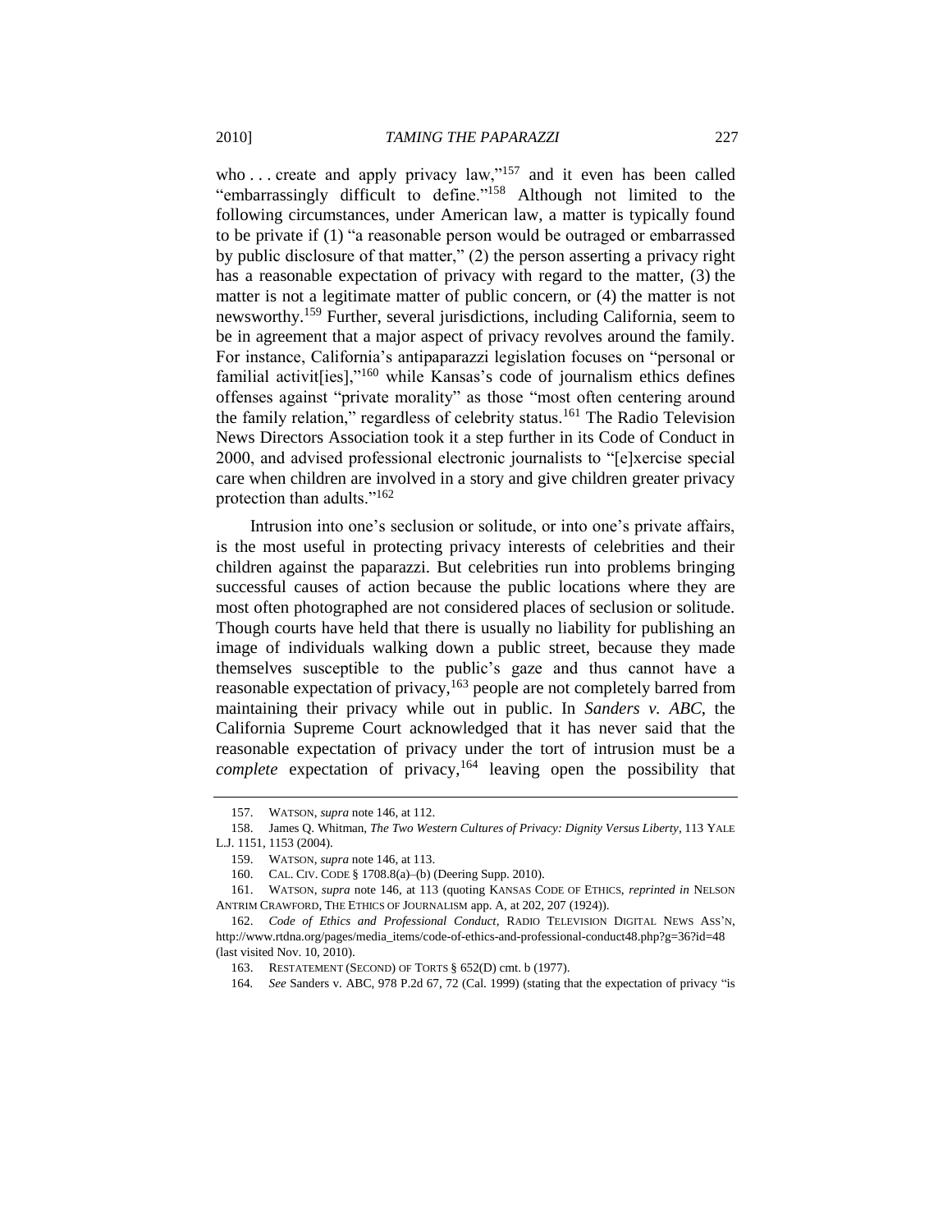who . . . create and apply privacy law,"[157] and it even has been called "embarrassingly difficult to define."[158] Although not limited to the following circumstances, under American law, a matter is typically found to be private if (1) "a reasonable person would be outraged or embarrassed by public disclosure of that matter," (2) the person asserting a privacy right has a reasonable expectation of privacy with regard to the matter, (3) the matter is not a legitimate matter of public concern, or (4) the matter is not newsworthy.[159] Further, several jurisdictions, including California, seem to be in agreement that a major aspect of privacy revolves around the family. For instance, California's antipaparazzi legislation focuses on "personal or familial activit[ies],"[160] while Kansas's code of journalism ethics defines offenses against "private morality" as those "most often centering around the family relation," regardless of celebrity status.[161] The Radio Television News Directors Association took it a step further in its Code of Conduct in 2000, and advised professional electronic journalists to "[e]xercise special care when children are involved in a story and give children greater privacy protection than adults."[162]

Intrusion into one's seclusion or solitude, or into one's private affairs, is the most useful in protecting privacy interests of celebrities and their children against the paparazzi. But celebrities run into problems bringing successful causes of action because the public locations where they are most often photographed are not considered places of seclusion or solitude. Though courts have held that there is usually no liability for publishing an image of individuals walking down a public street, because they made themselves susceptible to the public's gaze and thus cannot have a reasonable expectation of privacy,[163] people are not completely barred from maintaining their privacy while out in public. In *Sanders v. ABC*, the California Supreme Court acknowledged that it has never said that the reasonable expectation of privacy under the tort of intrusion must be a *complete* expectation of privacy,[164] leaving open the possibility that

---

157. WATSON, *supra* note 146, at 112.

158. James Q. Whitman, *The Two Western Cultures of Privacy: Dignity Versus Liberty*, 113 YALE L.J. 1151, 1153 (2004).

159. WATSON, *supra* note 146, at 113.

160. CAL. CIV. CODE § 1708.8(a)–(b) (Deering Supp. 2010).

161. WATSON, *supra* note 146, at 113 (quoting KANSAS CODE OF ETHICS, *reprinted in* NELSON ANTRIM CRAWFORD, THE ETHICS OF JOURNALISM app. A, at 202, 207 (1924)).

162. *Code of Ethics and Professional Conduct*, RADIO TELEVISION DIGITAL NEWS ASS'N, http://www.rtdna.org/pages/media_items/code-of-ethics-and-professional-conduct48.php?g=36?id=48 (last visited Nov. 10, 2010).

163. RESTATEMENT (SECOND) OF TORTS § 652(D) cmt. b (1977).

164. *See* Sanders v. ABC, 978 P.2d 67, 72 (Cal. 1999) (stating that the expectation of privacy "is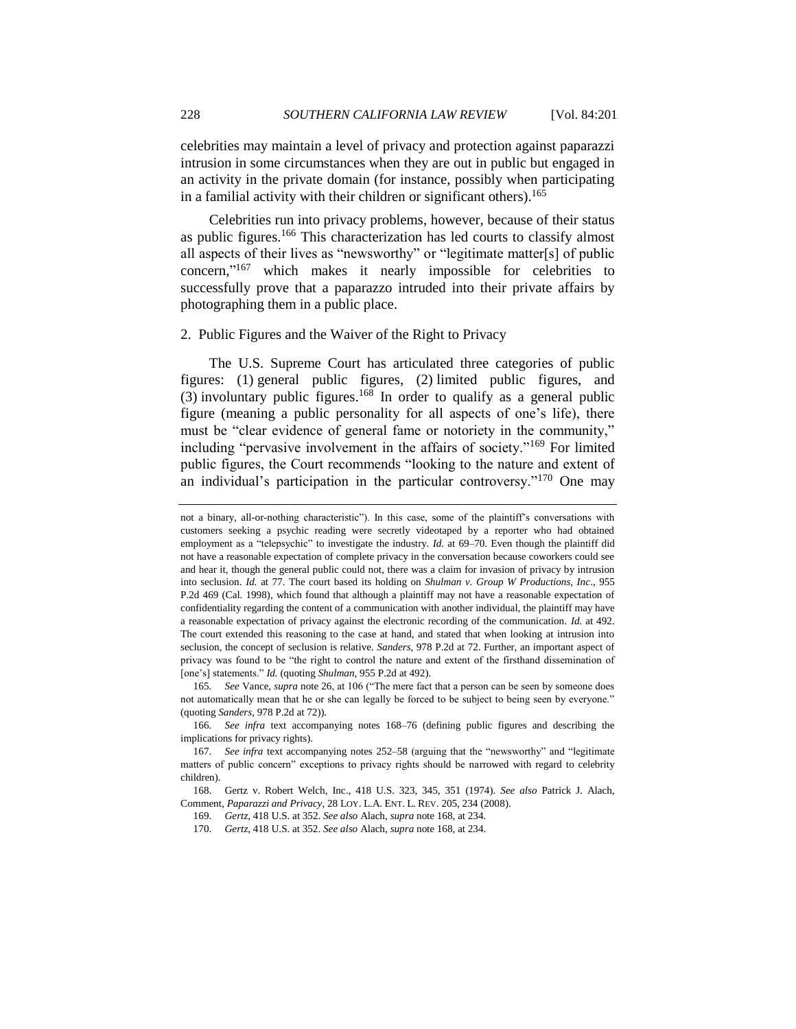celebrities may maintain a level of privacy and protection against paparazzi intrusion in some circumstances when they are out in public but engaged in an activity in the private domain (for instance, possibly when participating in a familial activity with their children or significant others).[165]

Celebrities run into privacy problems, however, because of their status as public figures.[166] This characterization has led courts to classify almost all aspects of their lives as "newsworthy" or "legitimate matter[s] of public concern,"[167] which makes it nearly impossible for celebrities to successfully prove that a paparazzo intruded into their private affairs by photographing them in a public place.

### 2. Public Figures and the Waiver of the Right to Privacy

The U.S. Supreme Court has articulated three categories of public figures: (1) general public figures, (2) limited public figures, and (3) involuntary public figures.[168] In order to qualify as a general public figure (meaning a public personality for all aspects of one's life), there must be "clear evidence of general fame or notoriety in the community," including "pervasive involvement in the affairs of society."[169] For limited public figures, the Court recommends "looking to the nature and extent of an individual's participation in the particular controversy."[170] One may

---

not a binary, all-or-nothing characteristic"). In this case, some of the plaintiff's conversations with customers seeking a psychic reading were secretly videotaped by a reporter who had obtained employment as a "telepsychic" to investigate the industry. *Id.* at 69–70. Even though the plaintiff did not have a reasonable expectation of complete privacy in the conversation because coworkers could see and hear it, though the general public could not, there was a claim for invasion of privacy by intrusion into seclusion. *Id.* at 77. The court based its holding on *Shulman v. Group W Productions, Inc*., 955 P.2d 469 (Cal. 1998), which found that although a plaintiff may not have a reasonable expectation of confidentiality regarding the content of a communication with another individual, the plaintiff may have a reasonable expectation of privacy against the electronic recording of the communication. *Id.* at 492. The court extended this reasoning to the case at hand, and stated that when looking at intrusion into seclusion, the concept of seclusion is relative. *Sanders*, 978 P.2d at 72. Further, an important aspect of privacy was found to be "the right to control the nature and extent of the firsthand dissemination of [one's] statements." *Id.* (quoting *Shulman*, 955 P.2d at 492).

165. *See* Vance, *supra* note 26, at 106 ("The mere fact that a person can be seen by someone does not automatically mean that he or she can legally be forced to be subject to being seen by everyone." (quoting *Sanders*, 978 P.2d at 72)).

166. *See infra* text accompanying notes 168–76 (defining public figures and describing the implications for privacy rights).

167. *See infra* text accompanying notes 252–58 (arguing that the "newsworthy" and "legitimate matters of public concern" exceptions to privacy rights should be narrowed with regard to celebrity children).

168. Gertz v. Robert Welch, Inc., 418 U.S. 323, 345, 351 (1974). *See also* Patrick J. Alach, Comment, *Paparazzi and Privacy*, 28 LOY. L.A. ENT. L. REV. 205, 234 (2008).

169. *Gertz*, 418 U.S. at 352. *See also* Alach, *supra* note 168, at 234.

170. *Gertz*, 418 U.S. at 352. *See also* Alach, *supra* note 168, at 234.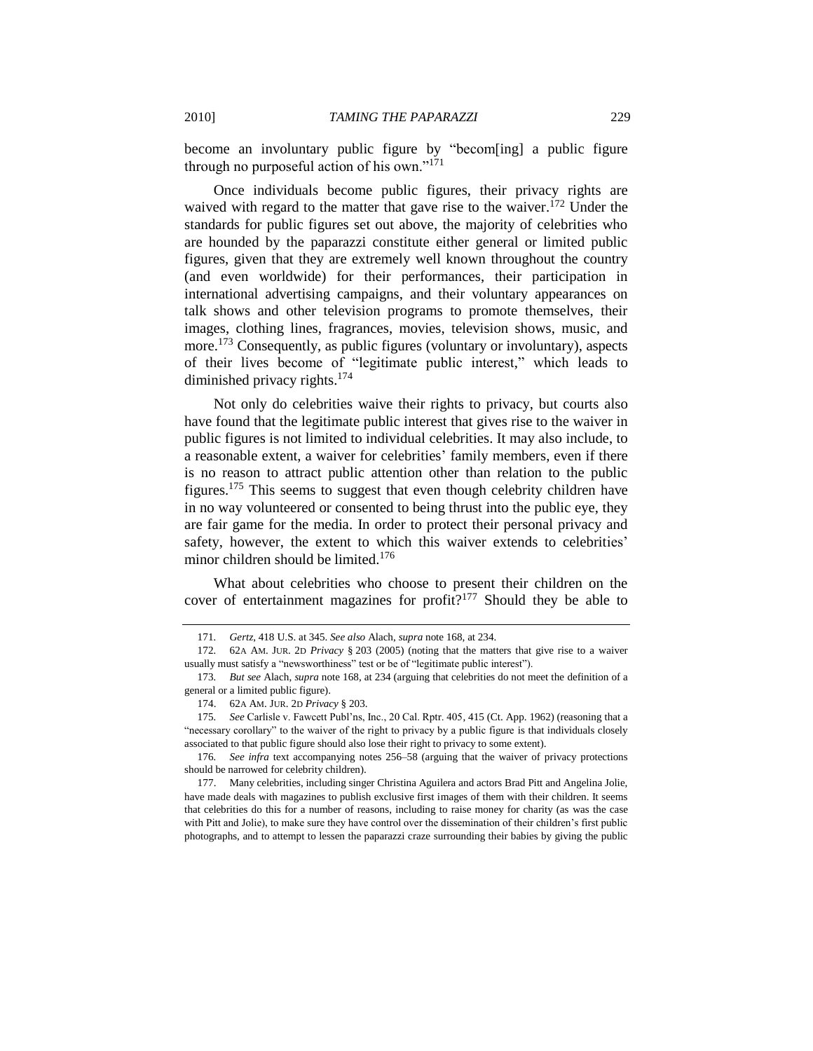become an involuntary public figure by "becom[ing] a public figure through no purposeful action of his own."[171]

Once individuals become public figures, their privacy rights are waived with regard to the matter that gave rise to the waiver.[172] Under the standards for public figures set out above, the majority of celebrities who are hounded by the paparazzi constitute either general or limited public figures, given that they are extremely well known throughout the country (and even worldwide) for their performances, their participation in international advertising campaigns, and their voluntary appearances on talk shows and other television programs to promote themselves, their images, clothing lines, fragrances, movies, television shows, music, and more.[173] Consequently, as public figures (voluntary or involuntary), aspects of their lives become of "legitimate public interest," which leads to diminished privacy rights.[174]

Not only do celebrities waive their rights to privacy, but courts also have found that the legitimate public interest that gives rise to the waiver in public figures is not limited to individual celebrities. It may also include, to a reasonable extent, a waiver for celebrities' family members, even if there is no reason to attract public attention other than relation to the public figures.[175] This seems to suggest that even though celebrity children have in no way volunteered or consented to being thrust into the public eye, they are fair game for the media. In order to protect their personal privacy and safety, however, the extent to which this waiver extends to celebrities' minor children should be limited.[176]

What about celebrities who choose to present their children on the cover of entertainment magazines for profit?[177] Should they be able to

---

171. *Gertz*, 418 U.S. at 345. *See also* Alach, *supra* note 168, at 234.

172. 62A AM. JUR. 2D *Privacy* § 203 (2005) (noting that the matters that give rise to a waiver usually must satisfy a "newsworthiness" test or be of "legitimate public interest").

173. *But see* Alach, *supra* note 168, at 234 (arguing that celebrities do not meet the definition of a general or a limited public figure).

174. 62A AM. JUR. 2D *Privacy* § 203.

175. *See* Carlisle v. Fawcett Publ'ns, Inc., 20 Cal. Rptr. 405, 415 (Ct. App. 1962) (reasoning that a "necessary corollary" to the waiver of the right to privacy by a public figure is that individuals closely associated to that public figure should also lose their right to privacy to some extent).

176. *See infra* text accompanying notes 256–58 (arguing that the waiver of privacy protections should be narrowed for celebrity children).

177. Many celebrities, including singer Christina Aguilera and actors Brad Pitt and Angelina Jolie, have made deals with magazines to publish exclusive first images of them with their children. It seems that celebrities do this for a number of reasons, including to raise money for charity (as was the case with Pitt and Jolie), to make sure they have control over the dissemination of their children's first public photographs, and to attempt to lessen the paparazzi craze surrounding their babies by giving the public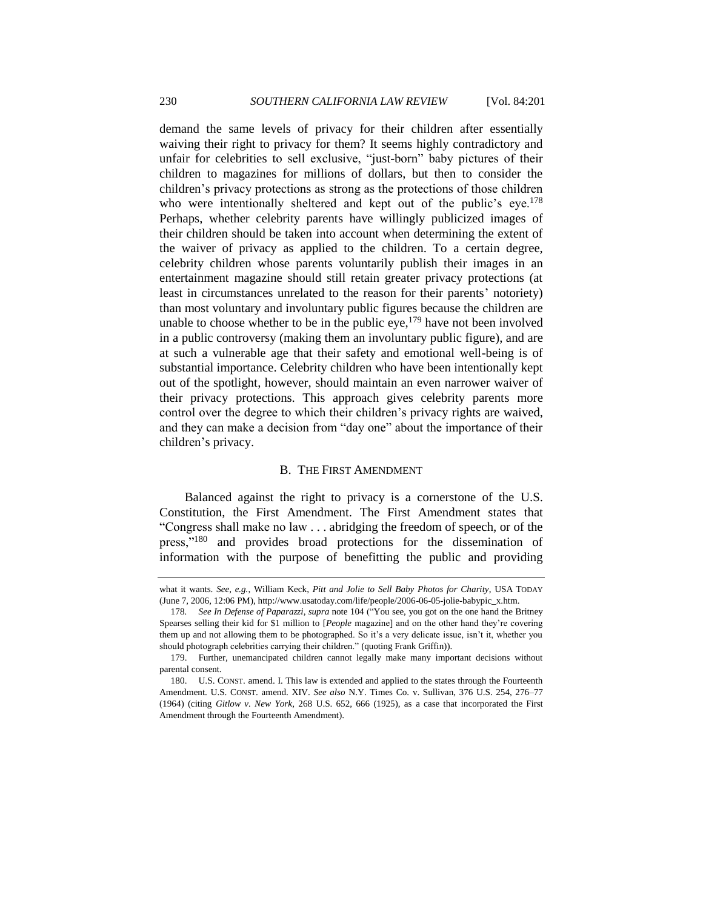demand the same levels of privacy for their children after essentially waiving their right to privacy for them? It seems highly contradictory and unfair for celebrities to sell exclusive, "just-born" baby pictures of their children to magazines for millions of dollars, but then to consider the children's privacy protections as strong as the protections of those children who were intentionally sheltered and kept out of the public's eye.[178] Perhaps, whether celebrity parents have willingly publicized images of their children should be taken into account when determining the extent of the waiver of privacy as applied to the children. To a certain degree, celebrity children whose parents voluntarily publish their images in an entertainment magazine should still retain greater privacy protections (at least in circumstances unrelated to the reason for their parents' notoriety) than most voluntary and involuntary public figures because the children are unable to choose whether to be in the public eye,[179] have not been involved in a public controversy (making them an involuntary public figure), and are at such a vulnerable age that their safety and emotional well-being is of substantial importance. Celebrity children who have been intentionally kept out of the spotlight, however, should maintain an even narrower waiver of their privacy protections. This approach gives celebrity parents more control over the degree to which their children's privacy rights are waived, and they can make a decision from "day one" about the importance of their children's privacy.

## B. THE FIRST AMENDMENT

Balanced against the right to privacy is a cornerstone of the U.S. Constitution, the First Amendment. The First Amendment states that "Congress shall make no law . . . abridging the freedom of speech, or of the press,"[180] and provides broad protections for the dissemination of information with the purpose of benefitting the public and providing

---

what it wants. *See, e.g.*, William Keck, *Pitt and Jolie to Sell Baby Photos for Charity*, USA TODAY (June 7, 2006, 12:06 PM), http://www.usatoday.com/life/people/2006-06-05-jolie-babypic_x.htm.

178. *See In Defense of Paparazzi*, *supra* note 104 ("You see, you got on the one hand the Britney Spearses selling their kid for $1 million to [*People* magazine] and on the other hand they're covering them up and not allowing them to be photographed. So it's a very delicate issue, isn't it, whether you should photograph celebrities carrying their children." (quoting Frank Griffin)).

179. Further, unemancipated children cannot legally make many important decisions without parental consent.

180. U.S. CONST. amend. I. This law is extended and applied to the states through the Fourteenth Amendment. U.S. CONST. amend. XIV. *See also* N.Y. Times Co. v. Sullivan, 376 U.S. 254, 276–77 (1964) (citing *Gitlow v. New York*, 268 U.S. 652, 666 (1925), as a case that incorporated the First Amendment through the Fourteenth Amendment).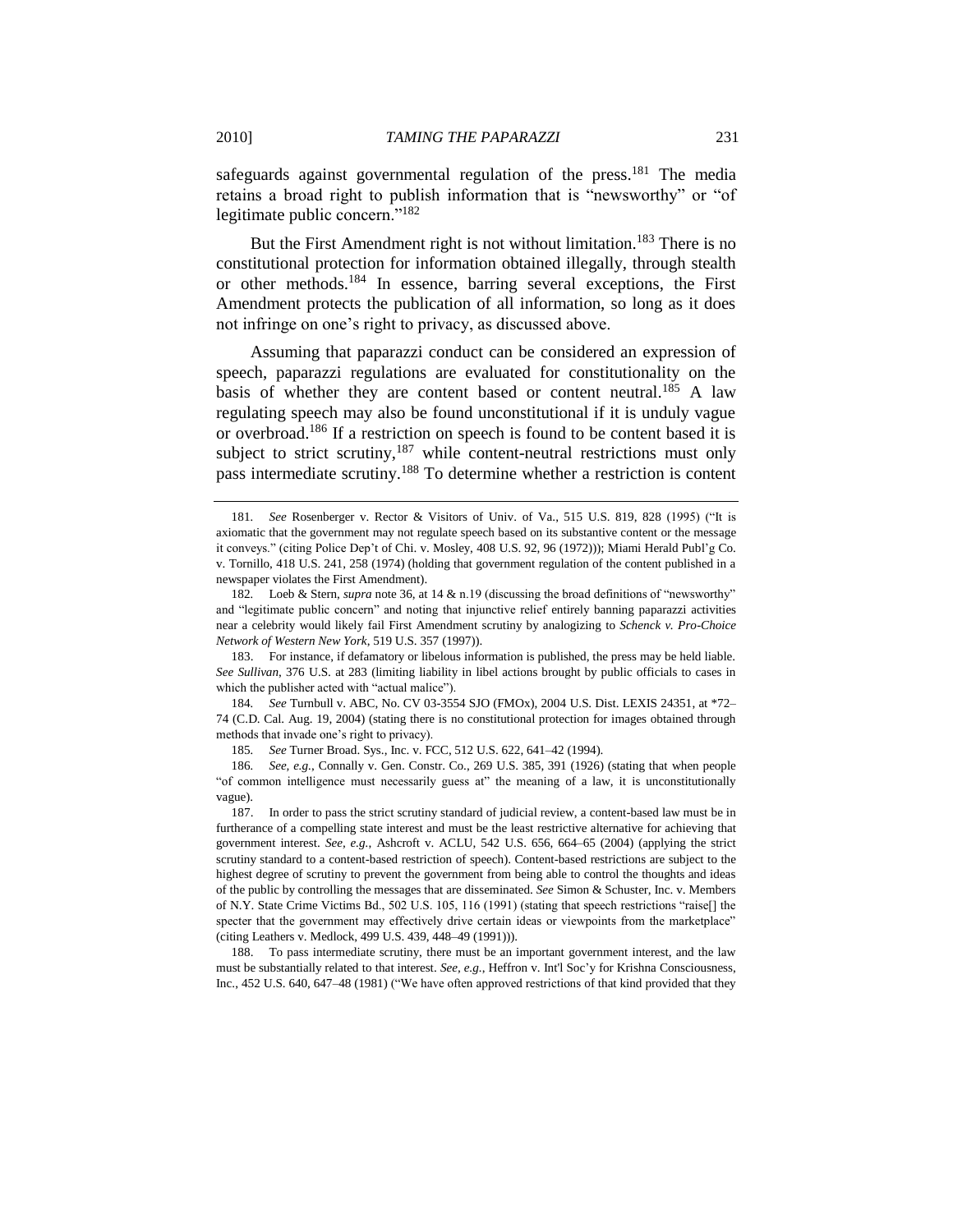safeguards against governmental regulation of the press.[181] The media retains a broad right to publish information that is "newsworthy" or "of legitimate public concern."[182]

But the First Amendment right is not without limitation.[183] There is no constitutional protection for information obtained illegally, through stealth or other methods.[184] In essence, barring several exceptions, the First Amendment protects the publication of all information, so long as it does not infringe on one's right to privacy, as discussed above.

Assuming that paparazzi conduct can be considered an expression of speech, paparazzi regulations are evaluated for constitutionality on the basis of whether they are content based or content neutral.[185] A law regulating speech may also be found unconstitutional if it is unduly vague or overbroad.[186] If a restriction on speech is found to be content based it is subject to strict scrutiny,[187] while content-neutral restrictions must only pass intermediate scrutiny.[188] To determine whether a restriction is content

---

181. *See* Rosenberger v. Rector & Visitors of Univ. of Va., 515 U.S. 819, 828 (1995) ("It is axiomatic that the government may not regulate speech based on its substantive content or the message it conveys." (citing Police Dep't of Chi. v. Mosley, 408 U.S. 92, 96 (1972))); Miami Herald Publ'g Co. v. Tornillo, 418 U.S. 241, 258 (1974) (holding that government regulation of the content published in a newspaper violates the First Amendment).

182. Loeb & Stern, *supra* note 36, at 14 & n.19 (discussing the broad definitions of "newsworthy" and "legitimate public concern" and noting that injunctive relief entirely banning paparazzi activities near a celebrity would likely fail First Amendment scrutiny by analogizing to *Schenck v. Pro-Choice Network of Western New York*, 519 U.S. 357 (1997)).

183. For instance, if defamatory or libelous information is published, the press may be held liable. *See Sullivan*, 376 U.S. at 283 (limiting liability in libel actions brought by public officials to cases in which the publisher acted with "actual malice").

184. *See* Turnbull v. ABC, No. CV 03-3554 SJO (FMOx), 2004 U.S. Dist. LEXIS 24351, at *72–74 (C.D. Cal. Aug. 19, 2004) (stating there is no constitutional protection for images obtained through methods that invade one's right to privacy).

185. *See* Turner Broad. Sys., Inc. v. FCC, 512 U.S. 622, 641–42 (1994).

186. *See, e.g.*, Connally v. Gen. Constr. Co., 269 U.S. 385, 391 (1926) (stating that when people "of common intelligence must necessarily guess at" the meaning of a law, it is unconstitutionally vague).

187. In order to pass the strict scrutiny standard of judicial review, a content-based law must be in furtherance of a compelling state interest and must be the least restrictive alternative for achieving that government interest. *See, e.g.*, Ashcroft v. ACLU, 542 U.S. 656, 664–65 (2004) (applying the strict scrutiny standard to a content-based restriction of speech). Content-based restrictions are subject to the highest degree of scrutiny to prevent the government from being able to control the thoughts and ideas of the public by controlling the messages that are disseminated. *See* Simon & Schuster, Inc. v. Members of N.Y. State Crime Victims Bd., 502 U.S. 105, 116 (1991) (stating that speech restrictions "raise[] the specter that the government may effectively drive certain ideas or viewpoints from the marketplace" (citing Leathers v. Medlock, 499 U.S. 439, 448–49 (1991))).

188. To pass intermediate scrutiny, there must be an important government interest, and the law must be substantially related to that interest. *See, e.g.*, Heffron v. Int'l Soc'y for Krishna Consciousness, Inc., 452 U.S. 640, 647–48 (1981) ("We have often approved restrictions of that kind provided that they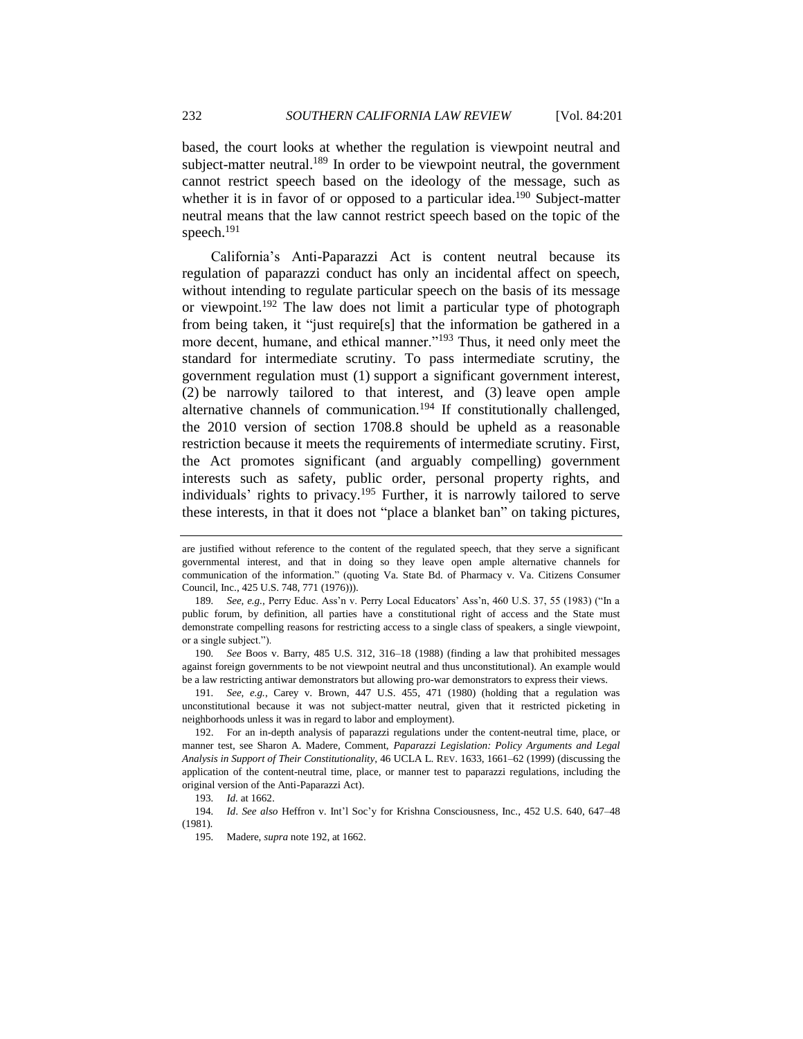based, the court looks at whether the regulation is viewpoint neutral and subject-matter neutral.[189] In order to be viewpoint neutral, the government cannot restrict speech based on the ideology of the message, such as whether it is in favor of or opposed to a particular idea.[190] Subject-matter neutral means that the law cannot restrict speech based on the topic of the speech.[191]

California's Anti-Paparazzi Act is content neutral because its regulation of paparazzi conduct has only an incidental affect on speech, without intending to regulate particular speech on the basis of its message or viewpoint.[192] The law does not limit a particular type of photograph from being taken, it "just require[s] that the information be gathered in a more decent, humane, and ethical manner."[193] Thus, it need only meet the standard for intermediate scrutiny. To pass intermediate scrutiny, the government regulation must (1) support a significant government interest, (2) be narrowly tailored to that interest, and (3) leave open ample alternative channels of communication.[194] If constitutionally challenged, the 2010 version of section 1708.8 should be upheld as a reasonable restriction because it meets the requirements of intermediate scrutiny. First, the Act promotes significant (and arguably compelling) government interests such as safety, public order, personal property rights, and individuals' rights to privacy.[195] Further, it is narrowly tailored to serve these interests, in that it does not "place a blanket ban" on taking pictures,

---

are justified without reference to the content of the regulated speech, that they serve a significant governmental interest, and that in doing so they leave open ample alternative channels for communication of the information." (quoting Va. State Bd. of Pharmacy v. Va. Citizens Consumer Council, Inc., 425 U.S. 748, 771 (1976))).

189. *See, e.g.*, Perry Educ. Ass'n v. Perry Local Educators' Ass'n, 460 U.S. 37, 55 (1983) ("In a public forum, by definition, all parties have a constitutional right of access and the State must demonstrate compelling reasons for restricting access to a single class of speakers, a single viewpoint, or a single subject.").

190. *See* Boos v. Barry, 485 U.S. 312, 316–18 (1988) (finding a law that prohibited messages against foreign governments to be not viewpoint neutral and thus unconstitutional). An example would be a law restricting antiwar demonstrators but allowing pro-war demonstrators to express their views.

191. *See, e.g.*, Carey v. Brown, 447 U.S. 455, 471 (1980) (holding that a regulation was unconstitutional because it was not subject-matter neutral, given that it restricted picketing in neighborhoods unless it was in regard to labor and employment).

192. For an in-depth analysis of paparazzi regulations under the content-neutral time, place, or manner test, see Sharon A. Madere, Comment, *Paparazzi Legislation: Policy Arguments and Legal Analysis in Support of Their Constitutionality*, 46 UCLA L. REV. 1633, 1661–62 (1999) (discussing the application of the content-neutral time, place, or manner test to paparazzi regulations, including the original version of the Anti-Paparazzi Act).

193. *Id.* at 1662.

194. *Id*. *See also* Heffron v. Int'l Soc'y for Krishna Consciousness, Inc., 452 U.S. 640, 647–48 (1981).

195. Madere, *supra* note 192, at 1662.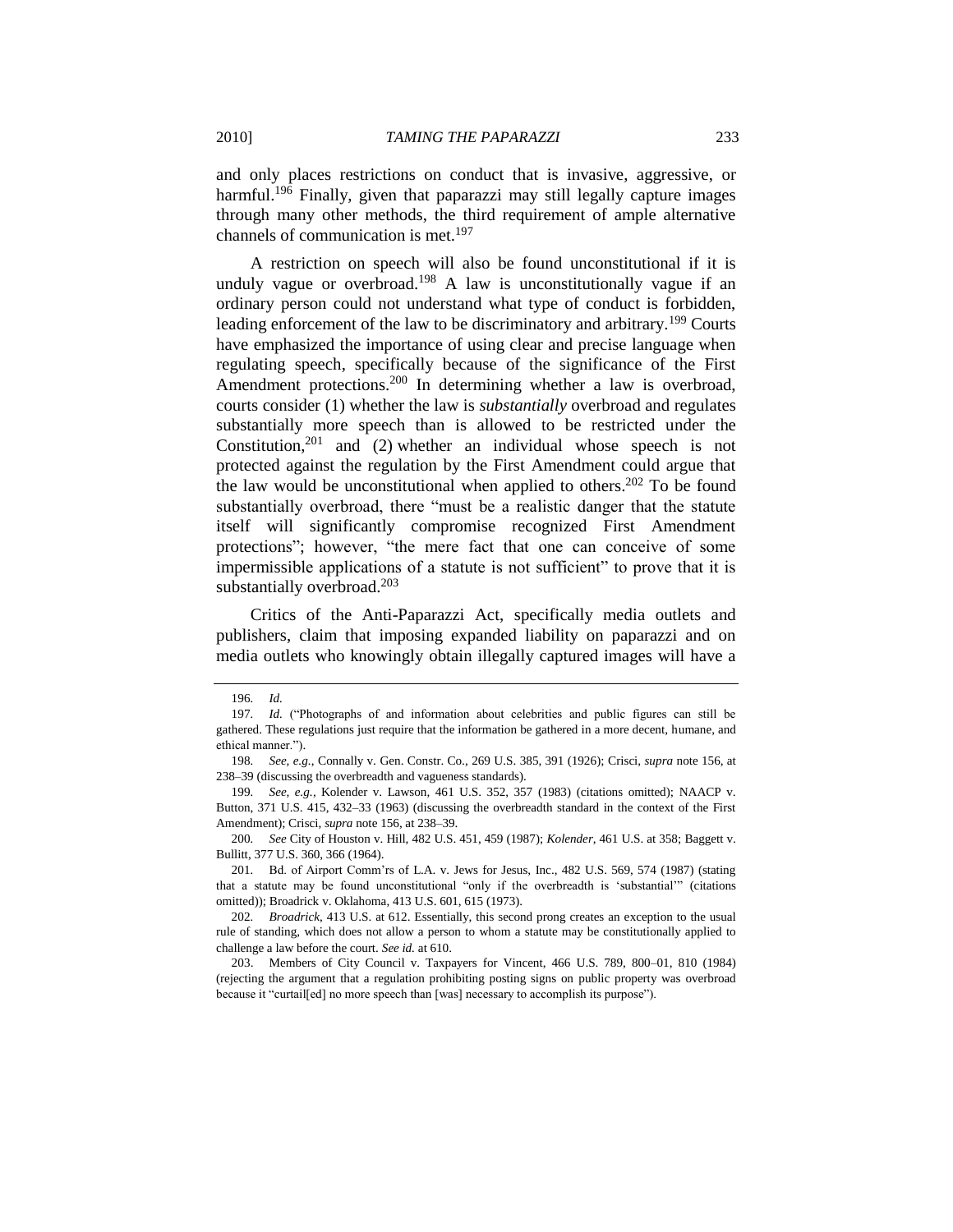and only places restrictions on conduct that is invasive, aggressive, or harmful.[196] Finally, given that paparazzi may still legally capture images through many other methods, the third requirement of ample alternative channels of communication is met.[197]

A restriction on speech will also be found unconstitutional if it is unduly vague or overbroad.[198] A law is unconstitutionally vague if an ordinary person could not understand what type of conduct is forbidden, leading enforcement of the law to be discriminatory and arbitrary.[199] Courts have emphasized the importance of using clear and precise language when regulating speech, specifically because of the significance of the First Amendment protections.[200] In determining whether a law is overbroad, courts consider (1) whether the law is *substantially* overbroad and regulates substantially more speech than is allowed to be restricted under the Constitution,[201] and (2) whether an individual whose speech is not protected against the regulation by the First Amendment could argue that the law would be unconstitutional when applied to others.[202] To be found substantially overbroad, there "must be a realistic danger that the statute itself will significantly compromise recognized First Amendment protections"; however, "the mere fact that one can conceive of some impermissible applications of a statute is not sufficient" to prove that it is substantially overbroad.[203]

Critics of the Anti-Paparazzi Act, specifically media outlets and publishers, claim that imposing expanded liability on paparazzi and on media outlets who knowingly obtain illegally captured images will have a

---

196. *Id.*

197. *Id.* ("Photographs of and information about celebrities and public figures can still be gathered. These regulations just require that the information be gathered in a more decent, humane, and ethical manner.").

198. *See, e.g.*, Connally v. Gen. Constr. Co., 269 U.S. 385, 391 (1926); Crisci, *supra* note 156, at 238–39 (discussing the overbreadth and vagueness standards).

199. *See, e.g.*, Kolender v. Lawson, 461 U.S. 352, 357 (1983) (citations omitted); NAACP v. Button, 371 U.S. 415, 432–33 (1963) (discussing the overbreadth standard in the context of the First Amendment); Crisci, *supra* note 156, at 238–39.

200. *See* City of Houston v. Hill, 482 U.S. 451, 459 (1987); *Kolender*, 461 U.S. at 358; Baggett v. Bullitt, 377 U.S. 360, 366 (1964).

201. Bd. of Airport Comm'rs of L.A. v. Jews for Jesus, Inc., 482 U.S. 569, 574 (1987) (stating that a statute may be found unconstitutional "only if the overbreadth is 'substantial'" (citations omitted)); Broadrick v. Oklahoma, 413 U.S. 601, 615 (1973).

202. *Broadrick*, 413 U.S. at 612. Essentially, this second prong creates an exception to the usual rule of standing, which does not allow a person to whom a statute may be constitutionally applied to challenge a law before the court. *See id.* at 610.

203. Members of City Council v. Taxpayers for Vincent, 466 U.S. 789, 800–01, 810 (1984) (rejecting the argument that a regulation prohibiting posting signs on public property was overbroad because it "curtail[ed] no more speech than [was] necessary to accomplish its purpose").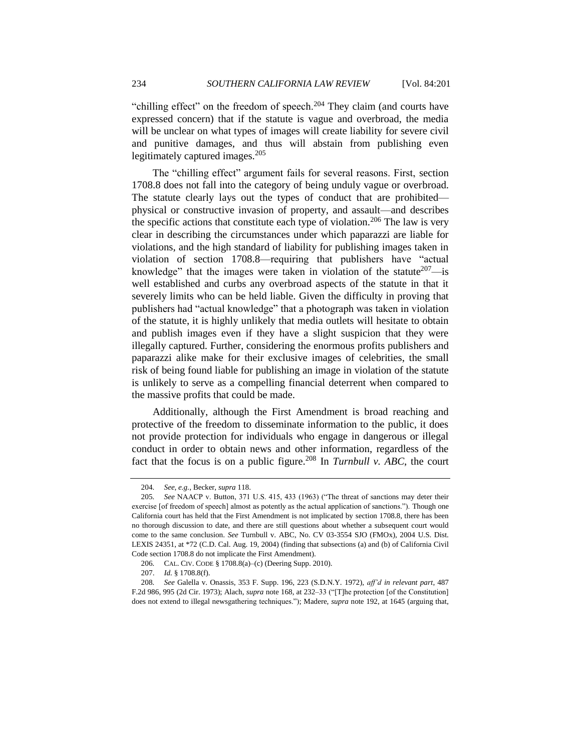"chilling effect" on the freedom of speech.[204] They claim (and courts have expressed concern) that if the statute is vague and overbroad, the media will be unclear on what types of images will create liability for severe civil and punitive damages, and thus will abstain from publishing even legitimately captured images.[205]

The "chilling effect" argument fails for several reasons. First, section 1708.8 does not fall into the category of being unduly vague or overbroad. The statute clearly lays out the types of conduct that are prohibited—physical or constructive invasion of property, and assault—and describes the specific actions that constitute each type of violation.[206] The law is very clear in describing the circumstances under which paparazzi are liable for violations, and the high standard of liability for publishing images taken in violation of section 1708.8—requiring that publishers have "actual knowledge" that the images were taken in violation of the statute[207]—is well established and curbs any overbroad aspects of the statute in that it severely limits who can be held liable. Given the difficulty in proving that publishers had "actual knowledge" that a photograph was taken in violation of the statute, it is highly unlikely that media outlets will hesitate to obtain and publish images even if they have a slight suspicion that they were illegally captured. Further, considering the enormous profits publishers and paparazzi alike make for their exclusive images of celebrities, the small risk of being found liable for publishing an image in violation of the statute is unlikely to serve as a compelling financial deterrent when compared to the massive profits that could be made.

Additionally, although the First Amendment is broad reaching and protective of the freedom to disseminate information to the public, it does not provide protection for individuals who engage in dangerous or illegal conduct in order to obtain news and other information, regardless of the fact that the focus is on a public figure.[208] In *Turnbull v. ABC*, the court

---

204. *See, e.g.*, Becker, *supra* 118.

205. *See* NAACP v. Button, 371 U.S. 415, 433 (1963) ("The threat of sanctions may deter their exercise [of freedom of speech] almost as potently as the actual application of sanctions."). Though one California court has held that the First Amendment is not implicated by section 1708.8, there has been no thorough discussion to date, and there are still questions about whether a subsequent court would come to the same conclusion. *See* Turnbull v. ABC, No. CV 03-3554 SJO (FMOx), 2004 U.S. Dist. LEXIS 24351, at *72 (C.D. Cal. Aug. 19, 2004) (finding that subsections (a) and (b) of California Civil Code section 1708.8 do not implicate the First Amendment).

206. CAL. CIV. CODE § 1708.8(a)–(c) (Deering Supp. 2010).

207. *Id.* § 1708.8(f).

208. *See* Galella v. Onassis, 353 F. Supp. 196, 223 (S.D.N.Y. 1972), *aff'd in relevant part*, 487 F.2d 986, 995 (2d Cir. 1973); Alach, *supra* note 168, at 232–33 ("[T]he protection [of the Constitution] does not extend to illegal newsgathering techniques."); Madere, *supra* note 192, at 1645 (arguing that,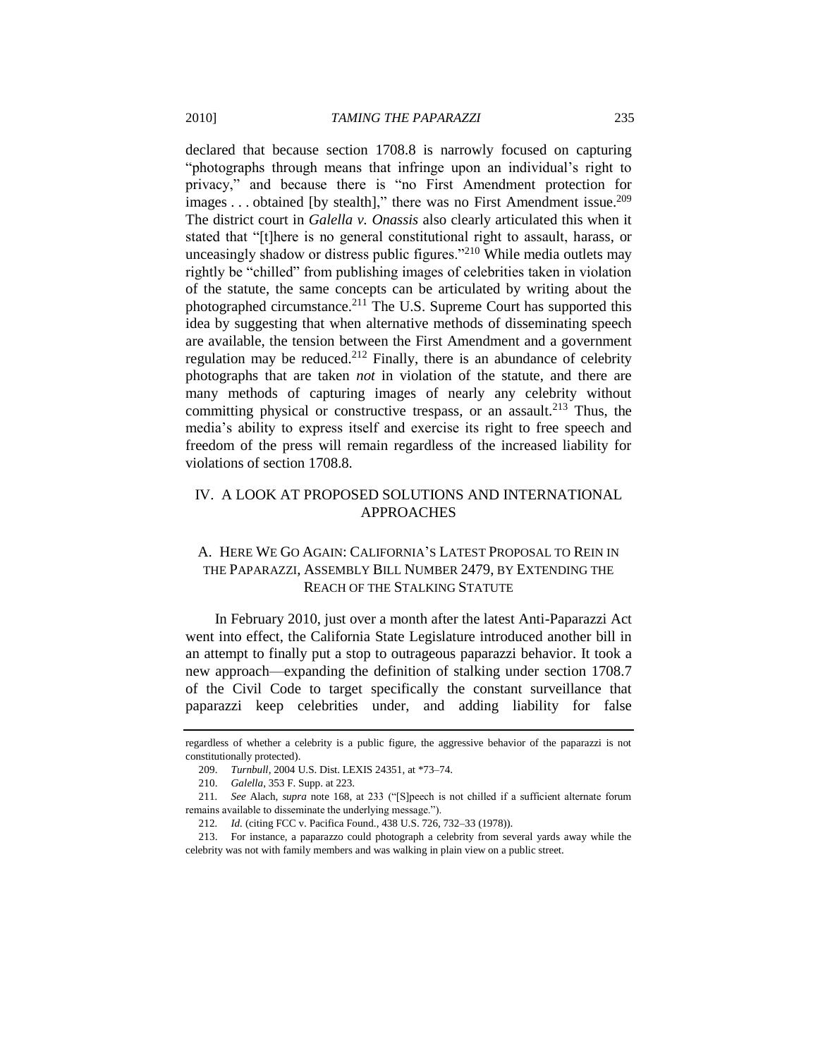declared that because section 1708.8 is narrowly focused on capturing "photographs through means that infringe upon an individual's right to privacy," and because there is "no First Amendment protection for images . . . obtained [by stealth]," there was no First Amendment issue.[209] The district court in *Galella v. Onassis* also clearly articulated this when it stated that "[t]here is no general constitutional right to assault, harass, or unceasingly shadow or distress public figures."[210] While media outlets may rightly be "chilled" from publishing images of celebrities taken in violation of the statute, the same concepts can be articulated by writing about the photographed circumstance.[211] The U.S. Supreme Court has supported this idea by suggesting that when alternative methods of disseminating speech are available, the tension between the First Amendment and a government regulation may be reduced.[212] Finally, there is an abundance of celebrity photographs that are taken *not* in violation of the statute, and there are many methods of capturing images of nearly any celebrity without committing physical or constructive trespass, or an assault.[213] Thus, the media's ability to express itself and exercise its right to free speech and freedom of the press will remain regardless of the increased liability for violations of section 1708.8.

## IV. A LOOK AT PROPOSED SOLUTIONS AND INTERNATIONAL APPROACHES

### A. HERE WE GO AGAIN: CALIFORNIA'S LATEST PROPOSAL TO REIN IN THE PAPARAZZI, ASSEMBLY BILL NUMBER 2479, BY EXTENDING THE REACH OF THE STALKING STATUTE

In February 2010, just over a month after the latest Anti-Paparazzi Act went into effect, the California State Legislature introduced another bill in an attempt to finally put a stop to outrageous paparazzi behavior. It took a new approach—expanding the definition of stalking under section 1708.7 of the Civil Code to target specifically the constant surveillance that paparazzi keep celebrities under, and adding liability for false

---

regardless of whether a celebrity is a public figure, the aggressive behavior of the paparazzi is not constitutionally protected).

209. *Turnbull*, 2004 U.S. Dist. LEXIS 24351, at *73–74.

210. *Galella*, 353 F. Supp. at 223.

211. *See* Alach, *supra* note 168, at 233 ("[S]peech is not chilled if a sufficient alternate forum remains available to disseminate the underlying message.").

212. *Id.* (citing FCC v. Pacifica Found., 438 U.S. 726, 732–33 (1978)).

213. For instance, a paparazzo could photograph a celebrity from several yards away while the celebrity was not with family members and was walking in plain view on a public street.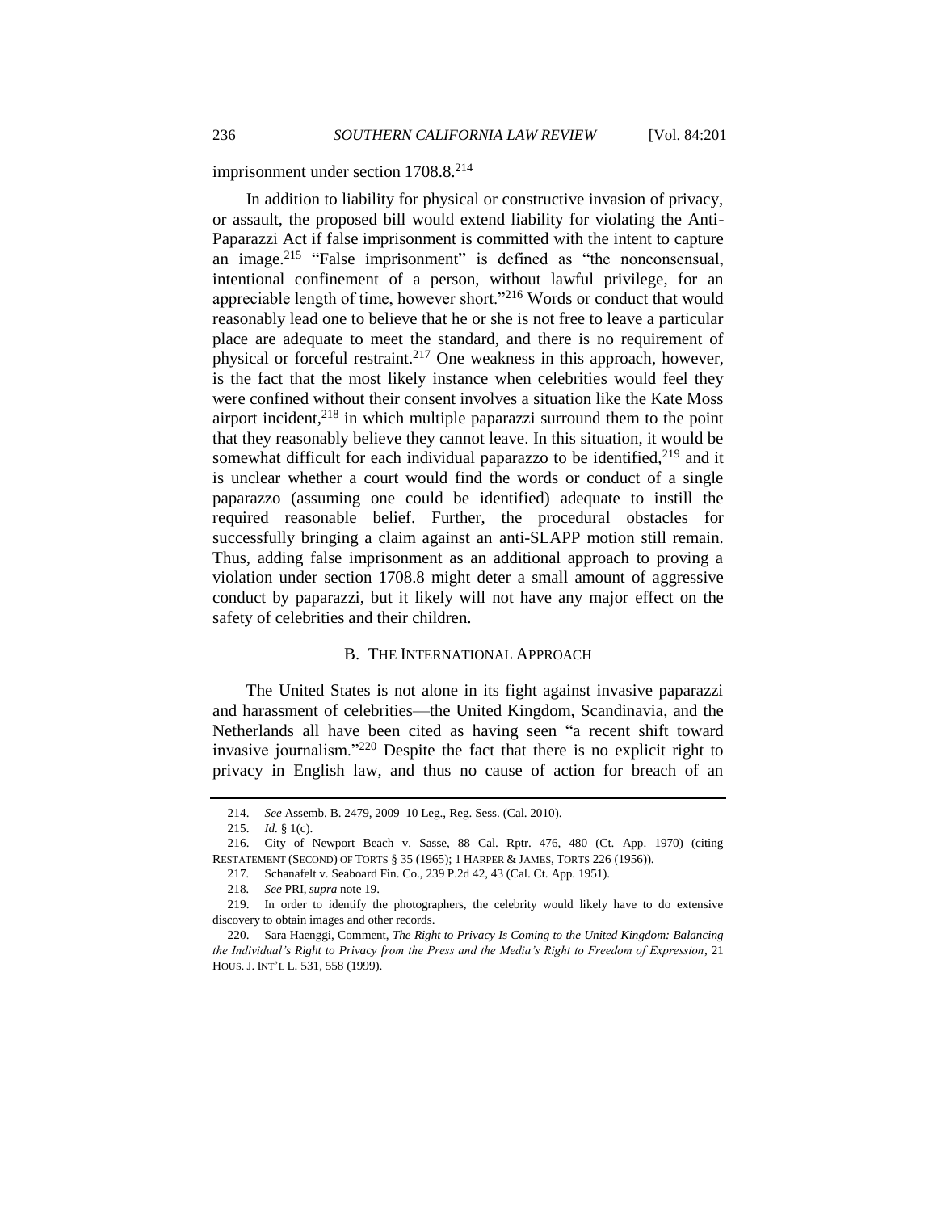imprisonment under section 1708.8.[214]

In addition to liability for physical or constructive invasion of privacy, or assault, the proposed bill would extend liability for violating the Anti-Paparazzi Act if false imprisonment is committed with the intent to capture an image.[215] "False imprisonment" is defined as "the nonconsensual, intentional confinement of a person, without lawful privilege, for an appreciable length of time, however short."[216] Words or conduct that would reasonably lead one to believe that he or she is not free to leave a particular place are adequate to meet the standard, and there is no requirement of physical or forceful restraint.[217] One weakness in this approach, however, is the fact that the most likely instance when celebrities would feel they were confined without their consent involves a situation like the Kate Moss airport incident,[218] in which multiple paparazzi surround them to the point that they reasonably believe they cannot leave. In this situation, it would be somewhat difficult for each individual paparazzo to be identified,[219] and it is unclear whether a court would find the words or conduct of a single paparazzo (assuming one could be identified) adequate to instill the required reasonable belief. Further, the procedural obstacles for successfully bringing a claim against an anti-SLAPP motion still remain. Thus, adding false imprisonment as an additional approach to proving a violation under section 1708.8 might deter a small amount of aggressive conduct by paparazzi, but it likely will not have any major effect on the safety of celebrities and their children.

### B. The International Approach

The United States is not alone in its fight against invasive paparazzi and harassment of celebrities—the United Kingdom, Scandinavia, and the Netherlands all have been cited as having seen "a recent shift toward invasive journalism."[220] Despite the fact that there is no explicit right to privacy in English law, and thus no cause of action for breach of an

---

214. *See* Assemb. B. 2479, 2009–10 Leg., Reg. Sess. (Cal. 2010).

215. *Id.* § 1(c).

216. City of Newport Beach v. Sasse, 88 Cal. Rptr. 476, 480 (Ct. App. 1970) (citing RESTATEMENT (SECOND) OF TORTS § 35 (1965); 1 HARPER & JAMES, TORTS 226 (1956)).

217. Schanafelt v. Seaboard Fin. Co., 239 P.2d 42, 43 (Cal. Ct. App. 1951).

218. *See* PRI, *supra* note 19.

219. In order to identify the photographers, the celebrity would likely have to do extensive discovery to obtain images and other records.

220. Sara Haenggi, Comment, *The Right to Privacy Is Coming to the United Kingdom: Balancing the Individual's Right to Privacy from the Press and the Media's Right to Freedom of Expression*, 21 HOUS. J. INT'L L. 531, 558 (1999).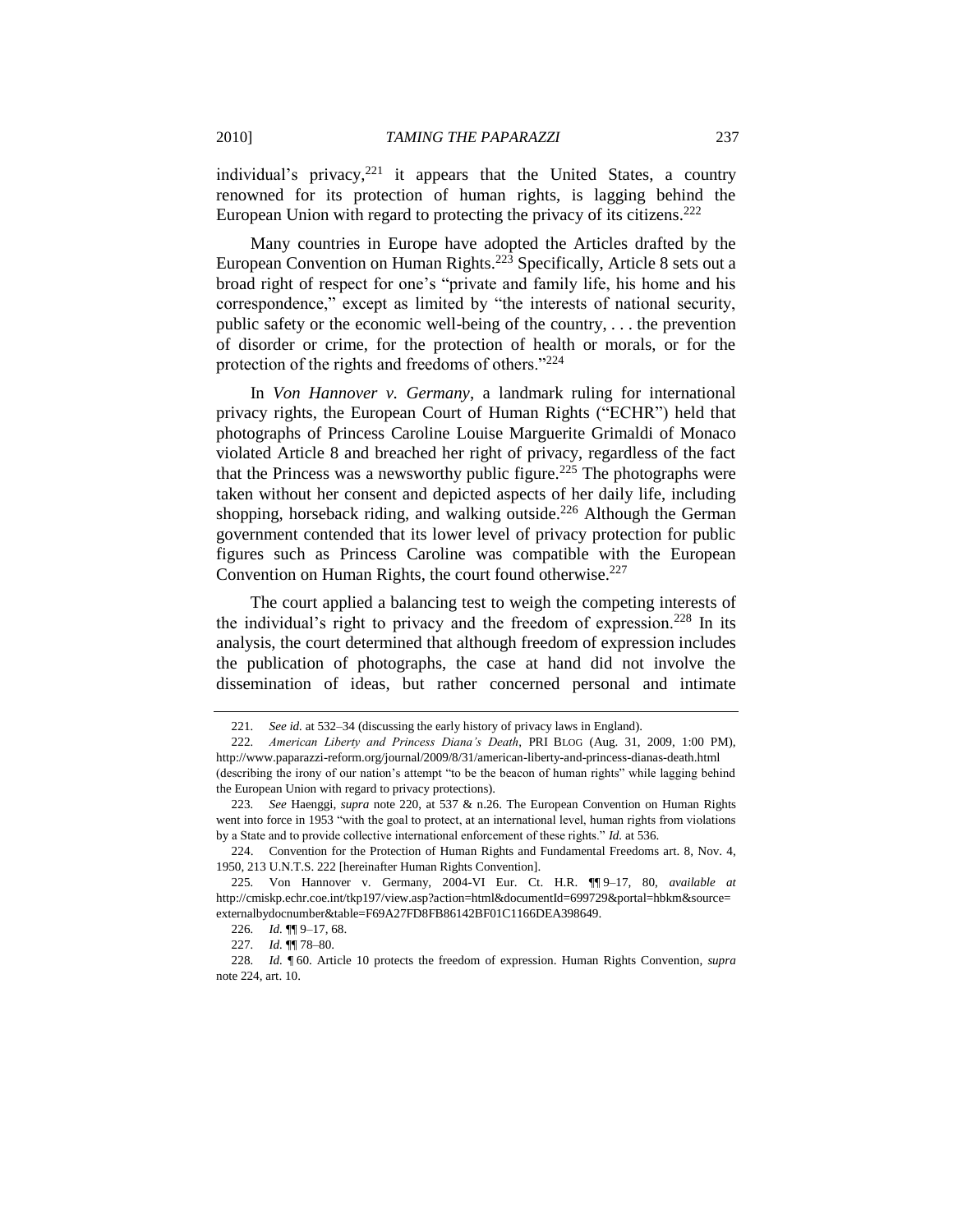individual's privacy,[221] it appears that the United States, a country renowned for its protection of human rights, is lagging behind the European Union with regard to protecting the privacy of its citizens.[222]

Many countries in Europe have adopted the Articles drafted by the European Convention on Human Rights.[223] Specifically, Article 8 sets out a broad right of respect for one's "private and family life, his home and his correspondence," except as limited by "the interests of national security, public safety or the economic well-being of the country, . . . the prevention of disorder or crime, for the protection of health or morals, or for the protection of the rights and freedoms of others."[224]

In *Von Hannover v. Germany*, a landmark ruling for international privacy rights, the European Court of Human Rights ("ECHR") held that photographs of Princess Caroline Louise Marguerite Grimaldi of Monaco violated Article 8 and breached her right of privacy, regardless of the fact that the Princess was a newsworthy public figure.[225] The photographs were taken without her consent and depicted aspects of her daily life, including shopping, horseback riding, and walking outside.[226] Although the German government contended that its lower level of privacy protection for public figures such as Princess Caroline was compatible with the European Convention on Human Rights, the court found otherwise.[227]

The court applied a balancing test to weigh the competing interests of the individual's right to privacy and the freedom of expression.[228] In its analysis, the court determined that although freedom of expression includes the publication of photographs, the case at hand did not involve the dissemination of ideas, but rather concerned personal and intimate

---

221. *See id.* at 532–34 (discussing the early history of privacy laws in England).

222. *American Liberty and Princess Diana's Death*, PRI BLOG (Aug. 31, 2009, 1:00 PM), http://www.paparazzi-reform.org/journal/2009/8/31/american-liberty-and-princess-dianas-death.html (describing the irony of our nation's attempt "to be the beacon of human rights" while lagging behind the European Union with regard to privacy protections).

223. *See* Haenggi, *supra* note 220, at 537 & n.26. The European Convention on Human Rights went into force in 1953 "with the goal to protect, at an international level, human rights from violations by a State and to provide collective international enforcement of these rights." *Id.* at 536.

224. Convention for the Protection of Human Rights and Fundamental Freedoms art. 8, Nov. 4, 1950, 213 U.N.T.S. 222 [hereinafter Human Rights Convention].

225. Von Hannover v. Germany, 2004-VI Eur. Ct. H.R. ¶¶ 9–17, 80, *available at* http://cmiskp.echr.coe.int/tkp197/view.asp?action=html&documentId=699729&portal=hbkm&source=externalbydocnumber&table=F69A27FD8FB86142BF01C1166DEA398649.

226. *Id.* ¶¶ 9–17, 68.

227. *Id.* ¶¶ 78–80.

228. *Id.* ¶ 60. Article 10 protects the freedom of expression. Human Rights Convention, *supra* note 224, art. 10.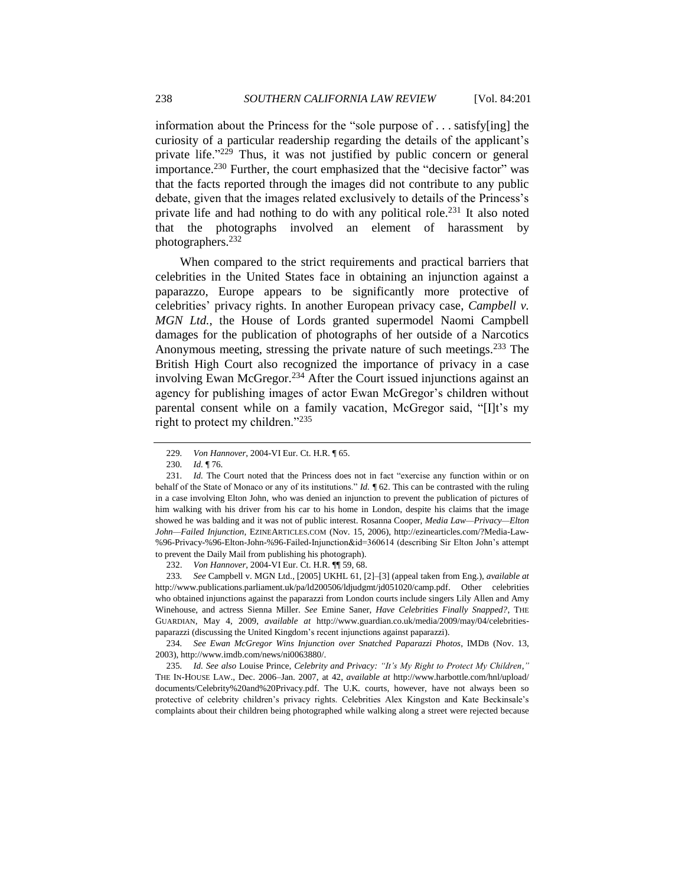information about the Princess for the "sole purpose of . . . satisfy[ing] the curiosity of a particular readership regarding the details of the applicant's private life."[229] Thus, it was not justified by public concern or general importance.[230] Further, the court emphasized that the "decisive factor" was that the facts reported through the images did not contribute to any public debate, given that the images related exclusively to details of the Princess's private life and had nothing to do with any political role.[231] It also noted that the photographs involved an element of harassment by photographers.[232]

When compared to the strict requirements and practical barriers that celebrities in the United States face in obtaining an injunction against a paparazzo, Europe appears to be significantly more protective of celebrities' privacy rights. In another European privacy case, *Campbell v. MGN Ltd.*, the House of Lords granted supermodel Naomi Campbell damages for the publication of photographs of her outside of a Narcotics Anonymous meeting, stressing the private nature of such meetings.[233] The British High Court also recognized the importance of privacy in a case involving Ewan McGregor.[234] After the Court issued injunctions against an agency for publishing images of actor Ewan McGregor's children without parental consent while on a family vacation, McGregor said, "[I]t's my right to protect my children."[235]

---

229. *Von Hannover*, 2004-VI Eur. Ct. H.R. ¶ 65.

230. *Id.* ¶ 76.

231. *Id.* The Court noted that the Princess does not in fact "exercise any function within or on behalf of the State of Monaco or any of its institutions." *Id.* ¶ 62. This can be contrasted with the ruling in a case involving Elton John, who was denied an injunction to prevent the publication of pictures of him walking with his driver from his car to his home in London, despite his claims that the image showed he was balding and it was not of public interest. Rosanna Cooper, *Media Law—Privacy—Elton John—Failed Injunction*, EZINEARTICLES.COM (Nov. 15, 2006), http://ezinearticles.com/?Media-Law-%96-Privacy-%96-Elton-John-%96-Failed-Injunction&id=360614 (describing Sir Elton John's attempt to prevent the Daily Mail from publishing his photograph).

232. *Von Hannover*, 2004-VI Eur. Ct. H.R. ¶¶ 59, 68.

233. *See* Campbell v. MGN Ltd., [2005] UKHL 61, [2]–[3] (appeal taken from Eng.), *available at* http://www.publications.parliament.uk/pa/ld200506/ldjudgmt/jd051020/camp.pdf. Other celebrities who obtained injunctions against the paparazzi from London courts include singers Lily Allen and Amy Winehouse, and actress Sienna Miller. *See* Emine Saner, *Have Celebrities Finally Snapped?*, THE GUARDIAN, May 4, 2009, *available at* http://www.guardian.co.uk/media/2009/may/04/celebrities-paparazzi (discussing the United Kingdom's recent injunctions against paparazzi).

234. *See Ewan McGregor Wins Injunction over Snatched Paparazzi Photos*, IMDB (Nov. 13, 2003), http://www.imdb.com/news/ni0063880/.

235. *Id. See also* Louise Prince, *Celebrity and Privacy: "It's My Right to Protect My Children*,*"* THE IN-HOUSE LAW., Dec. 2006–Jan. 2007, at 42, *available at* http://www.harbottle.com/hnl/upload/documents/Celebrity%20and%20Privacy.pdf. The U.K. courts, however, have not always been so protective of celebrity children's privacy rights. Celebrities Alex Kingston and Kate Beckinsale's complaints about their children being photographed while walking along a street were rejected because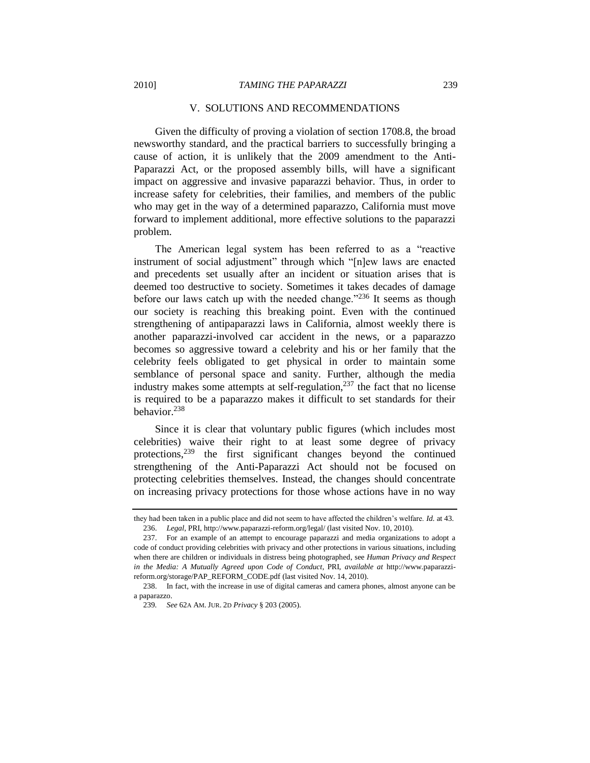## V. SOLUTIONS AND RECOMMENDATIONS

Given the difficulty of proving a violation of section 1708.8, the broad newsworthy standard, and the practical barriers to successfully bringing a cause of action, it is unlikely that the 2009 amendment to the Anti-Paparazzi Act, or the proposed assembly bills, will have a significant impact on aggressive and invasive paparazzi behavior. Thus, in order to increase safety for celebrities, their families, and members of the public who may get in the way of a determined paparazzo, California must move forward to implement additional, more effective solutions to the paparazzi problem.

The American legal system has been referred to as a "reactive instrument of social adjustment" through which "[n]ew laws are enacted and precedents set usually after an incident or situation arises that is deemed too destructive to society. Sometimes it takes decades of damage before our laws catch up with the needed change."[236] It seems as though our society is reaching this breaking point. Even with the continued strengthening of antipaparazzi laws in California, almost weekly there is another paparazzi-involved car accident in the news, or a paparazzo becomes so aggressive toward a celebrity and his or her family that the celebrity feels obligated to get physical in order to maintain some semblance of personal space and sanity. Further, although the media industry makes some attempts at self-regulation,[237] the fact that no license is required to be a paparazzo makes it difficult to set standards for their behavior.[238]

Since it is clear that voluntary public figures (which includes most celebrities) waive their right to at least some degree of privacy protections,[239] the first significant changes beyond the continued strengthening of the Anti-Paparazzi Act should not be focused on protecting celebrities themselves. Instead, the changes should concentrate on increasing privacy protections for those whose actions have in no way

---

they had been taken in a public place and did not seem to have affected the children's welfare. *Id.* at 43.

236. *Legal*, PRI, http://www.paparazzi-reform.org/legal/ (last visited Nov. 10, 2010).

237. For an example of an attempt to encourage paparazzi and media organizations to adopt a code of conduct providing celebrities with privacy and other protections in various situations, including when there are children or individuals in distress being photographed, see *Human Privacy and Respect in the Media: A Mutually Agreed upon Code of Conduct*, PRI, *available at* http://www.paparazzi-reform.org/storage/PAP_REFORM_CODE.pdf (last visited Nov. 14, 2010).

238. In fact, with the increase in use of digital cameras and camera phones, almost anyone can be a paparazzo.

239. *See* 62A AM. JUR. 2D *Privacy* § 203 (2005).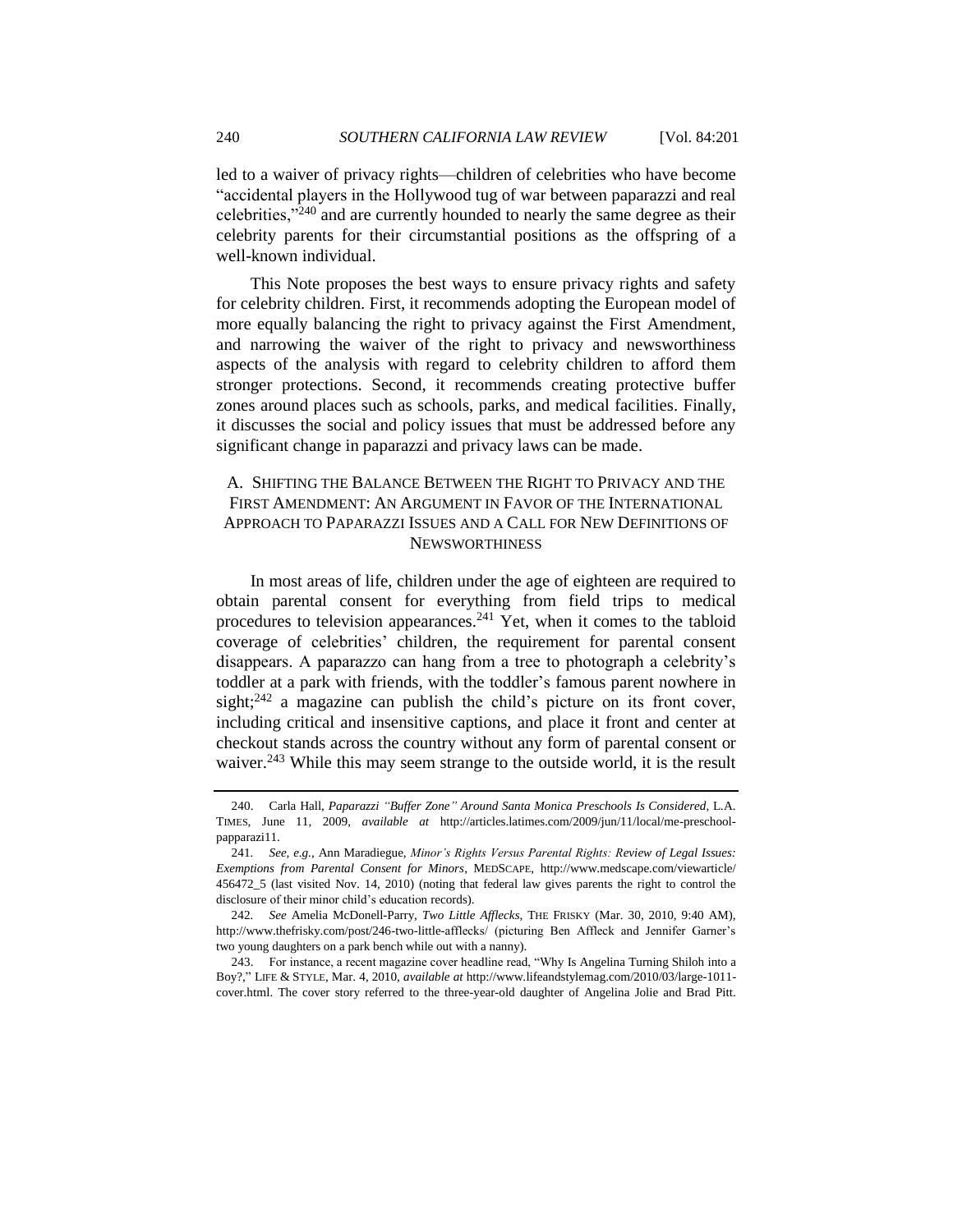led to a waiver of privacy rights—children of celebrities who have become "accidental players in the Hollywood tug of war between paparazzi and real celebrities,"[240] and are currently hounded to nearly the same degree as their celebrity parents for their circumstantial positions as the offspring of a well-known individual.

This Note proposes the best ways to ensure privacy rights and safety for celebrity children. First, it recommends adopting the European model of more equally balancing the right to privacy against the First Amendment, and narrowing the waiver of the right to privacy and newsworthiness aspects of the analysis with regard to celebrity children to afford them stronger protections. Second, it recommends creating protective buffer zones around places such as schools, parks, and medical facilities. Finally, it discusses the social and policy issues that must be addressed before any significant change in paparazzi and privacy laws can be made.

### A. SHIFTING THE BALANCE BETWEEN THE RIGHT TO PRIVACY AND THE FIRST AMENDMENT: AN ARGUMENT IN FAVOR OF THE INTERNATIONAL APPROACH TO PAPARAZZI ISSUES AND A CALL FOR NEW DEFINITIONS OF NEWSWORTHINESS

In most areas of life, children under the age of eighteen are required to obtain parental consent for everything from field trips to medical procedures to television appearances.[241] Yet, when it comes to the tabloid coverage of celebrities' children, the requirement for parental consent disappears. A paparazzo can hang from a tree to photograph a celebrity's toddler at a park with friends, with the toddler's famous parent nowhere in sight;[242] a magazine can publish the child's picture on its front cover, including critical and insensitive captions, and place it front and center at checkout stands across the country without any form of parental consent or waiver.[243] While this may seem strange to the outside world, it is the result

---

240. Carla Hall, *Paparazzi "Buffer Zone" Around Santa Monica Preschools Is Considered*, L.A. TIMES, June 11, 2009, *available at* http://articles.latimes.com/2009/jun/11/local/me-preschool-papparazi11.

241. *See, e.g.*, Ann Maradiegue, *Minor's Rights Versus Parental Rights: Review of Legal Issues: Exemptions from Parental Consent for Minors*, MEDSCAPE, http://www.medscape.com/viewarticle/456472_5 (last visited Nov. 14, 2010) (noting that federal law gives parents the right to control the disclosure of their minor child's education records).

242. *See* Amelia McDonell-Parry, *Two Little Afflecks*, THE FRISKY (Mar. 30, 2010, 9:40 AM), http://www.thefrisky.com/post/246-two-little-afflecks/ (picturing Ben Affleck and Jennifer Garner's two young daughters on a park bench while out with a nanny).

243. For instance, a recent magazine cover headline read, "Why Is Angelina Turning Shiloh into a Boy?," LIFE & STYLE, Mar. 4, 2010, *available at* http://www.lifeandstylemag.com/2010/03/large-1011-cover.html. The cover story referred to the three-year-old daughter of Angelina Jolie and Brad Pitt.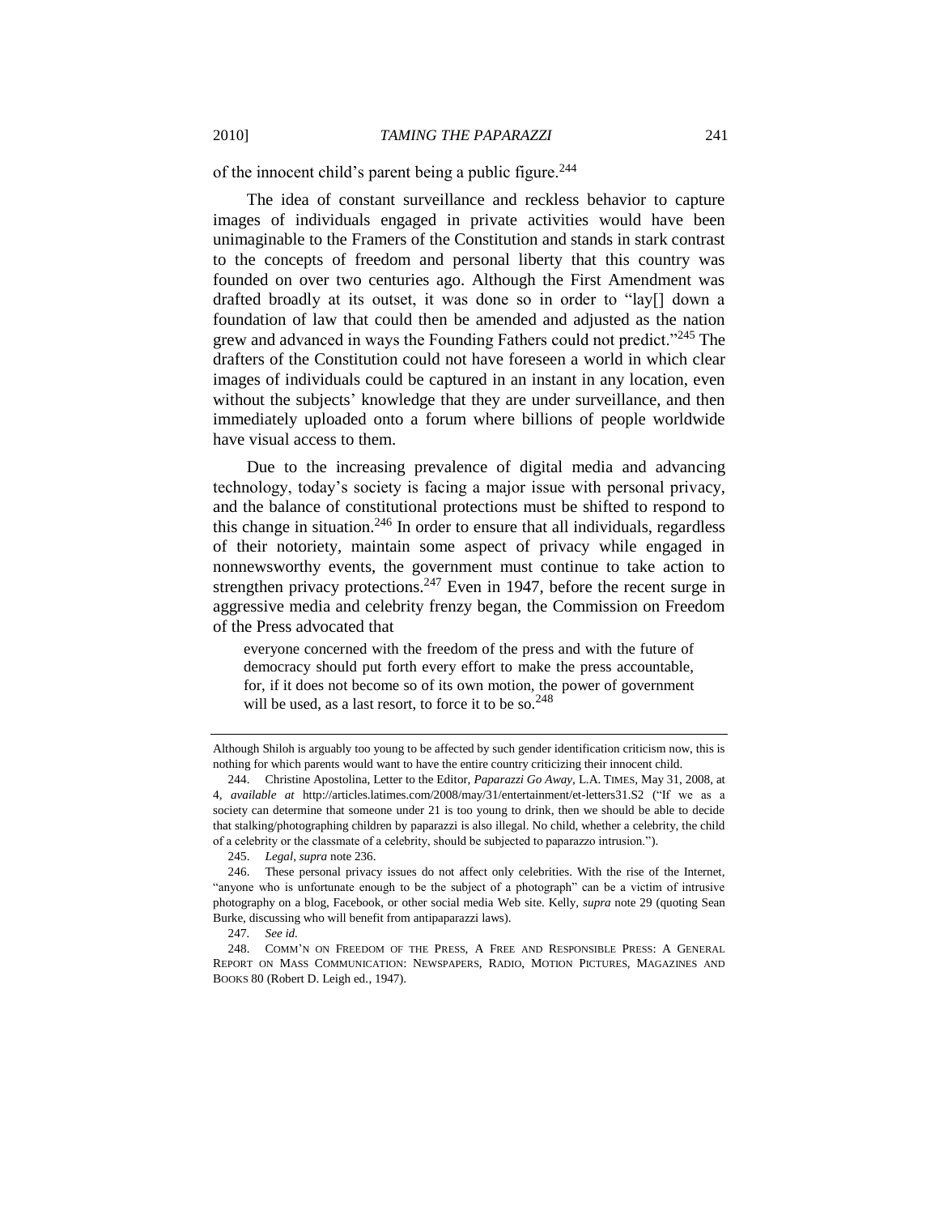of the innocent child's parent being a public figure.[244]

The idea of constant surveillance and reckless behavior to capture images of individuals engaged in private activities would have been unimaginable to the Framers of the Constitution and stands in stark contrast to the concepts of freedom and personal liberty that this country was founded on over two centuries ago. Although the First Amendment was drafted broadly at its outset, it was done so in order to "lay[] down a foundation of law that could then be amended and adjusted as the nation grew and advanced in ways the Founding Fathers could not predict."[245] The drafters of the Constitution could not have foreseen a world in which clear images of individuals could be captured in an instant in any location, even without the subjects' knowledge that they are under surveillance, and then immediately uploaded onto a forum where billions of people worldwide have visual access to them.

Due to the increasing prevalence of digital media and advancing technology, today's society is facing a major issue with personal privacy, and the balance of constitutional protections must be shifted to respond to this change in situation.[246] In order to ensure that all individuals, regardless of their notoriety, maintain some aspect of privacy while engaged in nonnewsworthy events, the government must continue to take action to strengthen privacy protections.[247] Even in 1947, before the recent surge in aggressive media and celebrity frenzy began, the Commission on Freedom of the Press advocated that

> everyone concerned with the freedom of the press and with the future of democracy should put forth every effort to make the press accountable, for, if it does not become so of its own motion, the power of government will be used, as a last resort, to force it to be so.[248]

---

Although Shiloh is arguably too young to be affected by such gender identification criticism now, this is nothing for which parents would want to have the entire country criticizing their innocent child.

244. Christine Apostolina, Letter to the Editor, *Paparazzi Go Away*, L.A. TIMES, May 31, 2008, at 4, *available at* http://articles.latimes.com/2008/may/31/entertainment/et-letters31.S2 ("If we as a society can determine that someone under 21 is too young to drink, then we should be able to decide that stalking/photographing children by paparazzi is also illegal. No child, whether a celebrity, the child of a celebrity or the classmate of a celebrity, should be subjected to paparazzo intrusion.").

245. *Legal*, *supra* note 236.

246. These personal privacy issues do not affect only celebrities. With the rise of the Internet, "anyone who is unfortunate enough to be the subject of a photograph" can be a victim of intrusive photography on a blog, Facebook, or other social media Web site. Kelly, *supra* note 29 (quoting Sean Burke, discussing who will benefit from antipaparazzi laws).

247. *See id.*

248. COMM'N ON FREEDOM OF THE PRESS, A FREE AND RESPONSIBLE PRESS: A GENERAL REPORT ON MASS COMMUNICATION: NEWSPAPERS, RADIO, MOTION PICTURES, MAGAZINES AND BOOKS 80 (Robert D. Leigh ed., 1947).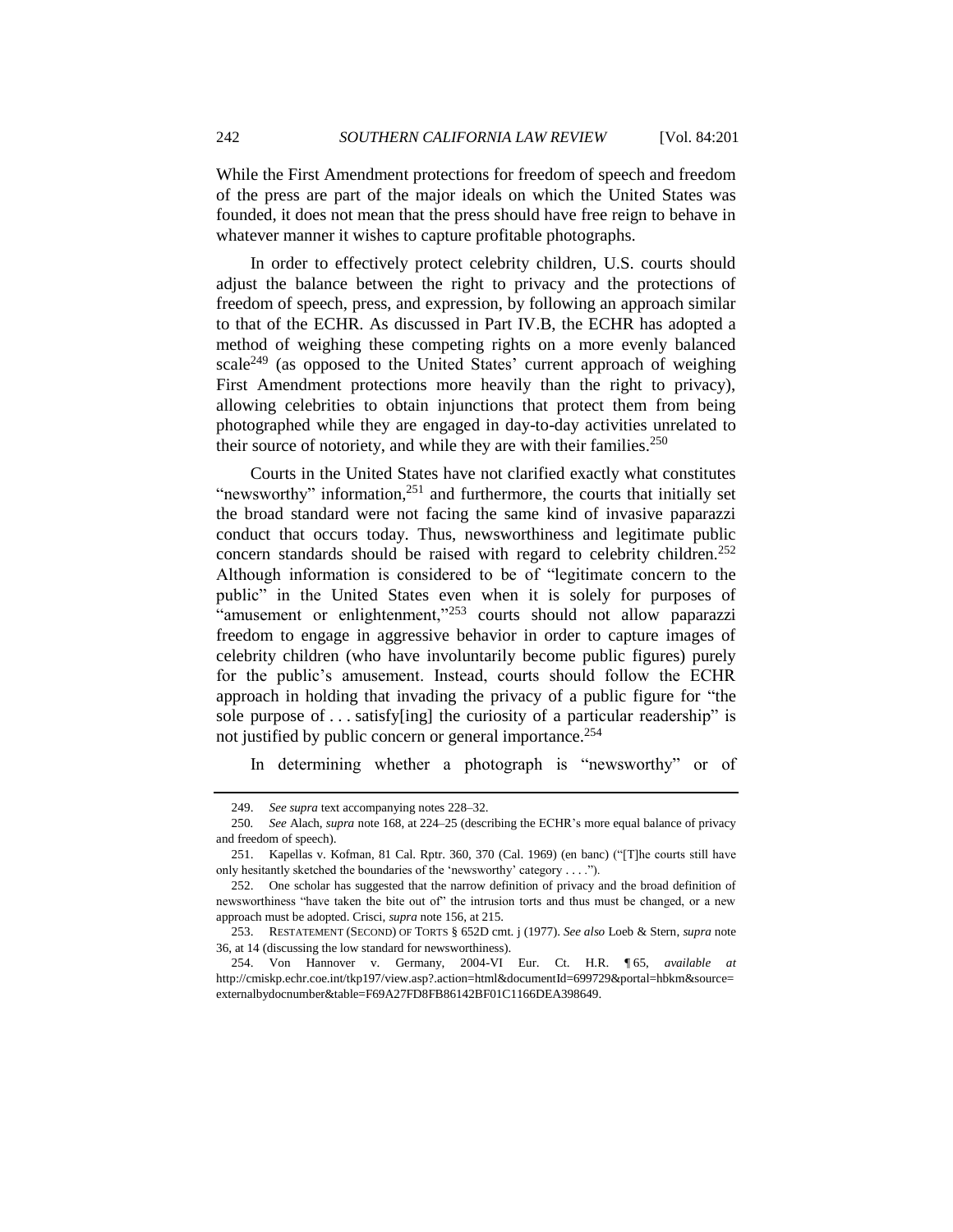While the First Amendment protections for freedom of speech and freedom of the press are part of the major ideals on which the United States was founded, it does not mean that the press should have free reign to behave in whatever manner it wishes to capture profitable photographs.

In order to effectively protect celebrity children, U.S. courts should adjust the balance between the right to privacy and the protections of freedom of speech, press, and expression, by following an approach similar to that of the ECHR. As discussed in Part IV.B, the ECHR has adopted a method of weighing these competing rights on a more evenly balanced scale[249] (as opposed to the United States' current approach of weighing First Amendment protections more heavily than the right to privacy), allowing celebrities to obtain injunctions that protect them from being photographed while they are engaged in day-to-day activities unrelated to their source of notoriety, and while they are with their families.[250]

Courts in the United States have not clarified exactly what constitutes "newsworthy" information,[251] and furthermore, the courts that initially set the broad standard were not facing the same kind of invasive paparazzi conduct that occurs today. Thus, newsworthiness and legitimate public concern standards should be raised with regard to celebrity children.[252] Although information is considered to be of "legitimate concern to the public" in the United States even when it is solely for purposes of "amusement or enlightenment,"[253] courts should not allow paparazzi freedom to engage in aggressive behavior in order to capture images of celebrity children (who have involuntarily become public figures) purely for the public's amusement. Instead, courts should follow the ECHR approach in holding that invading the privacy of a public figure for "the sole purpose of . . . satisfy[ing] the curiosity of a particular readership" is not justified by public concern or general importance.[254]

In determining whether a photograph is "newsworthy" or of

---

249. *See supra* text accompanying notes 228–32.

250. *See* Alach, *supra* note 168, at 224–25 (describing the ECHR's more equal balance of privacy and freedom of speech).

251. Kapellas v. Kofman, 81 Cal. Rptr. 360, 370 (Cal. 1969) (en banc) ("[T]he courts still have only hesitantly sketched the boundaries of the 'newsworthy' category . . . .").

252. One scholar has suggested that the narrow definition of privacy and the broad definition of newsworthiness "have taken the bite out of" the intrusion torts and thus must be changed, or a new approach must be adopted. Crisci, *supra* note 156, at 215.

253. RESTATEMENT (SECOND) OF TORTS § 652D cmt. j (1977). *See also* Loeb & Stern, *supra* note 36, at 14 (discussing the low standard for newsworthiness).

254. Von Hannover v. Germany, 2004-VI Eur. Ct. H.R. ¶ 65, *available at* http://cmiskp.echr.coe.int/tkp197/view.asp?.action=html&documentId=699729&portal=hbkm&source=externalbydocnumber&table=F69A27FD8FB86142BF01C1166DEA398649.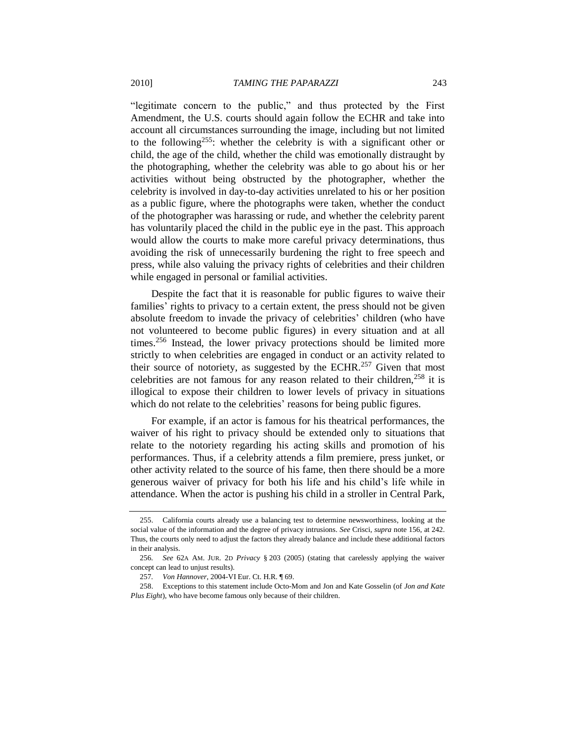"legitimate concern to the public," and thus protected by the First Amendment, the U.S. courts should again follow the ECHR and take into account all circumstances surrounding the image, including but not limited to the following[255]: whether the celebrity is with a significant other or child, the age of the child, whether the child was emotionally distraught by the photographing, whether the celebrity was able to go about his or her activities without being obstructed by the photographer, whether the celebrity is involved in day-to-day activities unrelated to his or her position as a public figure, where the photographs were taken, whether the conduct of the photographer was harassing or rude, and whether the celebrity parent has voluntarily placed the child in the public eye in the past. This approach would allow the courts to make more careful privacy determinations, thus avoiding the risk of unnecessarily burdening the right to free speech and press, while also valuing the privacy rights of celebrities and their children while engaged in personal or familial activities.

Despite the fact that it is reasonable for public figures to waive their families' rights to privacy to a certain extent, the press should not be given absolute freedom to invade the privacy of celebrities' children (who have not volunteered to become public figures) in every situation and at all times.[256] Instead, the lower privacy protections should be limited more strictly to when celebrities are engaged in conduct or an activity related to their source of notoriety, as suggested by the ECHR.[257] Given that most celebrities are not famous for any reason related to their children,[258] it is illogical to expose their children to lower levels of privacy in situations which do not relate to the celebrities' reasons for being public figures.

For example, if an actor is famous for his theatrical performances, the waiver of his right to privacy should be extended only to situations that relate to the notoriety regarding his acting skills and promotion of his performances. Thus, if a celebrity attends a film premiere, press junket, or other activity related to the source of his fame, then there should be a more generous waiver of privacy for both his life and his child's life while in attendance. When the actor is pushing his child in a stroller in Central Park,

---

255. California courts already use a balancing test to determine newsworthiness, looking at the social value of the information and the degree of privacy intrusions. *See* Crisci, *supra* note 156, at 242. Thus, the courts only need to adjust the factors they already balance and include these additional factors in their analysis.

256. *See* 62A AM. JUR. 2D *Privacy* § 203 (2005) (stating that carelessly applying the waiver concept can lead to unjust results).

257. *Von Hannover*, 2004-VI Eur. Ct. H.R. ¶ 69.

258. Exceptions to this statement include Octo-Mom and Jon and Kate Gosselin (of *Jon and Kate Plus Eight*), who have become famous only because of their children.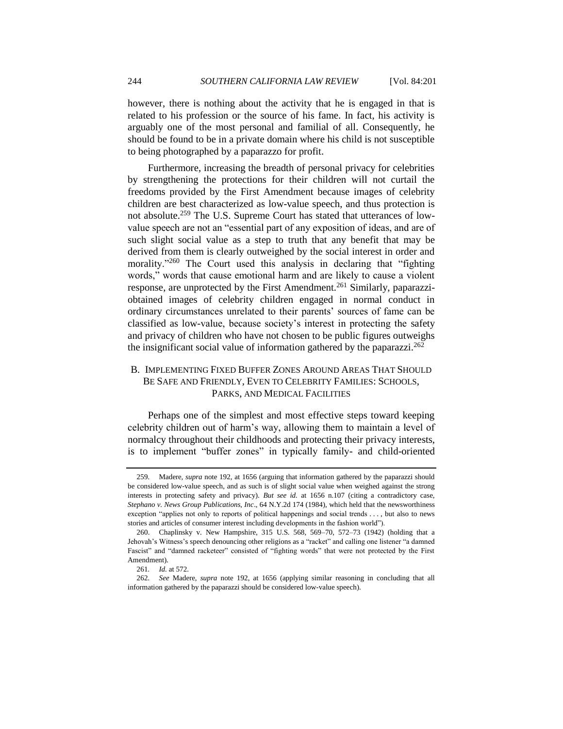however, there is nothing about the activity that he is engaged in that is related to his profession or the source of his fame. In fact, his activity is arguably one of the most personal and familial of all. Consequently, he should be found to be in a private domain where his child is not susceptible to being photographed by a paparazzo for profit.

Furthermore, increasing the breadth of personal privacy for celebrities by strengthening the protections for their children will not curtail the freedoms provided by the First Amendment because images of celebrity children are best characterized as low-value speech, and thus protection is not absolute.[259] The U.S. Supreme Court has stated that utterances of low-value speech are not an "essential part of any exposition of ideas, and are of such slight social value as a step to truth that any benefit that may be derived from them is clearly outweighed by the social interest in order and morality."[260] The Court used this analysis in declaring that "fighting words," words that cause emotional harm and are likely to cause a violent response, are unprotected by the First Amendment.[261] Similarly, paparazzi-obtained images of celebrity children engaged in normal conduct in ordinary circumstances unrelated to their parents' sources of fame can be classified as low-value, because society's interest in protecting the safety and privacy of children who have not chosen to be public figures outweighs the insignificant social value of information gathered by the paparazzi.[262]

### B. Implementing Fixed Buffer Zones Around Areas That Should Be Safe and Friendly, Even to Celebrity Families: Schools, Parks, and Medical Facilities

Perhaps one of the simplest and most effective steps toward keeping celebrity children out of harm's way, allowing them to maintain a level of normalcy throughout their childhoods and protecting their privacy interests, is to implement "buffer zones" in typically family- and child-oriented

---

259. Madere, *supra* note 192, at 1656 (arguing that information gathered by the paparazzi should be considered low-value speech, and as such is of slight social value when weighed against the strong interests in protecting safety and privacy). *But see id.* at 1656 n.107 (citing a contradictory case, *Stephano v. News Group Publications, Inc*., 64 N.Y.2d 174 (1984), which held that the newsworthiness exception "applies not only to reports of political happenings and social trends . . . , but also to news stories and articles of consumer interest including developments in the fashion world").

260. Chaplinsky v. New Hampshire, 315 U.S. 568, 569–70, 572–73 (1942) (holding that a Jehovah's Witness's speech denouncing other religions as a "racket" and calling one listener "a damned Fascist" and "damned racketeer" consisted of "fighting words" that were not protected by the First Amendment).

261. *Id.* at 572.

262. *See* Madere, *supra* note 192, at 1656 (applying similar reasoning in concluding that all information gathered by the paparazzi should be considered low-value speech).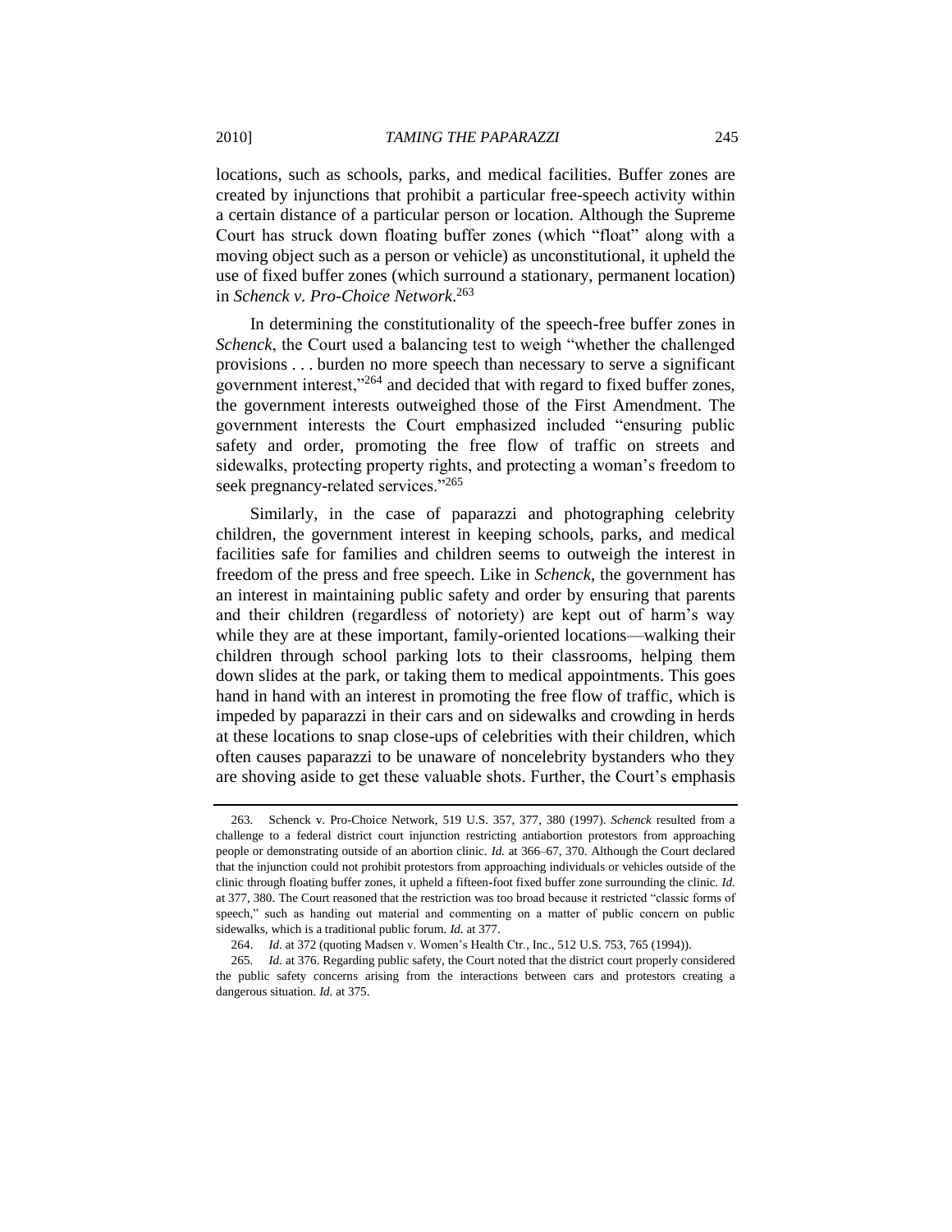locations, such as schools, parks, and medical facilities. Buffer zones are created by injunctions that prohibit a particular free-speech activity within a certain distance of a particular person or location. Although the Supreme Court has struck down floating buffer zones (which "float" along with a moving object such as a person or vehicle) as unconstitutional, it upheld the use of fixed buffer zones (which surround a stationary, permanent location) in *Schenck v. Pro-Choice Network*.[263]

In determining the constitutionality of the speech-free buffer zones in *Schenck*, the Court used a balancing test to weigh "whether the challenged provisions . . . burden no more speech than necessary to serve a significant government interest,"[264] and decided that with regard to fixed buffer zones, the government interests outweighed those of the First Amendment. The government interests the Court emphasized included "ensuring public safety and order, promoting the free flow of traffic on streets and sidewalks, protecting property rights, and protecting a woman's freedom to seek pregnancy-related services."[265]

Similarly, in the case of paparazzi and photographing celebrity children, the government interest in keeping schools, parks, and medical facilities safe for families and children seems to outweigh the interest in freedom of the press and free speech. Like in *Schenck*, the government has an interest in maintaining public safety and order by ensuring that parents and their children (regardless of notoriety) are kept out of harm's way while they are at these important, family-oriented locations—walking their children through school parking lots to their classrooms, helping them down slides at the park, or taking them to medical appointments. This goes hand in hand with an interest in promoting the free flow of traffic, which is impeded by paparazzi in their cars and on sidewalks and crowding in herds at these locations to snap close-ups of celebrities with their children, which often causes paparazzi to be unaware of noncelebrity bystanders who they are shoving aside to get these valuable shots. Further, the Court's emphasis

---

263. Schenck v. Pro-Choice Network, 519 U.S. 357, 377, 380 (1997). *Schenck* resulted from a challenge to a federal district court injunction restricting antiabortion protestors from approaching people or demonstrating outside of an abortion clinic. *Id.* at 366–67, 370. Although the Court declared that the injunction could not prohibit protestors from approaching individuals or vehicles outside of the clinic through floating buffer zones, it upheld a fifteen-foot fixed buffer zone surrounding the clinic. *Id.* at 377, 380. The Court reasoned that the restriction was too broad because it restricted "classic forms of speech," such as handing out material and commenting on a matter of public concern on public sidewalks, which is a traditional public forum. *Id.* at 377.

264. *Id.* at 372 (quoting Madsen v. Women's Health Ctr., Inc., 512 U.S. 753, 765 (1994)).

265. *Id.* at 376. Regarding public safety, the Court noted that the district court properly considered the public safety concerns arising from the interactions between cars and protestors creating a dangerous situation. *Id.* at 375.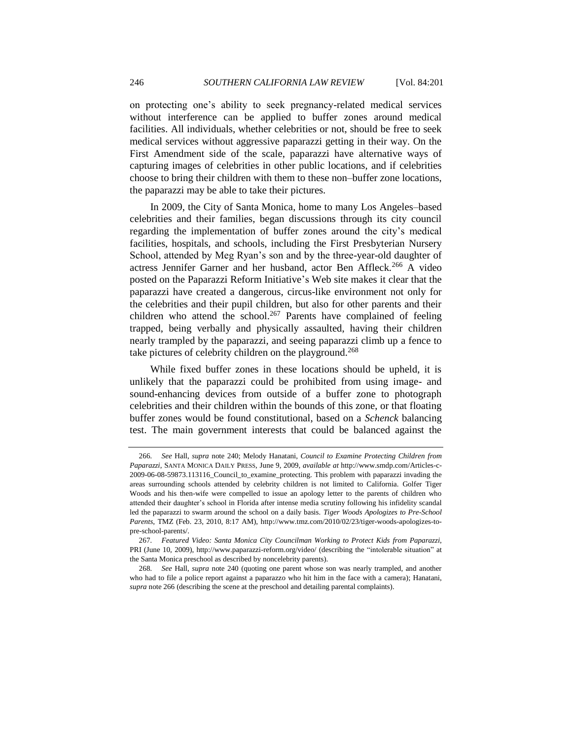on protecting one's ability to seek pregnancy-related medical services without interference can be applied to buffer zones around medical facilities. All individuals, whether celebrities or not, should be free to seek medical services without aggressive paparazzi getting in their way. On the First Amendment side of the scale, paparazzi have alternative ways of capturing images of celebrities in other public locations, and if celebrities choose to bring their children with them to these non–buffer zone locations, the paparazzi may be able to take their pictures.

In 2009, the City of Santa Monica, home to many Los Angeles–based celebrities and their families, began discussions through its city council regarding the implementation of buffer zones around the city's medical facilities, hospitals, and schools, including the First Presbyterian Nursery School, attended by Meg Ryan's son and by the three-year-old daughter of actress Jennifer Garner and her husband, actor Ben Affleck.[266] A video posted on the Paparazzi Reform Initiative's Web site makes it clear that the paparazzi have created a dangerous, circus-like environment not only for the celebrities and their pupil children, but also for other parents and their children who attend the school.[267] Parents have complained of feeling trapped, being verbally and physically assaulted, having their children nearly trampled by the paparazzi, and seeing paparazzi climb up a fence to take pictures of celebrity children on the playground.[268]

While fixed buffer zones in these locations should be upheld, it is unlikely that the paparazzi could be prohibited from using image- and sound-enhancing devices from outside of a buffer zone to photograph celebrities and their children within the bounds of this zone, or that floating buffer zones would be found constitutional, based on a *Schenck* balancing test. The main government interests that could be balanced against the

---

266. *See* Hall, *supra* note 240; Melody Hanatani, *Council to Examine Protecting Children from Paparazzi*, SANTA MONICA DAILY PRESS, June 9, 2009, *available at* http://www.smdp.com/Articles-c-2009-06-08-59873.113116_Council_to_examine_protecting. This problem with paparazzi invading the areas surrounding schools attended by celebrity children is not limited to California. Golfer Tiger Woods and his then-wife were compelled to issue an apology letter to the parents of children who attended their daughter's school in Florida after intense media scrutiny following his infidelity scandal led the paparazzi to swarm around the school on a daily basis. *Tiger Woods Apologizes to Pre-School Parents*, TMZ (Feb. 23, 2010, 8:17 AM), http://www.tmz.com/2010/02/23/tiger-woods-apologizes-to-pre-school-parents/.

267. *Featured Video: Santa Monica City Councilman Working to Protect Kids from Paparazzi*, PRI (June 10, 2009), http://www.paparazzi-reform.org/video/ (describing the "intolerable situation" at the Santa Monica preschool as described by noncelebrity parents).

268. *See* Hall, *supra* note 240 (quoting one parent whose son was nearly trampled, and another who had to file a police report against a paparazzo who hit him in the face with a camera); Hanatani, *supra* note 266 (describing the scene at the preschool and detailing parental complaints).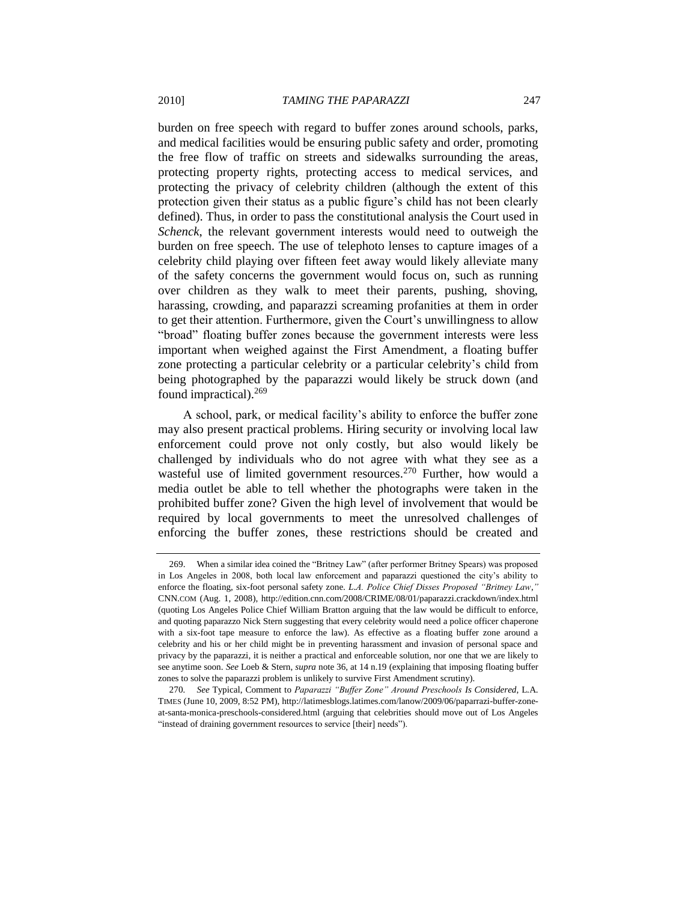burden on free speech with regard to buffer zones around schools, parks, and medical facilities would be ensuring public safety and order, promoting the free flow of traffic on streets and sidewalks surrounding the areas, protecting property rights, protecting access to medical services, and protecting the privacy of celebrity children (although the extent of this protection given their status as a public figure's child has not been clearly defined). Thus, in order to pass the constitutional analysis the Court used in *Schenck*, the relevant government interests would need to outweigh the burden on free speech. The use of telephoto lenses to capture images of a celebrity child playing over fifteen feet away would likely alleviate many of the safety concerns the government would focus on, such as running over children as they walk to meet their parents, pushing, shoving, harassing, crowding, and paparazzi screaming profanities at them in order to get their attention. Furthermore, given the Court's unwillingness to allow "broad" floating buffer zones because the government interests were less important when weighed against the First Amendment, a floating buffer zone protecting a particular celebrity or a particular celebrity's child from being photographed by the paparazzi would likely be struck down (and found impractical).[269]

A school, park, or medical facility's ability to enforce the buffer zone may also present practical problems. Hiring security or involving local law enforcement could prove not only costly, but also would likely be challenged by individuals who do not agree with what they see as a wasteful use of limited government resources.[270] Further, how would a media outlet be able to tell whether the photographs were taken in the prohibited buffer zone? Given the high level of involvement that would be required by local governments to meet the unresolved challenges of enforcing the buffer zones, these restrictions should be created and

---

269. When a similar idea coined the "Britney Law" (after performer Britney Spears) was proposed in Los Angeles in 2008, both local law enforcement and paparazzi questioned the city's ability to enforce the floating, six-foot personal safety zone. *L.A. Police Chief Disses Proposed "Britney Law*,*"* CNN.COM (Aug. 1, 2008), http://edition.cnn.com/2008/CRIME/08/01/paparazzi.crackdown/index.html (quoting Los Angeles Police Chief William Bratton arguing that the law would be difficult to enforce, and quoting paparazzo Nick Stern suggesting that every celebrity would need a police officer chaperone with a six-foot tape measure to enforce the law). As effective as a floating buffer zone around a celebrity and his or her child might be in preventing harassment and invasion of personal space and privacy by the paparazzi, it is neither a practical and enforceable solution, nor one that we are likely to see anytime soon. *See* Loeb & Stern, *supra* note 36, at 14 n.19 (explaining that imposing floating buffer zones to solve the paparazzi problem is unlikely to survive First Amendment scrutiny).

270. *See* Typical, Comment to *Paparazzi "Buffer Zone" Around Preschools Is Considered*, L.A. TIMES (June 10, 2009, 8:52 PM), http://latimesblogs.latimes.com/lanow/2009/06/paparrazi-buffer-zone-at-santa-monica-preschools-considered.html (arguing that celebrities should move out of Los Angeles "instead of draining government resources to service [their] needs").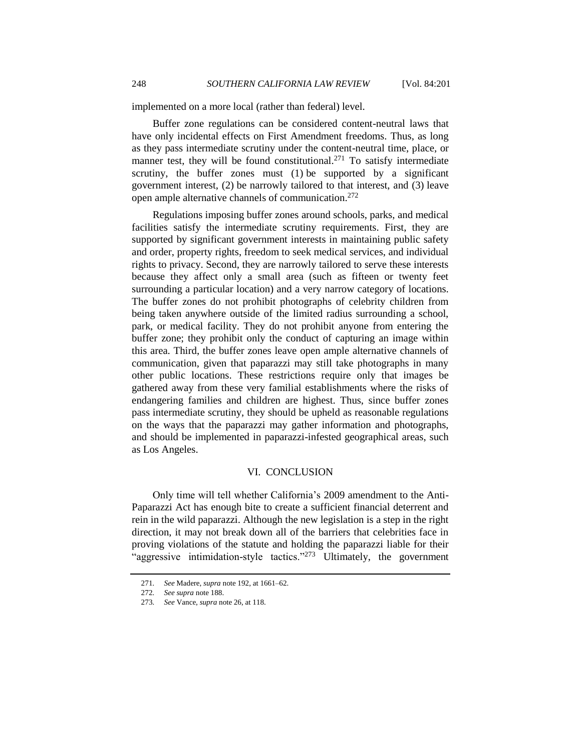implemented on a more local (rather than federal) level.

Buffer zone regulations can be considered content-neutral laws that have only incidental effects on First Amendment freedoms. Thus, as long as they pass intermediate scrutiny under the content-neutral time, place, or manner test, they will be found constitutional.[271] To satisfy intermediate scrutiny, the buffer zones must (1) be supported by a significant government interest, (2) be narrowly tailored to that interest, and (3) leave open ample alternative channels of communication.[272]

Regulations imposing buffer zones around schools, parks, and medical facilities satisfy the intermediate scrutiny requirements. First, they are supported by significant government interests in maintaining public safety and order, property rights, freedom to seek medical services, and individual rights to privacy. Second, they are narrowly tailored to serve these interests because they affect only a small area (such as fifteen or twenty feet surrounding a particular location) and a very narrow category of locations. The buffer zones do not prohibit photographs of celebrity children from being taken anywhere outside of the limited radius surrounding a school, park, or medical facility. They do not prohibit anyone from entering the buffer zone; they prohibit only the conduct of capturing an image within this area. Third, the buffer zones leave open ample alternative channels of communication, given that paparazzi may still take photographs in many other public locations. These restrictions require only that images be gathered away from these very familial establishments where the risks of endangering families and children are highest. Thus, since buffer zones pass intermediate scrutiny, they should be upheld as reasonable regulations on the ways that the paparazzi may gather information and photographs, and should be implemented in paparazzi-infested geographical areas, such as Los Angeles.

## VI. CONCLUSION

Only time will tell whether California's 2009 amendment to the Anti-Paparazzi Act has enough bite to create a sufficient financial deterrent and rein in the wild paparazzi. Although the new legislation is a step in the right direction, it may not break down all of the barriers that celebrities face in proving violations of the statute and holding the paparazzi liable for their "aggressive intimidation-style tactics."[273] Ultimately, the government

---

271. *See* Madere, *supra* note 192, at 1661–62.

272. *See supra* note 188.

273. *See* Vance, *supra* note 26, at 118.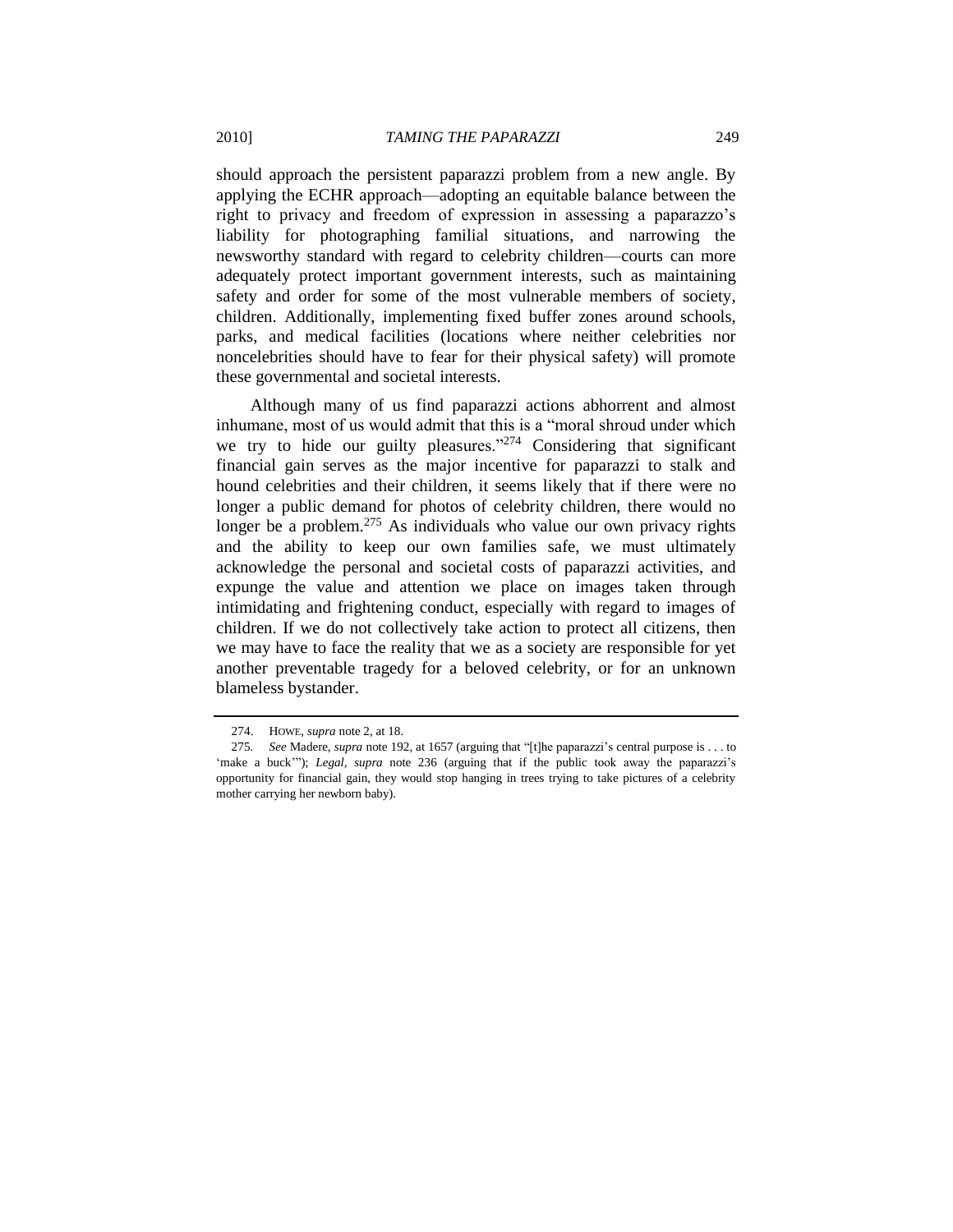should approach the persistent paparazzi problem from a new angle. By applying the ECHR approach—adopting an equitable balance between the right to privacy and freedom of expression in assessing a paparazzo's liability for photographing familial situations, and narrowing the newsworthy standard with regard to celebrity children—courts can more adequately protect important government interests, such as maintaining safety and order for some of the most vulnerable members of society, children. Additionally, implementing fixed buffer zones around schools, parks, and medical facilities (locations where neither celebrities nor noncelebrities should have to fear for their physical safety) will promote these governmental and societal interests.

Although many of us find paparazzi actions abhorrent and almost inhumane, most of us would admit that this is a "moral shroud under which we try to hide our guilty pleasures."[274] Considering that significant financial gain serves as the major incentive for paparazzi to stalk and hound celebrities and their children, it seems likely that if there were no longer a public demand for photos of celebrity children, there would no longer be a problem.[275] As individuals who value our own privacy rights and the ability to keep our own families safe, we must ultimately acknowledge the personal and societal costs of paparazzi activities, and expunge the value and attention we place on images taken through intimidating and frightening conduct, especially with regard to images of children. If we do not collectively take action to protect all citizens, then we may have to face the reality that we as a society are responsible for yet another preventable tragedy for a beloved celebrity, or for an unknown blameless bystander.

---

274. HOWE, *supra* note 2, at 18.

275. *See* Madere, *supra* note 192, at 1657 (arguing that "[t]he paparazzi's central purpose is . . . to 'make a buck'"); *Legal*, *supra* note 236 (arguing that if the public took away the paparazzi's opportunity for financial gain, they would stop hanging in trees trying to take pictures of a celebrity mother carrying her newborn baby).